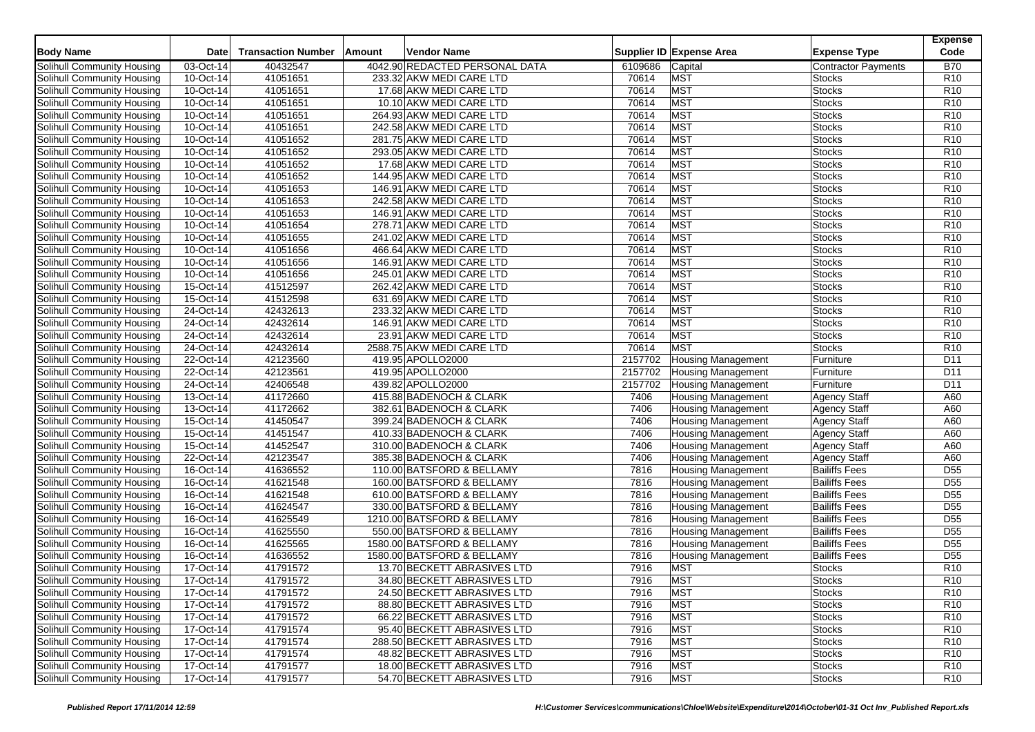| Body Name | Date | Transaction Number | Amount | Vendor Name | Supplier ID | Expense Area | Expense Type | Expense Code |
|---|---|---|---|---|---|---|---|---|
| Solihull Community Housing | 03-Oct-14 | 40432547 | 4042.90 | REDACTED PERSONAL DATA | 6109686 | Capital | Contractor Payments | B70 |
| Solihull Community Housing | 10-Oct-14 | 41051651 | 233.32 | AKW MEDI CARE LTD | 70614 | MST | Stocks | R10 |
| Solihull Community Housing | 10-Oct-14 | 41051651 | 17.68 | AKW MEDI CARE LTD | 70614 | MST | Stocks | R10 |
| Solihull Community Housing | 10-Oct-14 | 41051651 | 10.10 | AKW MEDI CARE LTD | 70614 | MST | Stocks | R10 |
| Solihull Community Housing | 10-Oct-14 | 41051651 | 264.93 | AKW MEDI CARE LTD | 70614 | MST | Stocks | R10 |
| Solihull Community Housing | 10-Oct-14 | 41051651 | 242.58 | AKW MEDI CARE LTD | 70614 | MST | Stocks | R10 |
| Solihull Community Housing | 10-Oct-14 | 41051652 | 281.75 | AKW MEDI CARE LTD | 70614 | MST | Stocks | R10 |
| Solihull Community Housing | 10-Oct-14 | 41051652 | 293.05 | AKW MEDI CARE LTD | 70614 | MST | Stocks | R10 |
| Solihull Community Housing | 10-Oct-14 | 41051652 | 17.68 | AKW MEDI CARE LTD | 70614 | MST | Stocks | R10 |
| Solihull Community Housing | 10-Oct-14 | 41051652 | 144.95 | AKW MEDI CARE LTD | 70614 | MST | Stocks | R10 |
| Solihull Community Housing | 10-Oct-14 | 41051653 | 146.91 | AKW MEDI CARE LTD | 70614 | MST | Stocks | R10 |
| Solihull Community Housing | 10-Oct-14 | 41051653 | 242.58 | AKW MEDI CARE LTD | 70614 | MST | Stocks | R10 |
| Solihull Community Housing | 10-Oct-14 | 41051653 | 146.91 | AKW MEDI CARE LTD | 70614 | MST | Stocks | R10 |
| Solihull Community Housing | 10-Oct-14 | 41051654 | 278.71 | AKW MEDI CARE LTD | 70614 | MST | Stocks | R10 |
| Solihull Community Housing | 10-Oct-14 | 41051655 | 241.02 | AKW MEDI CARE LTD | 70614 | MST | Stocks | R10 |
| Solihull Community Housing | 10-Oct-14 | 41051656 | 466.64 | AKW MEDI CARE LTD | 70614 | MST | Stocks | R10 |
| Solihull Community Housing | 10-Oct-14 | 41051656 | 146.91 | AKW MEDI CARE LTD | 70614 | MST | Stocks | R10 |
| Solihull Community Housing | 10-Oct-14 | 41051656 | 245.01 | AKW MEDI CARE LTD | 70614 | MST | Stocks | R10 |
| Solihull Community Housing | 15-Oct-14 | 41512597 | 262.42 | AKW MEDI CARE LTD | 70614 | MST | Stocks | R10 |
| Solihull Community Housing | 15-Oct-14 | 41512598 | 631.69 | AKW MEDI CARE LTD | 70614 | MST | Stocks | R10 |
| Solihull Community Housing | 24-Oct-14 | 42432613 | 233.32 | AKW MEDI CARE LTD | 70614 | MST | Stocks | R10 |
| Solihull Community Housing | 24-Oct-14 | 42432614 | 146.91 | AKW MEDI CARE LTD | 70614 | MST | Stocks | R10 |
| Solihull Community Housing | 24-Oct-14 | 42432614 | 23.91 | AKW MEDI CARE LTD | 70614 | MST | Stocks | R10 |
| Solihull Community Housing | 24-Oct-14 | 42432614 | 2588.75 | AKW MEDI CARE LTD | 70614 | MST | Stocks | R10 |
| Solihull Community Housing | 22-Oct-14 | 42123560 | 419.95 | APOLLO2000 | 2157702 | Housing Management | Furniture | D11 |
| Solihull Community Housing | 22-Oct-14 | 42123561 | 419.95 | APOLLO2000 | 2157702 | Housing Management | Furniture | D11 |
| Solihull Community Housing | 24-Oct-14 | 42406548 | 439.82 | APOLLO2000 | 2157702 | Housing Management | Furniture | D11 |
| Solihull Community Housing | 13-Oct-14 | 41172660 | 415.88 | BADENOCH & CLARK | 7406 | Housing Management | Agency Staff | A60 |
| Solihull Community Housing | 13-Oct-14 | 41172662 | 382.61 | BADENOCH & CLARK | 7406 | Housing Management | Agency Staff | A60 |
| Solihull Community Housing | 15-Oct-14 | 41450547 | 399.24 | BADENOCH & CLARK | 7406 | Housing Management | Agency Staff | A60 |
| Solihull Community Housing | 15-Oct-14 | 41451547 | 410.33 | BADENOCH & CLARK | 7406 | Housing Management | Agency Staff | A60 |
| Solihull Community Housing | 15-Oct-14 | 41452547 | 310.00 | BADENOCH & CLARK | 7406 | Housing Management | Agency Staff | A60 |
| Solihull Community Housing | 22-Oct-14 | 42123547 | 385.38 | BADENOCH & CLARK | 7406 | Housing Management | Agency Staff | A60 |
| Solihull Community Housing | 16-Oct-14 | 41636552 | 110.00 | BATSFORD & BELLAMY | 7816 | Housing Management | Bailiffs Fees | D55 |
| Solihull Community Housing | 16-Oct-14 | 41621548 | 160.00 | BATSFORD & BELLAMY | 7816 | Housing Management | Bailiffs Fees | D55 |
| Solihull Community Housing | 16-Oct-14 | 41621548 | 610.00 | BATSFORD & BELLAMY | 7816 | Housing Management | Bailiffs Fees | D55 |
| Solihull Community Housing | 16-Oct-14 | 41624547 | 330.00 | BATSFORD & BELLAMY | 7816 | Housing Management | Bailiffs Fees | D55 |
| Solihull Community Housing | 16-Oct-14 | 41625549 | 1210.00 | BATSFORD & BELLAMY | 7816 | Housing Management | Bailiffs Fees | D55 |
| Solihull Community Housing | 16-Oct-14 | 41625550 | 550.00 | BATSFORD & BELLAMY | 7816 | Housing Management | Bailiffs Fees | D55 |
| Solihull Community Housing | 16-Oct-14 | 41625565 | 1580.00 | BATSFORD & BELLAMY | 7816 | Housing Management | Bailiffs Fees | D55 |
| Solihull Community Housing | 16-Oct-14 | 41636552 | 1580.00 | BATSFORD & BELLAMY | 7816 | Housing Management | Bailiffs Fees | D55 |
| Solihull Community Housing | 17-Oct-14 | 41791572 | 13.70 | BECKETT ABRASIVES LTD | 7916 | MST | Stocks | R10 |
| Solihull Community Housing | 17-Oct-14 | 41791572 | 34.80 | BECKETT ABRASIVES LTD | 7916 | MST | Stocks | R10 |
| Solihull Community Housing | 17-Oct-14 | 41791572 | 24.50 | BECKETT ABRASIVES LTD | 7916 | MST | Stocks | R10 |
| Solihull Community Housing | 17-Oct-14 | 41791572 | 88.80 | BECKETT ABRASIVES LTD | 7916 | MST | Stocks | R10 |
| Solihull Community Housing | 17-Oct-14 | 41791572 | 66.22 | BECKETT ABRASIVES LTD | 7916 | MST | Stocks | R10 |
| Solihull Community Housing | 17-Oct-14 | 41791574 | 95.40 | BECKETT ABRASIVES LTD | 7916 | MST | Stocks | R10 |
| Solihull Community Housing | 17-Oct-14 | 41791574 | 288.50 | BECKETT ABRASIVES LTD | 7916 | MST | Stocks | R10 |
| Solihull Community Housing | 17-Oct-14 | 41791574 | 48.82 | BECKETT ABRASIVES LTD | 7916 | MST | Stocks | R10 |
| Solihull Community Housing | 17-Oct-14 | 41791577 | 18.00 | BECKETT ABRASIVES LTD | 7916 | MST | Stocks | R10 |
| Solihull Community Housing | 17-Oct-14 | 41791577 | 54.70 | BECKETT ABRASIVES LTD | 7916 | MST | Stocks | R10 |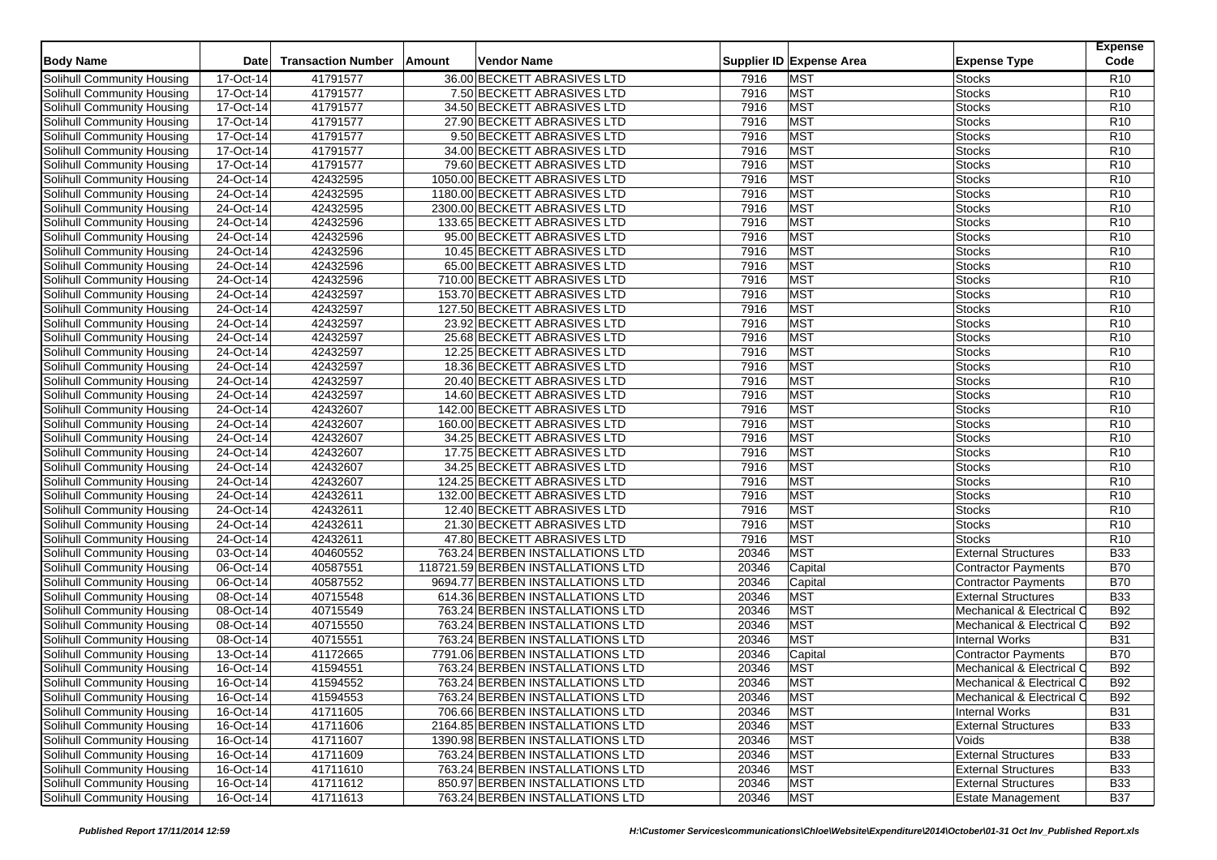| Body Name | Date | Transaction Number | Amount | Vendor Name | Supplier ID | Expense Area | Expense Type | Expense Code |
|---|---|---|---|---|---|---|---|---|
| Solihull Community Housing | 17-Oct-14 | 41791577 | 36.00 | BECKETT ABRASIVES LTD | 7916 | MST | Stocks | R10 |
| Solihull Community Housing | 17-Oct-14 | 41791577 | 7.50 | BECKETT ABRASIVES LTD | 7916 | MST | Stocks | R10 |
| Solihull Community Housing | 17-Oct-14 | 41791577 | 34.50 | BECKETT ABRASIVES LTD | 7916 | MST | Stocks | R10 |
| Solihull Community Housing | 17-Oct-14 | 41791577 | 27.90 | BECKETT ABRASIVES LTD | 7916 | MST | Stocks | R10 |
| Solihull Community Housing | 17-Oct-14 | 41791577 | 9.50 | BECKETT ABRASIVES LTD | 7916 | MST | Stocks | R10 |
| Solihull Community Housing | 17-Oct-14 | 41791577 | 34.00 | BECKETT ABRASIVES LTD | 7916 | MST | Stocks | R10 |
| Solihull Community Housing | 17-Oct-14 | 41791577 | 79.60 | BECKETT ABRASIVES LTD | 7916 | MST | Stocks | R10 |
| Solihull Community Housing | 24-Oct-14 | 42432595 | 1050.00 | BECKETT ABRASIVES LTD | 7916 | MST | Stocks | R10 |
| Solihull Community Housing | 24-Oct-14 | 42432595 | 1180.00 | BECKETT ABRASIVES LTD | 7916 | MST | Stocks | R10 |
| Solihull Community Housing | 24-Oct-14 | 42432595 | 2300.00 | BECKETT ABRASIVES LTD | 7916 | MST | Stocks | R10 |
| Solihull Community Housing | 24-Oct-14 | 42432596 | 133.65 | BECKETT ABRASIVES LTD | 7916 | MST | Stocks | R10 |
| Solihull Community Housing | 24-Oct-14 | 42432596 | 95.00 | BECKETT ABRASIVES LTD | 7916 | MST | Stocks | R10 |
| Solihull Community Housing | 24-Oct-14 | 42432596 | 10.45 | BECKETT ABRASIVES LTD | 7916 | MST | Stocks | R10 |
| Solihull Community Housing | 24-Oct-14 | 42432596 | 65.00 | BECKETT ABRASIVES LTD | 7916 | MST | Stocks | R10 |
| Solihull Community Housing | 24-Oct-14 | 42432596 | 710.00 | BECKETT ABRASIVES LTD | 7916 | MST | Stocks | R10 |
| Solihull Community Housing | 24-Oct-14 | 42432597 | 153.70 | BECKETT ABRASIVES LTD | 7916 | MST | Stocks | R10 |
| Solihull Community Housing | 24-Oct-14 | 42432597 | 127.50 | BECKETT ABRASIVES LTD | 7916 | MST | Stocks | R10 |
| Solihull Community Housing | 24-Oct-14 | 42432597 | 23.92 | BECKETT ABRASIVES LTD | 7916 | MST | Stocks | R10 |
| Solihull Community Housing | 24-Oct-14 | 42432597 | 25.68 | BECKETT ABRASIVES LTD | 7916 | MST | Stocks | R10 |
| Solihull Community Housing | 24-Oct-14 | 42432597 | 12.25 | BECKETT ABRASIVES LTD | 7916 | MST | Stocks | R10 |
| Solihull Community Housing | 24-Oct-14 | 42432597 | 18.36 | BECKETT ABRASIVES LTD | 7916 | MST | Stocks | R10 |
| Solihull Community Housing | 24-Oct-14 | 42432597 | 20.40 | BECKETT ABRASIVES LTD | 7916 | MST | Stocks | R10 |
| Solihull Community Housing | 24-Oct-14 | 42432597 | 14.60 | BECKETT ABRASIVES LTD | 7916 | MST | Stocks | R10 |
| Solihull Community Housing | 24-Oct-14 | 42432607 | 142.00 | BECKETT ABRASIVES LTD | 7916 | MST | Stocks | R10 |
| Solihull Community Housing | 24-Oct-14 | 42432607 | 160.00 | BECKETT ABRASIVES LTD | 7916 | MST | Stocks | R10 |
| Solihull Community Housing | 24-Oct-14 | 42432607 | 34.25 | BECKETT ABRASIVES LTD | 7916 | MST | Stocks | R10 |
| Solihull Community Housing | 24-Oct-14 | 42432607 | 17.75 | BECKETT ABRASIVES LTD | 7916 | MST | Stocks | R10 |
| Solihull Community Housing | 24-Oct-14 | 42432607 | 34.25 | BECKETT ABRASIVES LTD | 7916 | MST | Stocks | R10 |
| Solihull Community Housing | 24-Oct-14 | 42432607 | 124.25 | BECKETT ABRASIVES LTD | 7916 | MST | Stocks | R10 |
| Solihull Community Housing | 24-Oct-14 | 42432611 | 132.00 | BECKETT ABRASIVES LTD | 7916 | MST | Stocks | R10 |
| Solihull Community Housing | 24-Oct-14 | 42432611 | 12.40 | BECKETT ABRASIVES LTD | 7916 | MST | Stocks | R10 |
| Solihull Community Housing | 24-Oct-14 | 42432611 | 21.30 | BECKETT ABRASIVES LTD | 7916 | MST | Stocks | R10 |
| Solihull Community Housing | 24-Oct-14 | 42432611 | 47.80 | BECKETT ABRASIVES LTD | 7916 | MST | Stocks | R10 |
| Solihull Community Housing | 03-Oct-14 | 40460552 | 763.24 | BERBEN INSTALLATIONS LTD | 20346 | MST | External Structures | B33 |
| Solihull Community Housing | 06-Oct-14 | 40587551 | 118721.59 | BERBEN INSTALLATIONS LTD | 20346 | Capital | Contractor Payments | B70 |
| Solihull Community Housing | 06-Oct-14 | 40587552 | 9694.77 | BERBEN INSTALLATIONS LTD | 20346 | Capital | Contractor Payments | B70 |
| Solihull Community Housing | 08-Oct-14 | 40715548 | 614.36 | BERBEN INSTALLATIONS LTD | 20346 | MST | External Structures | B33 |
| Solihull Community Housing | 08-Oct-14 | 40715549 | 763.24 | BERBEN INSTALLATIONS LTD | 20346 | MST | Mechanical & Electrical C | B92 |
| Solihull Community Housing | 08-Oct-14 | 40715550 | 763.24 | BERBEN INSTALLATIONS LTD | 20346 | MST | Mechanical & Electrical C | B92 |
| Solihull Community Housing | 08-Oct-14 | 40715551 | 763.24 | BERBEN INSTALLATIONS LTD | 20346 | MST | Internal Works | B31 |
| Solihull Community Housing | 13-Oct-14 | 41172665 | 7791.06 | BERBEN INSTALLATIONS LTD | 20346 | Capital | Contractor Payments | B70 |
| Solihull Community Housing | 16-Oct-14 | 41594551 | 763.24 | BERBEN INSTALLATIONS LTD | 20346 | MST | Mechanical & Electrical C | B92 |
| Solihull Community Housing | 16-Oct-14 | 41594552 | 763.24 | BERBEN INSTALLATIONS LTD | 20346 | MST | Mechanical & Electrical C | B92 |
| Solihull Community Housing | 16-Oct-14 | 41594553 | 763.24 | BERBEN INSTALLATIONS LTD | 20346 | MST | Mechanical & Electrical C | B92 |
| Solihull Community Housing | 16-Oct-14 | 41711605 | 706.66 | BERBEN INSTALLATIONS LTD | 20346 | MST | Internal Works | B31 |
| Solihull Community Housing | 16-Oct-14 | 41711606 | 2164.85 | BERBEN INSTALLATIONS LTD | 20346 | MST | External Structures | B33 |
| Solihull Community Housing | 16-Oct-14 | 41711607 | 1390.98 | BERBEN INSTALLATIONS LTD | 20346 | MST | Voids | B38 |
| Solihull Community Housing | 16-Oct-14 | 41711609 | 763.24 | BERBEN INSTALLATIONS LTD | 20346 | MST | External Structures | B33 |
| Solihull Community Housing | 16-Oct-14 | 41711610 | 763.24 | BERBEN INSTALLATIONS LTD | 20346 | MST | External Structures | B33 |
| Solihull Community Housing | 16-Oct-14 | 41711612 | 850.97 | BERBEN INSTALLATIONS LTD | 20346 | MST | External Structures | B33 |
| Solihull Community Housing | 16-Oct-14 | 41711613 | 763.24 | BERBEN INSTALLATIONS LTD | 20346 | MST | Estate Management | B37 |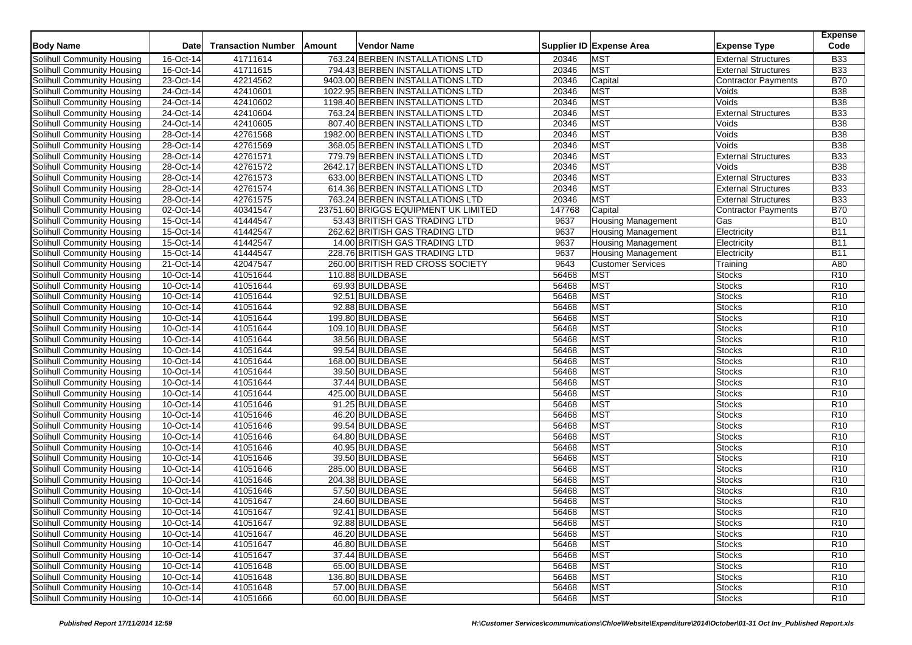| Body Name | Date | Transaction Number | Amount | Vendor Name | Supplier ID | Expense Area | Expense Type | Expense Code |
|---|---|---|---|---|---|---|---|---|
| Solihull Community Housing | 16-Oct-14 | 41711614 | 763.24 | BERBEN INSTALLATIONS LTD | 20346 | MST | External Structures | B33 |
| Solihull Community Housing | 16-Oct-14 | 41711615 | 794.43 | BERBEN INSTALLATIONS LTD | 20346 | MST | External Structures | B33 |
| Solihull Community Housing | 23-Oct-14 | 42214562 | 9403.00 | BERBEN INSTALLATIONS LTD | 20346 | Capital | Contractor Payments | B70 |
| Solihull Community Housing | 24-Oct-14 | 42410601 | 1022.95 | BERBEN INSTALLATIONS LTD | 20346 | MST | Voids | B38 |
| Solihull Community Housing | 24-Oct-14 | 42410602 | 1198.40 | BERBEN INSTALLATIONS LTD | 20346 | MST | Voids | B38 |
| Solihull Community Housing | 24-Oct-14 | 42410604 | 763.24 | BERBEN INSTALLATIONS LTD | 20346 | MST | External Structures | B33 |
| Solihull Community Housing | 24-Oct-14 | 42410605 | 807.40 | BERBEN INSTALLATIONS LTD | 20346 | MST | Voids | B38 |
| Solihull Community Housing | 28-Oct-14 | 42761568 | 1982.00 | BERBEN INSTALLATIONS LTD | 20346 | MST | Voids | B38 |
| Solihull Community Housing | 28-Oct-14 | 42761569 | 368.05 | BERBEN INSTALLATIONS LTD | 20346 | MST | Voids | B38 |
| Solihull Community Housing | 28-Oct-14 | 42761571 | 779.79 | BERBEN INSTALLATIONS LTD | 20346 | MST | External Structures | B33 |
| Solihull Community Housing | 28-Oct-14 | 42761572 | 2642.17 | BERBEN INSTALLATIONS LTD | 20346 | MST | Voids | B38 |
| Solihull Community Housing | 28-Oct-14 | 42761573 | 633.00 | BERBEN INSTALLATIONS LTD | 20346 | MST | External Structures | B33 |
| Solihull Community Housing | 28-Oct-14 | 42761574 | 614.36 | BERBEN INSTALLATIONS LTD | 20346 | MST | External Structures | B33 |
| Solihull Community Housing | 28-Oct-14 | 42761575 | 763.24 | BERBEN INSTALLATIONS LTD | 20346 | MST | External Structures | B33 |
| Solihull Community Housing | 02-Oct-14 | 40341547 | 23751.60 | BRIGGS EQUIPMENT UK LIMITED | 147768 | Capital | Contractor Payments | B70 |
| Solihull Community Housing | 15-Oct-14 | 41444547 | 53.43 | BRITISH GAS TRADING LTD | 9637 | Housing Management | Gas | B10 |
| Solihull Community Housing | 15-Oct-14 | 41442547 | 262.62 | BRITISH GAS TRADING LTD | 9637 | Housing Management | Electricity | B11 |
| Solihull Community Housing | 15-Oct-14 | 41442547 | 14.00 | BRITISH GAS TRADING LTD | 9637 | Housing Management | Electricity | B11 |
| Solihull Community Housing | 15-Oct-14 | 41444547 | 228.76 | BRITISH GAS TRADING LTD | 9637 | Housing Management | Electricity | B11 |
| Solihull Community Housing | 21-Oct-14 | 42047547 | 260.00 | BRITISH RED CROSS SOCIETY | 9643 | Customer Services | Training | A80 |
| Solihull Community Housing | 10-Oct-14 | 41051644 | 110.88 | BUILDBASE | 56468 | MST | Stocks | R10 |
| Solihull Community Housing | 10-Oct-14 | 41051644 | 69.93 | BUILDBASE | 56468 | MST | Stocks | R10 |
| Solihull Community Housing | 10-Oct-14 | 41051644 | 92.51 | BUILDBASE | 56468 | MST | Stocks | R10 |
| Solihull Community Housing | 10-Oct-14 | 41051644 | 92.88 | BUILDBASE | 56468 | MST | Stocks | R10 |
| Solihull Community Housing | 10-Oct-14 | 41051644 | 199.80 | BUILDBASE | 56468 | MST | Stocks | R10 |
| Solihull Community Housing | 10-Oct-14 | 41051644 | 109.10 | BUILDBASE | 56468 | MST | Stocks | R10 |
| Solihull Community Housing | 10-Oct-14 | 41051644 | 38.56 | BUILDBASE | 56468 | MST | Stocks | R10 |
| Solihull Community Housing | 10-Oct-14 | 41051644 | 99.54 | BUILDBASE | 56468 | MST | Stocks | R10 |
| Solihull Community Housing | 10-Oct-14 | 41051644 | 168.00 | BUILDBASE | 56468 | MST | Stocks | R10 |
| Solihull Community Housing | 10-Oct-14 | 41051644 | 39.50 | BUILDBASE | 56468 | MST | Stocks | R10 |
| Solihull Community Housing | 10-Oct-14 | 41051644 | 37.44 | BUILDBASE | 56468 | MST | Stocks | R10 |
| Solihull Community Housing | 10-Oct-14 | 41051644 | 425.00 | BUILDBASE | 56468 | MST | Stocks | R10 |
| Solihull Community Housing | 10-Oct-14 | 41051646 | 91.25 | BUILDBASE | 56468 | MST | Stocks | R10 |
| Solihull Community Housing | 10-Oct-14 | 41051646 | 46.20 | BUILDBASE | 56468 | MST | Stocks | R10 |
| Solihull Community Housing | 10-Oct-14 | 41051646 | 99.54 | BUILDBASE | 56468 | MST | Stocks | R10 |
| Solihull Community Housing | 10-Oct-14 | 41051646 | 64.80 | BUILDBASE | 56468 | MST | Stocks | R10 |
| Solihull Community Housing | 10-Oct-14 | 41051646 | 40.95 | BUILDBASE | 56468 | MST | Stocks | R10 |
| Solihull Community Housing | 10-Oct-14 | 41051646 | 39.50 | BUILDBASE | 56468 | MST | Stocks | R10 |
| Solihull Community Housing | 10-Oct-14 | 41051646 | 285.00 | BUILDBASE | 56468 | MST | Stocks | R10 |
| Solihull Community Housing | 10-Oct-14 | 41051646 | 204.38 | BUILDBASE | 56468 | MST | Stocks | R10 |
| Solihull Community Housing | 10-Oct-14 | 41051646 | 57.50 | BUILDBASE | 56468 | MST | Stocks | R10 |
| Solihull Community Housing | 10-Oct-14 | 41051647 | 24.60 | BUILDBASE | 56468 | MST | Stocks | R10 |
| Solihull Community Housing | 10-Oct-14 | 41051647 | 92.41 | BUILDBASE | 56468 | MST | Stocks | R10 |
| Solihull Community Housing | 10-Oct-14 | 41051647 | 92.88 | BUILDBASE | 56468 | MST | Stocks | R10 |
| Solihull Community Housing | 10-Oct-14 | 41051647 | 46.20 | BUILDBASE | 56468 | MST | Stocks | R10 |
| Solihull Community Housing | 10-Oct-14 | 41051647 | 46.80 | BUILDBASE | 56468 | MST | Stocks | R10 |
| Solihull Community Housing | 10-Oct-14 | 41051647 | 37.44 | BUILDBASE | 56468 | MST | Stocks | R10 |
| Solihull Community Housing | 10-Oct-14 | 41051648 | 65.00 | BUILDBASE | 56468 | MST | Stocks | R10 |
| Solihull Community Housing | 10-Oct-14 | 41051648 | 136.80 | BUILDBASE | 56468 | MST | Stocks | R10 |
| Solihull Community Housing | 10-Oct-14 | 41051648 | 57.00 | BUILDBASE | 56468 | MST | Stocks | R10 |
| Solihull Community Housing | 10-Oct-14 | 41051666 | 60.00 | BUILDBASE | 56468 | MST | Stocks | R10 |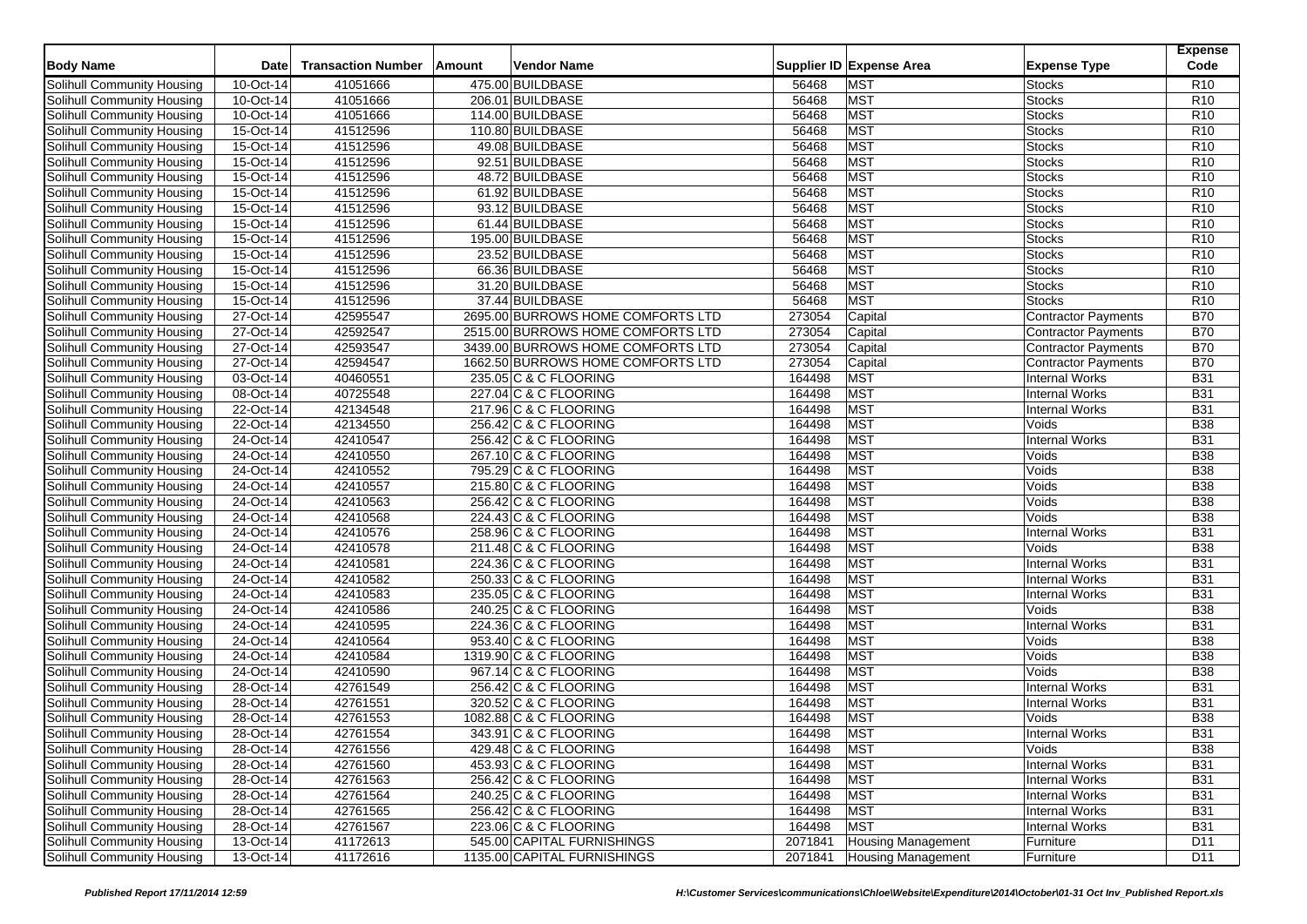| Body Name | Date | Transaction Number | Amount | Vendor Name | Supplier ID | Expense Area | Expense Type | Expense Code |
|---|---|---|---|---|---|---|---|---|
| Solihull Community Housing | 10-Oct-14 | 41051666 | 475.00 | BUILDBASE | 56468 | MST | Stocks | R10 |
| Solihull Community Housing | 10-Oct-14 | 41051666 | 206.01 | BUILDBASE | 56468 | MST | Stocks | R10 |
| Solihull Community Housing | 10-Oct-14 | 41051666 | 114.00 | BUILDBASE | 56468 | MST | Stocks | R10 |
| Solihull Community Housing | 15-Oct-14 | 41512596 | 110.80 | BUILDBASE | 56468 | MST | Stocks | R10 |
| Solihull Community Housing | 15-Oct-14 | 41512596 | 49.08 | BUILDBASE | 56468 | MST | Stocks | R10 |
| Solihull Community Housing | 15-Oct-14 | 41512596 | 92.51 | BUILDBASE | 56468 | MST | Stocks | R10 |
| Solihull Community Housing | 15-Oct-14 | 41512596 | 48.72 | BUILDBASE | 56468 | MST | Stocks | R10 |
| Solihull Community Housing | 15-Oct-14 | 41512596 | 61.92 | BUILDBASE | 56468 | MST | Stocks | R10 |
| Solihull Community Housing | 15-Oct-14 | 41512596 | 93.12 | BUILDBASE | 56468 | MST | Stocks | R10 |
| Solihull Community Housing | 15-Oct-14 | 41512596 | 61.44 | BUILDBASE | 56468 | MST | Stocks | R10 |
| Solihull Community Housing | 15-Oct-14 | 41512596 | 195.00 | BUILDBASE | 56468 | MST | Stocks | R10 |
| Solihull Community Housing | 15-Oct-14 | 41512596 | 23.52 | BUILDBASE | 56468 | MST | Stocks | R10 |
| Solihull Community Housing | 15-Oct-14 | 41512596 | 66.36 | BUILDBASE | 56468 | MST | Stocks | R10 |
| Solihull Community Housing | 15-Oct-14 | 41512596 | 31.20 | BUILDBASE | 56468 | MST | Stocks | R10 |
| Solihull Community Housing | 15-Oct-14 | 41512596 | 37.44 | BUILDBASE | 56468 | MST | Stocks | R10 |
| Solihull Community Housing | 27-Oct-14 | 42595547 | 2695.00 | BURROWS HOME COMFORTS LTD | 273054 | Capital | Contractor Payments | B70 |
| Solihull Community Housing | 27-Oct-14 | 42592547 | 2515.00 | BURROWS HOME COMFORTS LTD | 273054 | Capital | Contractor Payments | B70 |
| Solihull Community Housing | 27-Oct-14 | 42593547 | 3439.00 | BURROWS HOME COMFORTS LTD | 273054 | Capital | Contractor Payments | B70 |
| Solihull Community Housing | 27-Oct-14 | 42594547 | 1662.50 | BURROWS HOME COMFORTS LTD | 273054 | Capital | Contractor Payments | B70 |
| Solihull Community Housing | 03-Oct-14 | 40460551 | 235.05 | C & C FLOORING | 164498 | MST | Internal Works | B31 |
| Solihull Community Housing | 08-Oct-14 | 40725548 | 227.04 | C & C FLOORING | 164498 | MST | Internal Works | B31 |
| Solihull Community Housing | 22-Oct-14 | 42134548 | 217.96 | C & C FLOORING | 164498 | MST | Internal Works | B31 |
| Solihull Community Housing | 22-Oct-14 | 42134550 | 256.42 | C & C FLOORING | 164498 | MST | Voids | B38 |
| Solihull Community Housing | 24-Oct-14 | 42410547 | 256.42 | C & C FLOORING | 164498 | MST | Internal Works | B31 |
| Solihull Community Housing | 24-Oct-14 | 42410550 | 267.10 | C & C FLOORING | 164498 | MST | Voids | B38 |
| Solihull Community Housing | 24-Oct-14 | 42410552 | 795.29 | C & C FLOORING | 164498 | MST | Voids | B38 |
| Solihull Community Housing | 24-Oct-14 | 42410557 | 215.80 | C & C FLOORING | 164498 | MST | Voids | B38 |
| Solihull Community Housing | 24-Oct-14 | 42410563 | 256.42 | C & C FLOORING | 164498 | MST | Voids | B38 |
| Solihull Community Housing | 24-Oct-14 | 42410568 | 224.43 | C & C FLOORING | 164498 | MST | Voids | B38 |
| Solihull Community Housing | 24-Oct-14 | 42410576 | 258.96 | C & C FLOORING | 164498 | MST | Internal Works | B31 |
| Solihull Community Housing | 24-Oct-14 | 42410578 | 211.48 | C & C FLOORING | 164498 | MST | Voids | B38 |
| Solihull Community Housing | 24-Oct-14 | 42410581 | 224.36 | C & C FLOORING | 164498 | MST | Internal Works | B31 |
| Solihull Community Housing | 24-Oct-14 | 42410582 | 250.33 | C & C FLOORING | 164498 | MST | Internal Works | B31 |
| Solihull Community Housing | 24-Oct-14 | 42410583 | 235.05 | C & C FLOORING | 164498 | MST | Internal Works | B31 |
| Solihull Community Housing | 24-Oct-14 | 42410586 | 240.25 | C & C FLOORING | 164498 | MST | Voids | B38 |
| Solihull Community Housing | 24-Oct-14 | 42410595 | 224.36 | C & C FLOORING | 164498 | MST | Internal Works | B31 |
| Solihull Community Housing | 24-Oct-14 | 42410564 | 953.40 | C & C FLOORING | 164498 | MST | Voids | B38 |
| Solihull Community Housing | 24-Oct-14 | 42410584 | 1319.90 | C & C FLOORING | 164498 | MST | Voids | B38 |
| Solihull Community Housing | 24-Oct-14 | 42410590 | 967.14 | C & C FLOORING | 164498 | MST | Voids | B38 |
| Solihull Community Housing | 28-Oct-14 | 42761549 | 256.42 | C & C FLOORING | 164498 | MST | Internal Works | B31 |
| Solihull Community Housing | 28-Oct-14 | 42761551 | 320.52 | C & C FLOORING | 164498 | MST | Internal Works | B31 |
| Solihull Community Housing | 28-Oct-14 | 42761553 | 1082.88 | C & C FLOORING | 164498 | MST | Voids | B38 |
| Solihull Community Housing | 28-Oct-14 | 42761554 | 343.91 | C & C FLOORING | 164498 | MST | Internal Works | B31 |
| Solihull Community Housing | 28-Oct-14 | 42761556 | 429.48 | C & C FLOORING | 164498 | MST | Voids | B38 |
| Solihull Community Housing | 28-Oct-14 | 42761560 | 453.93 | C & C FLOORING | 164498 | MST | Internal Works | B31 |
| Solihull Community Housing | 28-Oct-14 | 42761563 | 256.42 | C & C FLOORING | 164498 | MST | Internal Works | B31 |
| Solihull Community Housing | 28-Oct-14 | 42761564 | 240.25 | C & C FLOORING | 164498 | MST | Internal Works | B31 |
| Solihull Community Housing | 28-Oct-14 | 42761565 | 256.42 | C & C FLOORING | 164498 | MST | Internal Works | B31 |
| Solihull Community Housing | 28-Oct-14 | 42761567 | 223.06 | C & C FLOORING | 164498 | MST | Internal Works | B31 |
| Solihull Community Housing | 13-Oct-14 | 41172613 | 545.00 | CAPITAL FURNISHINGS | 2071841 | Housing Management | Furniture | D11 |
| Solihull Community Housing | 13-Oct-14 | 41172616 | 1135.00 | CAPITAL FURNISHINGS | 2071841 | Housing Management | Furniture | D11 |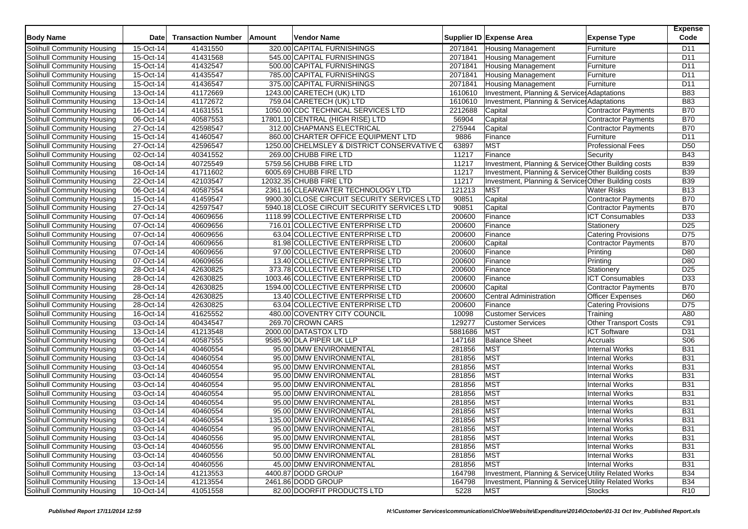| Body Name | Date | Transaction Number | Amount | Vendor Name | Supplier ID | Expense Area | Expense Type | Expense Code |
|---|---|---|---|---|---|---|---|---|
| Solihull Community Housing | 15-Oct-14 | 41431550 | 320.00 | CAPITAL FURNISHINGS | 2071841 | Housing Management | Furniture | D11 |
| Solihull Community Housing | 15-Oct-14 | 41431568 | 545.00 | CAPITAL FURNISHINGS | 2071841 | Housing Management | Furniture | D11 |
| Solihull Community Housing | 15-Oct-14 | 41432547 | 500.00 | CAPITAL FURNISHINGS | 2071841 | Housing Management | Furniture | D11 |
| Solihull Community Housing | 15-Oct-14 | 41435547 | 785.00 | CAPITAL FURNISHINGS | 2071841 | Housing Management | Furniture | D11 |
| Solihull Community Housing | 15-Oct-14 | 41436547 | 375.00 | CAPITAL FURNISHINGS | 2071841 | Housing Management | Furniture | D11 |
| Solihull Community Housing | 13-Oct-14 | 41172669 | 1243.00 | CARETECH (UK) LTD | 1610610 | Investment, Planning & Services | Adaptations | B83 |
| Solihull Community Housing | 13-Oct-14 | 41172672 | 759.04 | CARETECH (UK) LTD | 1610610 | Investment, Planning & Services | Adaptations | B83 |
| Solihull Community Housing | 16-Oct-14 | 41631551 | 1050.00 | CDC TECHNICAL SERVICES LTD | 2212688 | Capital | Contractor Payments | B70 |
| Solihull Community Housing | 06-Oct-14 | 40587553 | 17801.10 | CENTRAL (HIGH RISE) LTD | 56904 | Capital | Contractor Payments | B70 |
| Solihull Community Housing | 27-Oct-14 | 42598547 | 312.00 | CHAPMANS ELECTRICAL | 275944 | Capital | Contractor Payments | B70 |
| Solihull Community Housing | 15-Oct-14 | 41460547 | 860.00 | CHARTER OFFICE EQUIPMENT LTD | 9886 | Finance | Furniture | D11 |
| Solihull Community Housing | 27-Oct-14 | 42596547 | 1250.00 | CHELMSLEY & DISTRICT CONSERVATIVE C | 63897 | MST | Professional Fees | D50 |
| Solihull Community Housing | 02-Oct-14 | 40341552 | 269.00 | CHUBB FIRE LTD | 11217 | Finance | Security | B43 |
| Solihull Community Housing | 08-Oct-14 | 40725549 | 5759.56 | CHUBB FIRE LTD | 11217 | Investment, Planning & Services | Other Building costs | B39 |
| Solihull Community Housing | 16-Oct-14 | 41711602 | 6005.69 | CHUBB FIRE LTD | 11217 | Investment, Planning & Services | Other Building costs | B39 |
| Solihull Community Housing | 22-Oct-14 | 42103547 | 12032.35 | CHUBB FIRE LTD | 11217 | Investment, Planning & Services | Other Building costs | B39 |
| Solihull Community Housing | 06-Oct-14 | 40587554 | 2361.16 | CLEARWATER TECHNOLOGY LTD | 121213 | MST | Water Risks | B13 |
| Solihull Community Housing | 15-Oct-14 | 41459547 | 9900.30 | CLOSE CIRCUIT SECURITY SERVICES LTD | 90851 | Capital | Contractor Payments | B70 |
| Solihull Community Housing | 27-Oct-14 | 42597547 | 5940.18 | CLOSE CIRCUIT SECURITY SERVICES LTD | 90851 | Capital | Contractor Payments | B70 |
| Solihull Community Housing | 07-Oct-14 | 40609656 | 1118.99 | COLLECTIVE ENTERPRISE LTD | 200600 | Finance | ICT Consumables | D33 |
| Solihull Community Housing | 07-Oct-14 | 40609656 | 716.01 | COLLECTIVE ENTERPRISE LTD | 200600 | Finance | Stationery | D25 |
| Solihull Community Housing | 07-Oct-14 | 40609656 | 63.04 | COLLECTIVE ENTERPRISE LTD | 200600 | Finance | Catering Provisions | D75 |
| Solihull Community Housing | 07-Oct-14 | 40609656 | 81.98 | COLLECTIVE ENTERPRISE LTD | 200600 | Capital | Contractor Payments | B70 |
| Solihull Community Housing | 07-Oct-14 | 40609656 | 97.00 | COLLECTIVE ENTERPRISE LTD | 200600 | Finance | Printing | D80 |
| Solihull Community Housing | 07-Oct-14 | 40609656 | 13.40 | COLLECTIVE ENTERPRISE LTD | 200600 | Finance | Printing | D80 |
| Solihull Community Housing | 28-Oct-14 | 42630825 | 373.78 | COLLECTIVE ENTERPRISE LTD | 200600 | Finance | Stationery | D25 |
| Solihull Community Housing | 28-Oct-14 | 42630825 | 1003.46 | COLLECTIVE ENTERPRISE LTD | 200600 | Finance | ICT Consumables | D33 |
| Solihull Community Housing | 28-Oct-14 | 42630825 | 1594.00 | COLLECTIVE ENTERPRISE LTD | 200600 | Capital | Contractor Payments | B70 |
| Solihull Community Housing | 28-Oct-14 | 42630825 | 13.40 | COLLECTIVE ENTERPRISE LTD | 200600 | Central Administration | Officer Expenses | D60 |
| Solihull Community Housing | 28-Oct-14 | 42630825 | 63.04 | COLLECTIVE ENTERPRISE LTD | 200600 | Finance | Catering Provisions | D75 |
| Solihull Community Housing | 16-Oct-14 | 41625552 | 480.00 | COVENTRY CITY COUNCIL | 10098 | Customer Services | Training | A80 |
| Solihull Community Housing | 03-Oct-14 | 40434547 | 269.70 | CROWN CARS | 129277 | Customer Services | Other Transport Costs | C91 |
| Solihull Community Housing | 13-Oct-14 | 41213548 | 2000.00 | DATASTOX LTD | 5881686 | MST | ICT Software | D31 |
| Solihull Community Housing | 06-Oct-14 | 40587555 | 9585.90 | DLA PIPER UK LLP | 147168 | Balance Sheet | Accruals | S06 |
| Solihull Community Housing | 03-Oct-14 | 40460554 | 95.00 | DMW ENVIRONMENTAL | 281856 | MST | Internal Works | B31 |
| Solihull Community Housing | 03-Oct-14 | 40460554 | 95.00 | DMW ENVIRONMENTAL | 281856 | MST | Internal Works | B31 |
| Solihull Community Housing | 03-Oct-14 | 40460554 | 95.00 | DMW ENVIRONMENTAL | 281856 | MST | Internal Works | B31 |
| Solihull Community Housing | 03-Oct-14 | 40460554 | 95.00 | DMW ENVIRONMENTAL | 281856 | MST | Internal Works | B31 |
| Solihull Community Housing | 03-Oct-14 | 40460554 | 95.00 | DMW ENVIRONMENTAL | 281856 | MST | Internal Works | B31 |
| Solihull Community Housing | 03-Oct-14 | 40460554 | 95.00 | DMW ENVIRONMENTAL | 281856 | MST | Internal Works | B31 |
| Solihull Community Housing | 03-Oct-14 | 40460554 | 95.00 | DMW ENVIRONMENTAL | 281856 | MST | Internal Works | B31 |
| Solihull Community Housing | 03-Oct-14 | 40460554 | 95.00 | DMW ENVIRONMENTAL | 281856 | MST | Internal Works | B31 |
| Solihull Community Housing | 03-Oct-14 | 40460554 | 135.00 | DMW ENVIRONMENTAL | 281856 | MST | Internal Works | B31 |
| Solihull Community Housing | 03-Oct-14 | 40460554 | 95.00 | DMW ENVIRONMENTAL | 281856 | MST | Internal Works | B31 |
| Solihull Community Housing | 03-Oct-14 | 40460556 | 95.00 | DMW ENVIRONMENTAL | 281856 | MST | Internal Works | B31 |
| Solihull Community Housing | 03-Oct-14 | 40460556 | 95.00 | DMW ENVIRONMENTAL | 281856 | MST | Internal Works | B31 |
| Solihull Community Housing | 03-Oct-14 | 40460556 | 50.00 | DMW ENVIRONMENTAL | 281856 | MST | Internal Works | B31 |
| Solihull Community Housing | 03-Oct-14 | 40460556 | 45.00 | DMW ENVIRONMENTAL | 281856 | MST | Internal Works | B31 |
| Solihull Community Housing | 13-Oct-14 | 41213553 | 4400.87 | DODD GROUP | 164798 | Investment, Planning & Services | Utility Related Works | B34 |
| Solihull Community Housing | 13-Oct-14 | 41213554 | 2461.86 | DODD GROUP | 164798 | Investment, Planning & Services | Utility Related Works | B34 |
| Solihull Community Housing | 10-Oct-14 | 41051558 | 82.00 | DOORFIT PRODUCTS LTD | 5228 | MST | Stocks | R10 |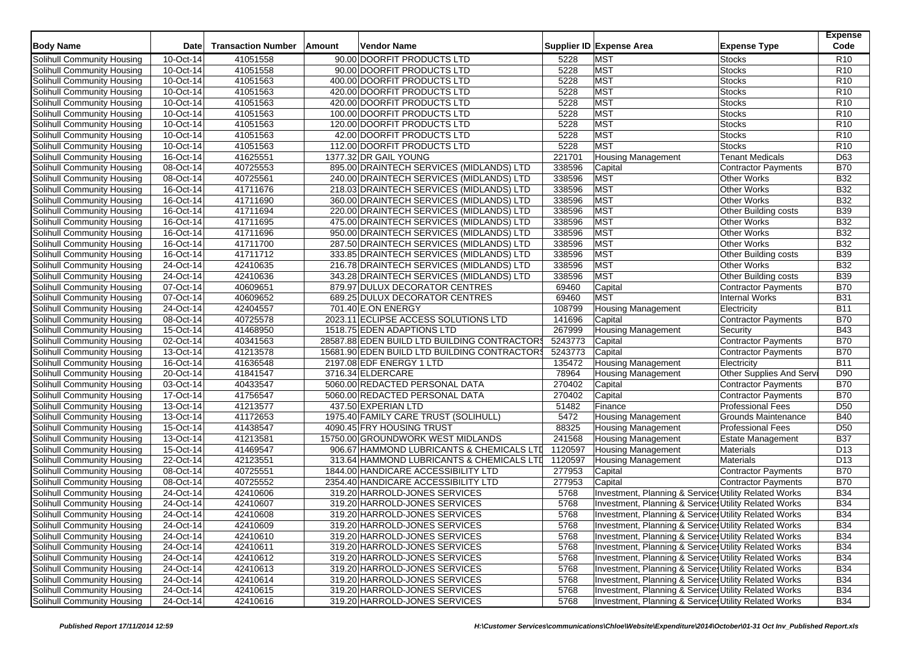| Body Name | Date | Transaction Number | Amount | Vendor Name | Supplier ID | Expense Area | Expense Type | Expense Code |
|---|---|---|---|---|---|---|---|---|
| Solihull Community Housing | 10-Oct-14 | 41051558 | 90.00 | DOORFIT PRODUCTS LTD | 5228 | MST | Stocks | R10 |
| Solihull Community Housing | 10-Oct-14 | 41051558 | 90.00 | DOORFIT PRODUCTS LTD | 5228 | MST | Stocks | R10 |
| Solihull Community Housing | 10-Oct-14 | 41051563 | 400.00 | DOORFIT PRODUCTS LTD | 5228 | MST | Stocks | R10 |
| Solihull Community Housing | 10-Oct-14 | 41051563 | 420.00 | DOORFIT PRODUCTS LTD | 5228 | MST | Stocks | R10 |
| Solihull Community Housing | 10-Oct-14 | 41051563 | 420.00 | DOORFIT PRODUCTS LTD | 5228 | MST | Stocks | R10 |
| Solihull Community Housing | 10-Oct-14 | 41051563 | 100.00 | DOORFIT PRODUCTS LTD | 5228 | MST | Stocks | R10 |
| Solihull Community Housing | 10-Oct-14 | 41051563 | 120.00 | DOORFIT PRODUCTS LTD | 5228 | MST | Stocks | R10 |
| Solihull Community Housing | 10-Oct-14 | 41051563 | 42.00 | DOORFIT PRODUCTS LTD | 5228 | MST | Stocks | R10 |
| Solihull Community Housing | 10-Oct-14 | 41051563 | 112.00 | DOORFIT PRODUCTS LTD | 5228 | MST | Stocks | R10 |
| Solihull Community Housing | 16-Oct-14 | 41625551 | 1377.32 | DR GAIL YOUNG | 221701 | Housing Management | Tenant Medicals | D63 |
| Solihull Community Housing | 08-Oct-14 | 40725553 | 895.00 | DRAINTECH SERVICES (MIDLANDS) LTD | 338596 | Capital | Contractor Payments | B70 |
| Solihull Community Housing | 08-Oct-14 | 40725561 | 240.00 | DRAINTECH SERVICES (MIDLANDS) LTD | 338596 | MST | Other Works | B32 |
| Solihull Community Housing | 16-Oct-14 | 41711676 | 218.03 | DRAINTECH SERVICES (MIDLANDS) LTD | 338596 | MST | Other Works | B32 |
| Solihull Community Housing | 16-Oct-14 | 41711690 | 360.00 | DRAINTECH SERVICES (MIDLANDS) LTD | 338596 | MST | Other Works | B32 |
| Solihull Community Housing | 16-Oct-14 | 41711694 | 220.00 | DRAINTECH SERVICES (MIDLANDS) LTD | 338596 | MST | Other Building costs | B39 |
| Solihull Community Housing | 16-Oct-14 | 41711695 | 475.00 | DRAINTECH SERVICES (MIDLANDS) LTD | 338596 | MST | Other Works | B32 |
| Solihull Community Housing | 16-Oct-14 | 41711696 | 950.00 | DRAINTECH SERVICES (MIDLANDS) LTD | 338596 | MST | Other Works | B32 |
| Solihull Community Housing | 16-Oct-14 | 41711700 | 287.50 | DRAINTECH SERVICES (MIDLANDS) LTD | 338596 | MST | Other Works | B32 |
| Solihull Community Housing | 16-Oct-14 | 41711712 | 333.85 | DRAINTECH SERVICES (MIDLANDS) LTD | 338596 | MST | Other Building costs | B39 |
| Solihull Community Housing | 24-Oct-14 | 42410635 | 216.78 | DRAINTECH SERVICES (MIDLANDS) LTD | 338596 | MST | Other Works | B32 |
| Solihull Community Housing | 24-Oct-14 | 42410636 | 343.28 | DRAINTECH SERVICES (MIDLANDS) LTD | 338596 | MST | Other Building costs | B39 |
| Solihull Community Housing | 07-Oct-14 | 40609651 | 879.97 | DULUX DECORATOR CENTRES | 69460 | Capital | Contractor Payments | B70 |
| Solihull Community Housing | 07-Oct-14 | 40609652 | 689.25 | DULUX DECORATOR CENTRES | 69460 | MST | Internal Works | B31 |
| Solihull Community Housing | 24-Oct-14 | 42404557 | 701.40 | E.ON ENERGY | 108799 | Housing Management | Electricity | B11 |
| Solihull Community Housing | 08-Oct-14 | 40725578 | 2023.11 | ECLIPSE ACCESS SOLUTIONS LTD | 141696 | Capital | Contractor Payments | B70 |
| Solihull Community Housing | 15-Oct-14 | 41468950 | 1518.75 | EDEN ADAPTIONS LTD | 267999 | Housing Management | Security | B43 |
| Solihull Community Housing | 02-Oct-14 | 40341563 | 28587.88 | EDEN BUILD LTD BUILDING CONTRACTORS | 5243773 | Capital | Contractor Payments | B70 |
| Solihull Community Housing | 13-Oct-14 | 41213578 | 15681.90 | EDEN BUILD LTD BUILDING CONTRACTORS | 5243773 | Capital | Contractor Payments | B70 |
| Solihull Community Housing | 16-Oct-14 | 41636548 | 2197.08 | EDF ENERGY 1 LTD | 135472 | Housing Management | Electricity | B11 |
| Solihull Community Housing | 20-Oct-14 | 41841547 | 3716.34 | ELDERCARE | 78964 | Housing Management | Other Supplies And Servi | D90 |
| Solihull Community Housing | 03-Oct-14 | 40433547 | 5060.00 | REDACTED PERSONAL DATA | 270402 | Capital | Contractor Payments | B70 |
| Solihull Community Housing | 17-Oct-14 | 41756547 | 5060.00 | REDACTED PERSONAL DATA | 270402 | Capital | Contractor Payments | B70 |
| Solihull Community Housing | 13-Oct-14 | 41213577 | 437.50 | EXPERIAN LTD | 51482 | Finance | Professional Fees | D50 |
| Solihull Community Housing | 13-Oct-14 | 41172653 | 1975.40 | FAMILY CARE TRUST (SOLIHULL) | 5472 | Housing Management | Grounds Maintenance | B40 |
| Solihull Community Housing | 15-Oct-14 | 41438547 | 4090.45 | FRY HOUSING TRUST | 88325 | Housing Management | Professional Fees | D50 |
| Solihull Community Housing | 13-Oct-14 | 41213581 | 15750.00 | GROUNDWORK WEST MIDLANDS | 241568 | Housing Management | Estate Management | B37 |
| Solihull Community Housing | 15-Oct-14 | 41469547 | 906.67 | HAMMOND LUBRICANTS & CHEMICALS LTD | 1120597 | Housing Management | Materials | D13 |
| Solihull Community Housing | 22-Oct-14 | 42123551 | 313.64 | HAMMOND LUBRICANTS & CHEMICALS LTD | 1120597 | Housing Management | Materials | D13 |
| Solihull Community Housing | 08-Oct-14 | 40725551 | 1844.00 | HANDICARE ACCESSIBILITY LTD | 277953 | Capital | Contractor Payments | B70 |
| Solihull Community Housing | 08-Oct-14 | 40725552 | 2354.40 | HANDICARE ACCESSIBILITY LTD | 277953 | Capital | Contractor Payments | B70 |
| Solihull Community Housing | 24-Oct-14 | 42410606 | 319.20 | HARROLD-JONES SERVICES | 5768 | Investment, Planning & Services | Utility Related Works | B34 |
| Solihull Community Housing | 24-Oct-14 | 42410607 | 319.20 | HARROLD-JONES SERVICES | 5768 | Investment, Planning & Services | Utility Related Works | B34 |
| Solihull Community Housing | 24-Oct-14 | 42410608 | 319.20 | HARROLD-JONES SERVICES | 5768 | Investment, Planning & Services | Utility Related Works | B34 |
| Solihull Community Housing | 24-Oct-14 | 42410609 | 319.20 | HARROLD-JONES SERVICES | 5768 | Investment, Planning & Services | Utility Related Works | B34 |
| Solihull Community Housing | 24-Oct-14 | 42410610 | 319.20 | HARROLD-JONES SERVICES | 5768 | Investment, Planning & Services | Utility Related Works | B34 |
| Solihull Community Housing | 24-Oct-14 | 42410611 | 319.20 | HARROLD-JONES SERVICES | 5768 | Investment, Planning & Services | Utility Related Works | B34 |
| Solihull Community Housing | 24-Oct-14 | 42410612 | 319.20 | HARROLD-JONES SERVICES | 5768 | Investment, Planning & Services | Utility Related Works | B34 |
| Solihull Community Housing | 24-Oct-14 | 42410613 | 319.20 | HARROLD-JONES SERVICES | 5768 | Investment, Planning & Services | Utility Related Works | B34 |
| Solihull Community Housing | 24-Oct-14 | 42410614 | 319.20 | HARROLD-JONES SERVICES | 5768 | Investment, Planning & Services | Utility Related Works | B34 |
| Solihull Community Housing | 24-Oct-14 | 42410615 | 319.20 | HARROLD-JONES SERVICES | 5768 | Investment, Planning & Services | Utility Related Works | B34 |
| Solihull Community Housing | 24-Oct-14 | 42410616 | 319.20 | HARROLD-JONES SERVICES | 5768 | Investment, Planning & Services | Utility Related Works | B34 |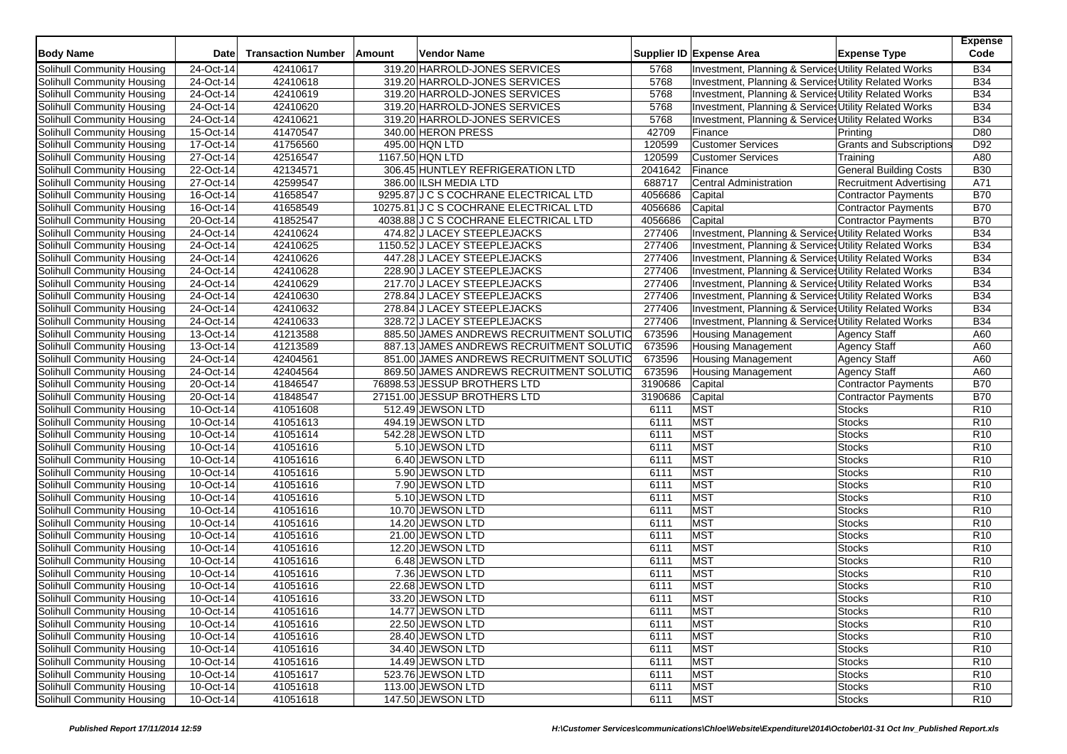| Body Name | Date | Transaction Number | Amount | Vendor Name | Supplier ID | Expense Area | Expense Type | Expense Code |
|---|---|---|---|---|---|---|---|---|
| Solihull Community Housing | 24-Oct-14 | 42410617 | 319.20 | HARROLD-JONES SERVICES | 5768 | Investment, Planning & Services | Utility Related Works | B34 |
| Solihull Community Housing | 24-Oct-14 | 42410618 | 319.20 | HARROLD-JONES SERVICES | 5768 | Investment, Planning & Services | Utility Related Works | B34 |
| Solihull Community Housing | 24-Oct-14 | 42410619 | 319.20 | HARROLD-JONES SERVICES | 5768 | Investment, Planning & Services | Utility Related Works | B34 |
| Solihull Community Housing | 24-Oct-14 | 42410620 | 319.20 | HARROLD-JONES SERVICES | 5768 | Investment, Planning & Services | Utility Related Works | B34 |
| Solihull Community Housing | 24-Oct-14 | 42410621 | 319.20 | HARROLD-JONES SERVICES | 5768 | Investment, Planning & Services | Utility Related Works | B34 |
| Solihull Community Housing | 15-Oct-14 | 41470547 | 340.00 | HERON PRESS | 42709 | Finance | Printing | D80 |
| Solihull Community Housing | 17-Oct-14 | 41756560 | 495.00 | HQN LTD | 120599 | Customer Services | Grants and Subscriptions | D92 |
| Solihull Community Housing | 27-Oct-14 | 42516547 | 1167.50 | HQN LTD | 120599 | Customer Services | Training | A80 |
| Solihull Community Housing | 22-Oct-14 | 42134571 | 306.45 | HUNTLEY REFRIGERATION LTD | 2041642 | Finance | General Building Costs | B30 |
| Solihull Community Housing | 27-Oct-14 | 42599547 | 386.00 | ILSH MEDIA LTD | 688717 | Central Administration | Recruitment Advertising | A71 |
| Solihull Community Housing | 16-Oct-14 | 41658547 | 9295.87 | J C S COCHRANE ELECTRICAL LTD | 4056686 | Capital | Contractor Payments | B70 |
| Solihull Community Housing | 16-Oct-14 | 41658549 | 10275.81 | J C S COCHRANE ELECTRICAL LTD | 4056686 | Capital | Contractor Payments | B70 |
| Solihull Community Housing | 20-Oct-14 | 41852547 | 4038.88 | J C S COCHRANE ELECTRICAL LTD | 4056686 | Capital | Contractor Payments | B70 |
| Solihull Community Housing | 24-Oct-14 | 42410624 | 474.82 | J LACEY STEEPLEJACKS | 277406 | Investment, Planning & Services | Utility Related Works | B34 |
| Solihull Community Housing | 24-Oct-14 | 42410625 | 1150.52 | J LACEY STEEPLEJACKS | 277406 | Investment, Planning & Services | Utility Related Works | B34 |
| Solihull Community Housing | 24-Oct-14 | 42410626 | 447.28 | J LACEY STEEPLEJACKS | 277406 | Investment, Planning & Services | Utility Related Works | B34 |
| Solihull Community Housing | 24-Oct-14 | 42410628 | 228.90 | J LACEY STEEPLEJACKS | 277406 | Investment, Planning & Services | Utility Related Works | B34 |
| Solihull Community Housing | 24-Oct-14 | 42410629 | 217.70 | J LACEY STEEPLEJACKS | 277406 | Investment, Planning & Services | Utility Related Works | B34 |
| Solihull Community Housing | 24-Oct-14 | 42410630 | 278.84 | J LACEY STEEPLEJACKS | 277406 | Investment, Planning & Services | Utility Related Works | B34 |
| Solihull Community Housing | 24-Oct-14 | 42410632 | 278.84 | J LACEY STEEPLEJACKS | 277406 | Investment, Planning & Services | Utility Related Works | B34 |
| Solihull Community Housing | 24-Oct-14 | 42410633 | 328.72 | J LACEY STEEPLEJACKS | 277406 | Investment, Planning & Services | Utility Related Works | B34 |
| Solihull Community Housing | 13-Oct-14 | 41213588 | 885.50 | JAMES ANDREWS RECRUITMENT SOLUTIO | 673596 | Housing Management | Agency Staff | A60 |
| Solihull Community Housing | 13-Oct-14 | 41213589 | 887.13 | JAMES ANDREWS RECRUITMENT SOLUTIO | 673596 | Housing Management | Agency Staff | A60 |
| Solihull Community Housing | 24-Oct-14 | 42404561 | 851.00 | JAMES ANDREWS RECRUITMENT SOLUTIO | 673596 | Housing Management | Agency Staff | A60 |
| Solihull Community Housing | 24-Oct-14 | 42404564 | 869.50 | JAMES ANDREWS RECRUITMENT SOLUTIO | 673596 | Housing Management | Agency Staff | A60 |
| Solihull Community Housing | 20-Oct-14 | 41846547 | 76898.53 | JESSUP BROTHERS LTD | 3190686 | Capital | Contractor Payments | B70 |
| Solihull Community Housing | 20-Oct-14 | 41848547 | 27151.00 | JESSUP BROTHERS LTD | 3190686 | Capital | Contractor Payments | B70 |
| Solihull Community Housing | 10-Oct-14 | 41051608 | 512.49 | JEWSON LTD | 6111 | MST | Stocks | R10 |
| Solihull Community Housing | 10-Oct-14 | 41051613 | 494.19 | JEWSON LTD | 6111 | MST | Stocks | R10 |
| Solihull Community Housing | 10-Oct-14 | 41051614 | 542.28 | JEWSON LTD | 6111 | MST | Stocks | R10 |
| Solihull Community Housing | 10-Oct-14 | 41051616 | 5.10 | JEWSON LTD | 6111 | MST | Stocks | R10 |
| Solihull Community Housing | 10-Oct-14 | 41051616 | 6.40 | JEWSON LTD | 6111 | MST | Stocks | R10 |
| Solihull Community Housing | 10-Oct-14 | 41051616 | 5.90 | JEWSON LTD | 6111 | MST | Stocks | R10 |
| Solihull Community Housing | 10-Oct-14 | 41051616 | 7.90 | JEWSON LTD | 6111 | MST | Stocks | R10 |
| Solihull Community Housing | 10-Oct-14 | 41051616 | 5.10 | JEWSON LTD | 6111 | MST | Stocks | R10 |
| Solihull Community Housing | 10-Oct-14 | 41051616 | 10.70 | JEWSON LTD | 6111 | MST | Stocks | R10 |
| Solihull Community Housing | 10-Oct-14 | 41051616 | 14.20 | JEWSON LTD | 6111 | MST | Stocks | R10 |
| Solihull Community Housing | 10-Oct-14 | 41051616 | 21.00 | JEWSON LTD | 6111 | MST | Stocks | R10 |
| Solihull Community Housing | 10-Oct-14 | 41051616 | 12.20 | JEWSON LTD | 6111 | MST | Stocks | R10 |
| Solihull Community Housing | 10-Oct-14 | 41051616 | 6.48 | JEWSON LTD | 6111 | MST | Stocks | R10 |
| Solihull Community Housing | 10-Oct-14 | 41051616 | 7.36 | JEWSON LTD | 6111 | MST | Stocks | R10 |
| Solihull Community Housing | 10-Oct-14 | 41051616 | 22.68 | JEWSON LTD | 6111 | MST | Stocks | R10 |
| Solihull Community Housing | 10-Oct-14 | 41051616 | 33.20 | JEWSON LTD | 6111 | MST | Stocks | R10 |
| Solihull Community Housing | 10-Oct-14 | 41051616 | 14.77 | JEWSON LTD | 6111 | MST | Stocks | R10 |
| Solihull Community Housing | 10-Oct-14 | 41051616 | 22.50 | JEWSON LTD | 6111 | MST | Stocks | R10 |
| Solihull Community Housing | 10-Oct-14 | 41051616 | 28.40 | JEWSON LTD | 6111 | MST | Stocks | R10 |
| Solihull Community Housing | 10-Oct-14 | 41051616 | 34.40 | JEWSON LTD | 6111 | MST | Stocks | R10 |
| Solihull Community Housing | 10-Oct-14 | 41051616 | 14.49 | JEWSON LTD | 6111 | MST | Stocks | R10 |
| Solihull Community Housing | 10-Oct-14 | 41051617 | 523.76 | JEWSON LTD | 6111 | MST | Stocks | R10 |
| Solihull Community Housing | 10-Oct-14 | 41051618 | 113.00 | JEWSON LTD | 6111 | MST | Stocks | R10 |
| Solihull Community Housing | 10-Oct-14 | 41051618 | 147.50 | JEWSON LTD | 6111 | MST | Stocks | R10 |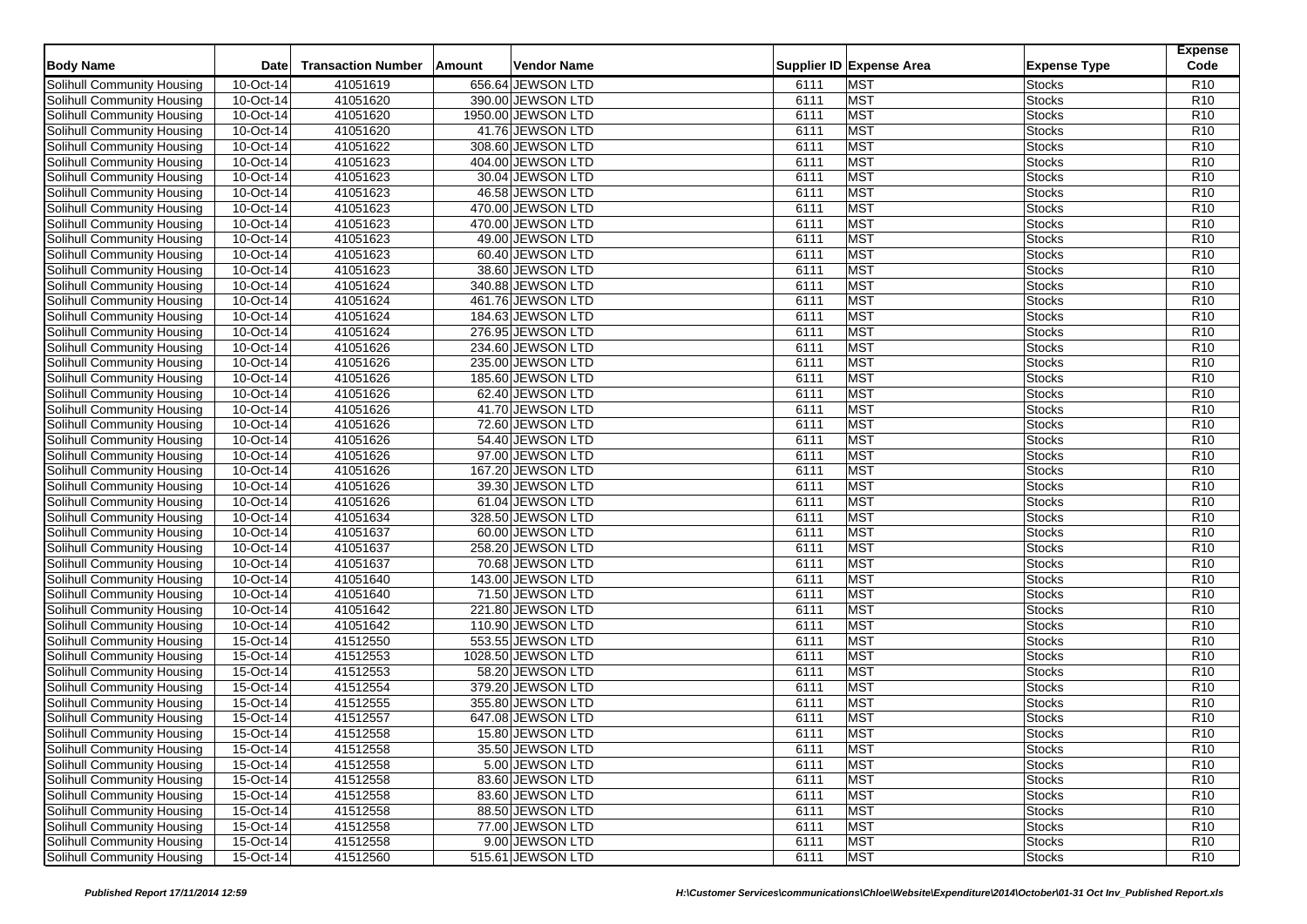| Body Name | Date | Transaction Number | Amount | Vendor Name | Supplier ID | Expense Area | Expense Type | Expense Code |
|---|---|---|---|---|---|---|---|---|
| Solihull Community Housing | 10-Oct-14 | 41051619 | 656.64 | JEWSON LTD | 6111 | MST | Stocks | R10 |
| Solihull Community Housing | 10-Oct-14 | 41051620 | 390.00 | JEWSON LTD | 6111 | MST | Stocks | R10 |
| Solihull Community Housing | 10-Oct-14 | 41051620 | 1950.00 | JEWSON LTD | 6111 | MST | Stocks | R10 |
| Solihull Community Housing | 10-Oct-14 | 41051620 | 41.76 | JEWSON LTD | 6111 | MST | Stocks | R10 |
| Solihull Community Housing | 10-Oct-14 | 41051622 | 308.60 | JEWSON LTD | 6111 | MST | Stocks | R10 |
| Solihull Community Housing | 10-Oct-14 | 41051623 | 404.00 | JEWSON LTD | 6111 | MST | Stocks | R10 |
| Solihull Community Housing | 10-Oct-14 | 41051623 | 30.04 | JEWSON LTD | 6111 | MST | Stocks | R10 |
| Solihull Community Housing | 10-Oct-14 | 41051623 | 46.58 | JEWSON LTD | 6111 | MST | Stocks | R10 |
| Solihull Community Housing | 10-Oct-14 | 41051623 | 470.00 | JEWSON LTD | 6111 | MST | Stocks | R10 |
| Solihull Community Housing | 10-Oct-14 | 41051623 | 470.00 | JEWSON LTD | 6111 | MST | Stocks | R10 |
| Solihull Community Housing | 10-Oct-14 | 41051623 | 49.00 | JEWSON LTD | 6111 | MST | Stocks | R10 |
| Solihull Community Housing | 10-Oct-14 | 41051623 | 60.40 | JEWSON LTD | 6111 | MST | Stocks | R10 |
| Solihull Community Housing | 10-Oct-14 | 41051623 | 38.60 | JEWSON LTD | 6111 | MST | Stocks | R10 |
| Solihull Community Housing | 10-Oct-14 | 41051624 | 340.88 | JEWSON LTD | 6111 | MST | Stocks | R10 |
| Solihull Community Housing | 10-Oct-14 | 41051624 | 461.76 | JEWSON LTD | 6111 | MST | Stocks | R10 |
| Solihull Community Housing | 10-Oct-14 | 41051624 | 184.63 | JEWSON LTD | 6111 | MST | Stocks | R10 |
| Solihull Community Housing | 10-Oct-14 | 41051624 | 276.95 | JEWSON LTD | 6111 | MST | Stocks | R10 |
| Solihull Community Housing | 10-Oct-14 | 41051626 | 234.60 | JEWSON LTD | 6111 | MST | Stocks | R10 |
| Solihull Community Housing | 10-Oct-14 | 41051626 | 235.00 | JEWSON LTD | 6111 | MST | Stocks | R10 |
| Solihull Community Housing | 10-Oct-14 | 41051626 | 185.60 | JEWSON LTD | 6111 | MST | Stocks | R10 |
| Solihull Community Housing | 10-Oct-14 | 41051626 | 62.40 | JEWSON LTD | 6111 | MST | Stocks | R10 |
| Solihull Community Housing | 10-Oct-14 | 41051626 | 41.70 | JEWSON LTD | 6111 | MST | Stocks | R10 |
| Solihull Community Housing | 10-Oct-14 | 41051626 | 72.60 | JEWSON LTD | 6111 | MST | Stocks | R10 |
| Solihull Community Housing | 10-Oct-14 | 41051626 | 54.40 | JEWSON LTD | 6111 | MST | Stocks | R10 |
| Solihull Community Housing | 10-Oct-14 | 41051626 | 97.00 | JEWSON LTD | 6111 | MST | Stocks | R10 |
| Solihull Community Housing | 10-Oct-14 | 41051626 | 167.20 | JEWSON LTD | 6111 | MST | Stocks | R10 |
| Solihull Community Housing | 10-Oct-14 | 41051626 | 39.30 | JEWSON LTD | 6111 | MST | Stocks | R10 |
| Solihull Community Housing | 10-Oct-14 | 41051626 | 61.04 | JEWSON LTD | 6111 | MST | Stocks | R10 |
| Solihull Community Housing | 10-Oct-14 | 41051634 | 328.50 | JEWSON LTD | 6111 | MST | Stocks | R10 |
| Solihull Community Housing | 10-Oct-14 | 41051637 | 60.00 | JEWSON LTD | 6111 | MST | Stocks | R10 |
| Solihull Community Housing | 10-Oct-14 | 41051637 | 258.20 | JEWSON LTD | 6111 | MST | Stocks | R10 |
| Solihull Community Housing | 10-Oct-14 | 41051637 | 70.68 | JEWSON LTD | 6111 | MST | Stocks | R10 |
| Solihull Community Housing | 10-Oct-14 | 41051640 | 143.00 | JEWSON LTD | 6111 | MST | Stocks | R10 |
| Solihull Community Housing | 10-Oct-14 | 41051640 | 71.50 | JEWSON LTD | 6111 | MST | Stocks | R10 |
| Solihull Community Housing | 10-Oct-14 | 41051642 | 221.80 | JEWSON LTD | 6111 | MST | Stocks | R10 |
| Solihull Community Housing | 10-Oct-14 | 41051642 | 110.90 | JEWSON LTD | 6111 | MST | Stocks | R10 |
| Solihull Community Housing | 15-Oct-14 | 41512550 | 553.55 | JEWSON LTD | 6111 | MST | Stocks | R10 |
| Solihull Community Housing | 15-Oct-14 | 41512553 | 1028.50 | JEWSON LTD | 6111 | MST | Stocks | R10 |
| Solihull Community Housing | 15-Oct-14 | 41512553 | 58.20 | JEWSON LTD | 6111 | MST | Stocks | R10 |
| Solihull Community Housing | 15-Oct-14 | 41512554 | 379.20 | JEWSON LTD | 6111 | MST | Stocks | R10 |
| Solihull Community Housing | 15-Oct-14 | 41512555 | 355.80 | JEWSON LTD | 6111 | MST | Stocks | R10 |
| Solihull Community Housing | 15-Oct-14 | 41512557 | 647.08 | JEWSON LTD | 6111 | MST | Stocks | R10 |
| Solihull Community Housing | 15-Oct-14 | 41512558 | 15.80 | JEWSON LTD | 6111 | MST | Stocks | R10 |
| Solihull Community Housing | 15-Oct-14 | 41512558 | 35.50 | JEWSON LTD | 6111 | MST | Stocks | R10 |
| Solihull Community Housing | 15-Oct-14 | 41512558 | 5.00 | JEWSON LTD | 6111 | MST | Stocks | R10 |
| Solihull Community Housing | 15-Oct-14 | 41512558 | 83.60 | JEWSON LTD | 6111 | MST | Stocks | R10 |
| Solihull Community Housing | 15-Oct-14 | 41512558 | 83.60 | JEWSON LTD | 6111 | MST | Stocks | R10 |
| Solihull Community Housing | 15-Oct-14 | 41512558 | 88.50 | JEWSON LTD | 6111 | MST | Stocks | R10 |
| Solihull Community Housing | 15-Oct-14 | 41512558 | 77.00 | JEWSON LTD | 6111 | MST | Stocks | R10 |
| Solihull Community Housing | 15-Oct-14 | 41512558 | 9.00 | JEWSON LTD | 6111 | MST | Stocks | R10 |
| Solihull Community Housing | 15-Oct-14 | 41512560 | 515.61 | JEWSON LTD | 6111 | MST | Stocks | R10 |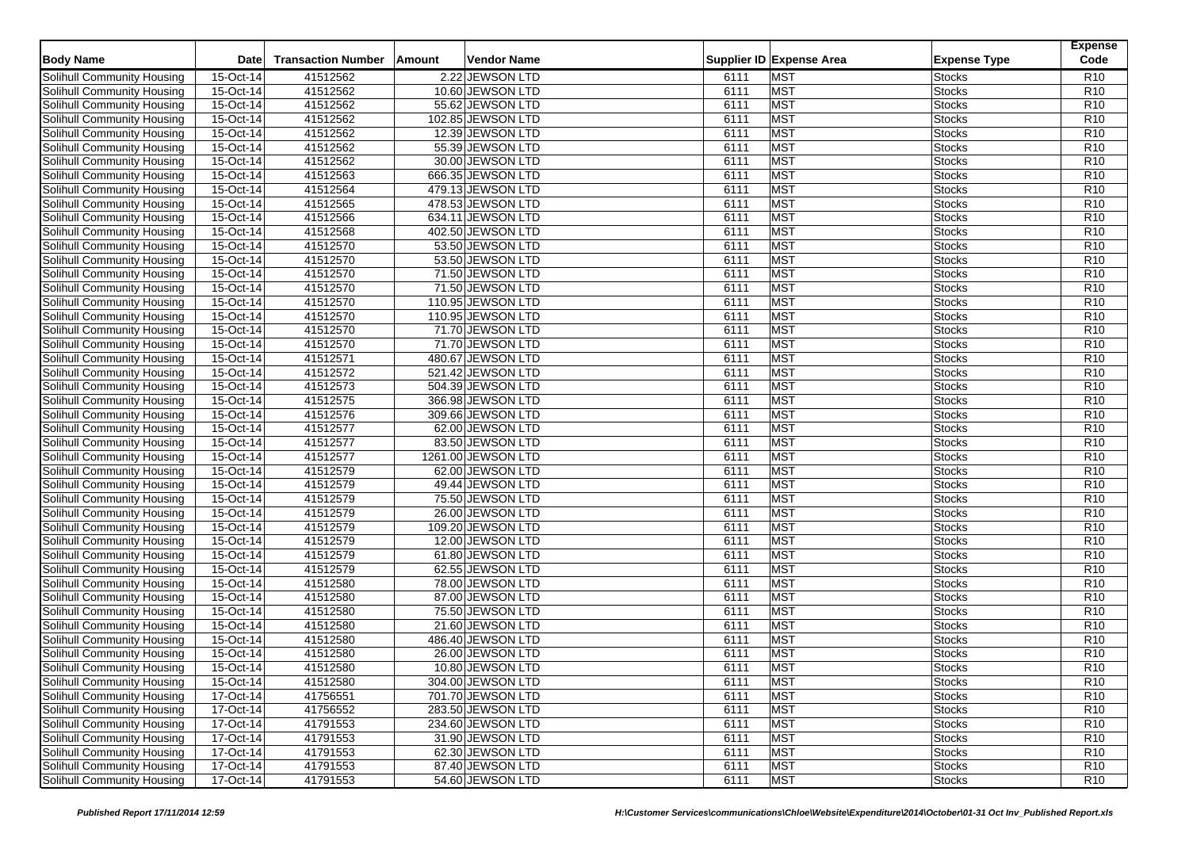| Body Name | Date | Transaction Number | Amount | Vendor Name | Supplier ID | Expense Area | Expense Type | Expense Code |
|---|---|---|---|---|---|---|---|---|
| Solihull Community Housing | 15-Oct-14 | 41512562 | 2.22 | JEWSON LTD | 6111 | MST | Stocks | R10 |
| Solihull Community Housing | 15-Oct-14 | 41512562 | 10.60 | JEWSON LTD | 6111 | MST | Stocks | R10 |
| Solihull Community Housing | 15-Oct-14 | 41512562 | 55.62 | JEWSON LTD | 6111 | MST | Stocks | R10 |
| Solihull Community Housing | 15-Oct-14 | 41512562 | 102.85 | JEWSON LTD | 6111 | MST | Stocks | R10 |
| Solihull Community Housing | 15-Oct-14 | 41512562 | 12.39 | JEWSON LTD | 6111 | MST | Stocks | R10 |
| Solihull Community Housing | 15-Oct-14 | 41512562 | 55.39 | JEWSON LTD | 6111 | MST | Stocks | R10 |
| Solihull Community Housing | 15-Oct-14 | 41512562 | 30.00 | JEWSON LTD | 6111 | MST | Stocks | R10 |
| Solihull Community Housing | 15-Oct-14 | 41512563 | 666.35 | JEWSON LTD | 6111 | MST | Stocks | R10 |
| Solihull Community Housing | 15-Oct-14 | 41512564 | 479.13 | JEWSON LTD | 6111 | MST | Stocks | R10 |
| Solihull Community Housing | 15-Oct-14 | 41512565 | 478.53 | JEWSON LTD | 6111 | MST | Stocks | R10 |
| Solihull Community Housing | 15-Oct-14 | 41512566 | 634.11 | JEWSON LTD | 6111 | MST | Stocks | R10 |
| Solihull Community Housing | 15-Oct-14 | 41512568 | 402.50 | JEWSON LTD | 6111 | MST | Stocks | R10 |
| Solihull Community Housing | 15-Oct-14 | 41512570 | 53.50 | JEWSON LTD | 6111 | MST | Stocks | R10 |
| Solihull Community Housing | 15-Oct-14 | 41512570 | 53.50 | JEWSON LTD | 6111 | MST | Stocks | R10 |
| Solihull Community Housing | 15-Oct-14 | 41512570 | 71.50 | JEWSON LTD | 6111 | MST | Stocks | R10 |
| Solihull Community Housing | 15-Oct-14 | 41512570 | 71.50 | JEWSON LTD | 6111 | MST | Stocks | R10 |
| Solihull Community Housing | 15-Oct-14 | 41512570 | 110.95 | JEWSON LTD | 6111 | MST | Stocks | R10 |
| Solihull Community Housing | 15-Oct-14 | 41512570 | 110.95 | JEWSON LTD | 6111 | MST | Stocks | R10 |
| Solihull Community Housing | 15-Oct-14 | 41512570 | 71.70 | JEWSON LTD | 6111 | MST | Stocks | R10 |
| Solihull Community Housing | 15-Oct-14 | 41512570 | 71.70 | JEWSON LTD | 6111 | MST | Stocks | R10 |
| Solihull Community Housing | 15-Oct-14 | 41512571 | 480.67 | JEWSON LTD | 6111 | MST | Stocks | R10 |
| Solihull Community Housing | 15-Oct-14 | 41512572 | 521.42 | JEWSON LTD | 6111 | MST | Stocks | R10 |
| Solihull Community Housing | 15-Oct-14 | 41512573 | 504.39 | JEWSON LTD | 6111 | MST | Stocks | R10 |
| Solihull Community Housing | 15-Oct-14 | 41512575 | 366.98 | JEWSON LTD | 6111 | MST | Stocks | R10 |
| Solihull Community Housing | 15-Oct-14 | 41512576 | 309.66 | JEWSON LTD | 6111 | MST | Stocks | R10 |
| Solihull Community Housing | 15-Oct-14 | 41512577 | 62.00 | JEWSON LTD | 6111 | MST | Stocks | R10 |
| Solihull Community Housing | 15-Oct-14 | 41512577 | 83.50 | JEWSON LTD | 6111 | MST | Stocks | R10 |
| Solihull Community Housing | 15-Oct-14 | 41512577 | 1261.00 | JEWSON LTD | 6111 | MST | Stocks | R10 |
| Solihull Community Housing | 15-Oct-14 | 41512579 | 62.00 | JEWSON LTD | 6111 | MST | Stocks | R10 |
| Solihull Community Housing | 15-Oct-14 | 41512579 | 49.44 | JEWSON LTD | 6111 | MST | Stocks | R10 |
| Solihull Community Housing | 15-Oct-14 | 41512579 | 75.50 | JEWSON LTD | 6111 | MST | Stocks | R10 |
| Solihull Community Housing | 15-Oct-14 | 41512579 | 26.00 | JEWSON LTD | 6111 | MST | Stocks | R10 |
| Solihull Community Housing | 15-Oct-14 | 41512579 | 109.20 | JEWSON LTD | 6111 | MST | Stocks | R10 |
| Solihull Community Housing | 15-Oct-14 | 41512579 | 12.00 | JEWSON LTD | 6111 | MST | Stocks | R10 |
| Solihull Community Housing | 15-Oct-14 | 41512579 | 61.80 | JEWSON LTD | 6111 | MST | Stocks | R10 |
| Solihull Community Housing | 15-Oct-14 | 41512579 | 62.55 | JEWSON LTD | 6111 | MST | Stocks | R10 |
| Solihull Community Housing | 15-Oct-14 | 41512580 | 78.00 | JEWSON LTD | 6111 | MST | Stocks | R10 |
| Solihull Community Housing | 15-Oct-14 | 41512580 | 87.00 | JEWSON LTD | 6111 | MST | Stocks | R10 |
| Solihull Community Housing | 15-Oct-14 | 41512580 | 75.50 | JEWSON LTD | 6111 | MST | Stocks | R10 |
| Solihull Community Housing | 15-Oct-14 | 41512580 | 21.60 | JEWSON LTD | 6111 | MST | Stocks | R10 |
| Solihull Community Housing | 15-Oct-14 | 41512580 | 486.40 | JEWSON LTD | 6111 | MST | Stocks | R10 |
| Solihull Community Housing | 15-Oct-14 | 41512580 | 26.00 | JEWSON LTD | 6111 | MST | Stocks | R10 |
| Solihull Community Housing | 15-Oct-14 | 41512580 | 10.80 | JEWSON LTD | 6111 | MST | Stocks | R10 |
| Solihull Community Housing | 15-Oct-14 | 41512580 | 304.00 | JEWSON LTD | 6111 | MST | Stocks | R10 |
| Solihull Community Housing | 17-Oct-14 | 41756551 | 701.70 | JEWSON LTD | 6111 | MST | Stocks | R10 |
| Solihull Community Housing | 17-Oct-14 | 41756552 | 283.50 | JEWSON LTD | 6111 | MST | Stocks | R10 |
| Solihull Community Housing | 17-Oct-14 | 41791553 | 234.60 | JEWSON LTD | 6111 | MST | Stocks | R10 |
| Solihull Community Housing | 17-Oct-14 | 41791553 | 31.90 | JEWSON LTD | 6111 | MST | Stocks | R10 |
| Solihull Community Housing | 17-Oct-14 | 41791553 | 62.30 | JEWSON LTD | 6111 | MST | Stocks | R10 |
| Solihull Community Housing | 17-Oct-14 | 41791553 | 87.40 | JEWSON LTD | 6111 | MST | Stocks | R10 |
| Solihull Community Housing | 17-Oct-14 | 41791553 | 54.60 | JEWSON LTD | 6111 | MST | Stocks | R10 |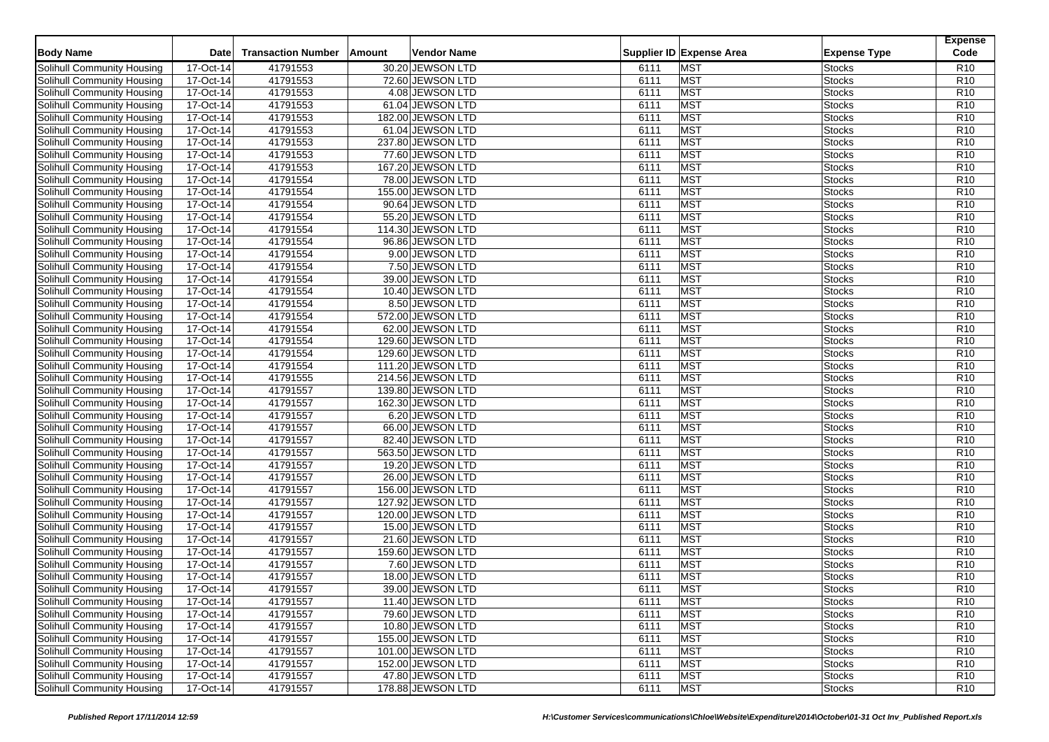| Body Name | Date | Transaction Number | Amount | Vendor Name | Supplier ID | Expense Area | Expense Type | Expense Code |
|---|---|---|---|---|---|---|---|---|
| Solihull Community Housing | 17-Oct-14 | 41791553 | 30.20 | JEWSON LTD | 6111 | MST | Stocks | R10 |
| Solihull Community Housing | 17-Oct-14 | 41791553 | 72.60 | JEWSON LTD | 6111 | MST | Stocks | R10 |
| Solihull Community Housing | 17-Oct-14 | 41791553 | 4.08 | JEWSON LTD | 6111 | MST | Stocks | R10 |
| Solihull Community Housing | 17-Oct-14 | 41791553 | 61.04 | JEWSON LTD | 6111 | MST | Stocks | R10 |
| Solihull Community Housing | 17-Oct-14 | 41791553 | 182.00 | JEWSON LTD | 6111 | MST | Stocks | R10 |
| Solihull Community Housing | 17-Oct-14 | 41791553 | 61.04 | JEWSON LTD | 6111 | MST | Stocks | R10 |
| Solihull Community Housing | 17-Oct-14 | 41791553 | 237.80 | JEWSON LTD | 6111 | MST | Stocks | R10 |
| Solihull Community Housing | 17-Oct-14 | 41791553 | 77.60 | JEWSON LTD | 6111 | MST | Stocks | R10 |
| Solihull Community Housing | 17-Oct-14 | 41791553 | 167.20 | JEWSON LTD | 6111 | MST | Stocks | R10 |
| Solihull Community Housing | 17-Oct-14 | 41791554 | 78.00 | JEWSON LTD | 6111 | MST | Stocks | R10 |
| Solihull Community Housing | 17-Oct-14 | 41791554 | 155.00 | JEWSON LTD | 6111 | MST | Stocks | R10 |
| Solihull Community Housing | 17-Oct-14 | 41791554 | 90.64 | JEWSON LTD | 6111 | MST | Stocks | R10 |
| Solihull Community Housing | 17-Oct-14 | 41791554 | 55.20 | JEWSON LTD | 6111 | MST | Stocks | R10 |
| Solihull Community Housing | 17-Oct-14 | 41791554 | 114.30 | JEWSON LTD | 6111 | MST | Stocks | R10 |
| Solihull Community Housing | 17-Oct-14 | 41791554 | 96.86 | JEWSON LTD | 6111 | MST | Stocks | R10 |
| Solihull Community Housing | 17-Oct-14 | 41791554 | 9.00 | JEWSON LTD | 6111 | MST | Stocks | R10 |
| Solihull Community Housing | 17-Oct-14 | 41791554 | 7.50 | JEWSON LTD | 6111 | MST | Stocks | R10 |
| Solihull Community Housing | 17-Oct-14 | 41791554 | 39.00 | JEWSON LTD | 6111 | MST | Stocks | R10 |
| Solihull Community Housing | 17-Oct-14 | 41791554 | 10.40 | JEWSON LTD | 6111 | MST | Stocks | R10 |
| Solihull Community Housing | 17-Oct-14 | 41791554 | 8.50 | JEWSON LTD | 6111 | MST | Stocks | R10 |
| Solihull Community Housing | 17-Oct-14 | 41791554 | 572.00 | JEWSON LTD | 6111 | MST | Stocks | R10 |
| Solihull Community Housing | 17-Oct-14 | 41791554 | 62.00 | JEWSON LTD | 6111 | MST | Stocks | R10 |
| Solihull Community Housing | 17-Oct-14 | 41791554 | 129.60 | JEWSON LTD | 6111 | MST | Stocks | R10 |
| Solihull Community Housing | 17-Oct-14 | 41791554 | 129.60 | JEWSON LTD | 6111 | MST | Stocks | R10 |
| Solihull Community Housing | 17-Oct-14 | 41791554 | 111.20 | JEWSON LTD | 6111 | MST | Stocks | R10 |
| Solihull Community Housing | 17-Oct-14 | 41791555 | 214.56 | JEWSON LTD | 6111 | MST | Stocks | R10 |
| Solihull Community Housing | 17-Oct-14 | 41791557 | 139.80 | JEWSON LTD | 6111 | MST | Stocks | R10 |
| Solihull Community Housing | 17-Oct-14 | 41791557 | 162.30 | JEWSON LTD | 6111 | MST | Stocks | R10 |
| Solihull Community Housing | 17-Oct-14 | 41791557 | 6.20 | JEWSON LTD | 6111 | MST | Stocks | R10 |
| Solihull Community Housing | 17-Oct-14 | 41791557 | 66.00 | JEWSON LTD | 6111 | MST | Stocks | R10 |
| Solihull Community Housing | 17-Oct-14 | 41791557 | 82.40 | JEWSON LTD | 6111 | MST | Stocks | R10 |
| Solihull Community Housing | 17-Oct-14 | 41791557 | 563.50 | JEWSON LTD | 6111 | MST | Stocks | R10 |
| Solihull Community Housing | 17-Oct-14 | 41791557 | 19.20 | JEWSON LTD | 6111 | MST | Stocks | R10 |
| Solihull Community Housing | 17-Oct-14 | 41791557 | 26.00 | JEWSON LTD | 6111 | MST | Stocks | R10 |
| Solihull Community Housing | 17-Oct-14 | 41791557 | 156.00 | JEWSON LTD | 6111 | MST | Stocks | R10 |
| Solihull Community Housing | 17-Oct-14 | 41791557 | 127.92 | JEWSON LTD | 6111 | MST | Stocks | R10 |
| Solihull Community Housing | 17-Oct-14 | 41791557 | 120.00 | JEWSON LTD | 6111 | MST | Stocks | R10 |
| Solihull Community Housing | 17-Oct-14 | 41791557 | 15.00 | JEWSON LTD | 6111 | MST | Stocks | R10 |
| Solihull Community Housing | 17-Oct-14 | 41791557 | 21.60 | JEWSON LTD | 6111 | MST | Stocks | R10 |
| Solihull Community Housing | 17-Oct-14 | 41791557 | 159.60 | JEWSON LTD | 6111 | MST | Stocks | R10 |
| Solihull Community Housing | 17-Oct-14 | 41791557 | 7.60 | JEWSON LTD | 6111 | MST | Stocks | R10 |
| Solihull Community Housing | 17-Oct-14 | 41791557 | 18.00 | JEWSON LTD | 6111 | MST | Stocks | R10 |
| Solihull Community Housing | 17-Oct-14 | 41791557 | 39.00 | JEWSON LTD | 6111 | MST | Stocks | R10 |
| Solihull Community Housing | 17-Oct-14 | 41791557 | 11.40 | JEWSON LTD | 6111 | MST | Stocks | R10 |
| Solihull Community Housing | 17-Oct-14 | 41791557 | 79.60 | JEWSON LTD | 6111 | MST | Stocks | R10 |
| Solihull Community Housing | 17-Oct-14 | 41791557 | 10.80 | JEWSON LTD | 6111 | MST | Stocks | R10 |
| Solihull Community Housing | 17-Oct-14 | 41791557 | 155.00 | JEWSON LTD | 6111 | MST | Stocks | R10 |
| Solihull Community Housing | 17-Oct-14 | 41791557 | 101.00 | JEWSON LTD | 6111 | MST | Stocks | R10 |
| Solihull Community Housing | 17-Oct-14 | 41791557 | 152.00 | JEWSON LTD | 6111 | MST | Stocks | R10 |
| Solihull Community Housing | 17-Oct-14 | 41791557 | 47.80 | JEWSON LTD | 6111 | MST | Stocks | R10 |
| Solihull Community Housing | 17-Oct-14 | 41791557 | 178.88 | JEWSON LTD | 6111 | MST | Stocks | R10 |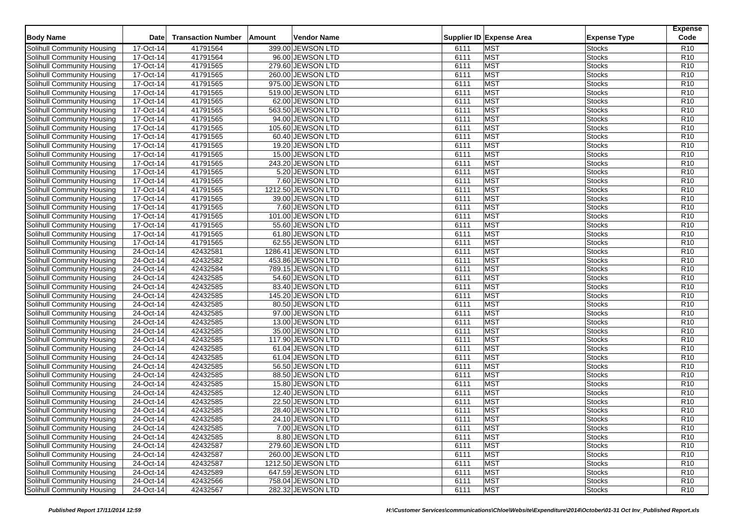| Body Name | Date | Transaction Number | Amount | Vendor Name | Supplier ID | Expense Area | Expense Type | Expense Code |
|---|---|---|---|---|---|---|---|---|
| Solihull Community Housing | 17-Oct-14 | 41791564 | 399.00 | JEWSON LTD | 6111 | MST | Stocks | R10 |
| Solihull Community Housing | 17-Oct-14 | 41791564 | 96.00 | JEWSON LTD | 6111 | MST | Stocks | R10 |
| Solihull Community Housing | 17-Oct-14 | 41791565 | 279.60 | JEWSON LTD | 6111 | MST | Stocks | R10 |
| Solihull Community Housing | 17-Oct-14 | 41791565 | 260.00 | JEWSON LTD | 6111 | MST | Stocks | R10 |
| Solihull Community Housing | 17-Oct-14 | 41791565 | 975.00 | JEWSON LTD | 6111 | MST | Stocks | R10 |
| Solihull Community Housing | 17-Oct-14 | 41791565 | 519.00 | JEWSON LTD | 6111 | MST | Stocks | R10 |
| Solihull Community Housing | 17-Oct-14 | 41791565 | 62.00 | JEWSON LTD | 6111 | MST | Stocks | R10 |
| Solihull Community Housing | 17-Oct-14 | 41791565 | 563.50 | JEWSON LTD | 6111 | MST | Stocks | R10 |
| Solihull Community Housing | 17-Oct-14 | 41791565 | 94.00 | JEWSON LTD | 6111 | MST | Stocks | R10 |
| Solihull Community Housing | 17-Oct-14 | 41791565 | 105.60 | JEWSON LTD | 6111 | MST | Stocks | R10 |
| Solihull Community Housing | 17-Oct-14 | 41791565 | 60.40 | JEWSON LTD | 6111 | MST | Stocks | R10 |
| Solihull Community Housing | 17-Oct-14 | 41791565 | 19.20 | JEWSON LTD | 6111 | MST | Stocks | R10 |
| Solihull Community Housing | 17-Oct-14 | 41791565 | 15.00 | JEWSON LTD | 6111 | MST | Stocks | R10 |
| Solihull Community Housing | 17-Oct-14 | 41791565 | 243.20 | JEWSON LTD | 6111 | MST | Stocks | R10 |
| Solihull Community Housing | 17-Oct-14 | 41791565 | 5.20 | JEWSON LTD | 6111 | MST | Stocks | R10 |
| Solihull Community Housing | 17-Oct-14 | 41791565 | 7.60 | JEWSON LTD | 6111 | MST | Stocks | R10 |
| Solihull Community Housing | 17-Oct-14 | 41791565 | 1212.50 | JEWSON LTD | 6111 | MST | Stocks | R10 |
| Solihull Community Housing | 17-Oct-14 | 41791565 | 39.00 | JEWSON LTD | 6111 | MST | Stocks | R10 |
| Solihull Community Housing | 17-Oct-14 | 41791565 | 7.60 | JEWSON LTD | 6111 | MST | Stocks | R10 |
| Solihull Community Housing | 17-Oct-14 | 41791565 | 101.00 | JEWSON LTD | 6111 | MST | Stocks | R10 |
| Solihull Community Housing | 17-Oct-14 | 41791565 | 55.60 | JEWSON LTD | 6111 | MST | Stocks | R10 |
| Solihull Community Housing | 17-Oct-14 | 41791565 | 61.80 | JEWSON LTD | 6111 | MST | Stocks | R10 |
| Solihull Community Housing | 17-Oct-14 | 41791565 | 62.55 | JEWSON LTD | 6111 | MST | Stocks | R10 |
| Solihull Community Housing | 24-Oct-14 | 42432581 | 1286.41 | JEWSON LTD | 6111 | MST | Stocks | R10 |
| Solihull Community Housing | 24-Oct-14 | 42432582 | 453.86 | JEWSON LTD | 6111 | MST | Stocks | R10 |
| Solihull Community Housing | 24-Oct-14 | 42432584 | 789.15 | JEWSON LTD | 6111 | MST | Stocks | R10 |
| Solihull Community Housing | 24-Oct-14 | 42432585 | 54.60 | JEWSON LTD | 6111 | MST | Stocks | R10 |
| Solihull Community Housing | 24-Oct-14 | 42432585 | 83.40 | JEWSON LTD | 6111 | MST | Stocks | R10 |
| Solihull Community Housing | 24-Oct-14 | 42432585 | 145.20 | JEWSON LTD | 6111 | MST | Stocks | R10 |
| Solihull Community Housing | 24-Oct-14 | 42432585 | 80.50 | JEWSON LTD | 6111 | MST | Stocks | R10 |
| Solihull Community Housing | 24-Oct-14 | 42432585 | 97.00 | JEWSON LTD | 6111 | MST | Stocks | R10 |
| Solihull Community Housing | 24-Oct-14 | 42432585 | 13.00 | JEWSON LTD | 6111 | MST | Stocks | R10 |
| Solihull Community Housing | 24-Oct-14 | 42432585 | 35.00 | JEWSON LTD | 6111 | MST | Stocks | R10 |
| Solihull Community Housing | 24-Oct-14 | 42432585 | 117.90 | JEWSON LTD | 6111 | MST | Stocks | R10 |
| Solihull Community Housing | 24-Oct-14 | 42432585 | 61.04 | JEWSON LTD | 6111 | MST | Stocks | R10 |
| Solihull Community Housing | 24-Oct-14 | 42432585 | 61.04 | JEWSON LTD | 6111 | MST | Stocks | R10 |
| Solihull Community Housing | 24-Oct-14 | 42432585 | 56.50 | JEWSON LTD | 6111 | MST | Stocks | R10 |
| Solihull Community Housing | 24-Oct-14 | 42432585 | 88.50 | JEWSON LTD | 6111 | MST | Stocks | R10 |
| Solihull Community Housing | 24-Oct-14 | 42432585 | 15.80 | JEWSON LTD | 6111 | MST | Stocks | R10 |
| Solihull Community Housing | 24-Oct-14 | 42432585 | 12.40 | JEWSON LTD | 6111 | MST | Stocks | R10 |
| Solihull Community Housing | 24-Oct-14 | 42432585 | 22.50 | JEWSON LTD | 6111 | MST | Stocks | R10 |
| Solihull Community Housing | 24-Oct-14 | 42432585 | 28.40 | JEWSON LTD | 6111 | MST | Stocks | R10 |
| Solihull Community Housing | 24-Oct-14 | 42432585 | 24.10 | JEWSON LTD | 6111 | MST | Stocks | R10 |
| Solihull Community Housing | 24-Oct-14 | 42432585 | 7.00 | JEWSON LTD | 6111 | MST | Stocks | R10 |
| Solihull Community Housing | 24-Oct-14 | 42432585 | 8.80 | JEWSON LTD | 6111 | MST | Stocks | R10 |
| Solihull Community Housing | 24-Oct-14 | 42432587 | 279.60 | JEWSON LTD | 6111 | MST | Stocks | R10 |
| Solihull Community Housing | 24-Oct-14 | 42432587 | 260.00 | JEWSON LTD | 6111 | MST | Stocks | R10 |
| Solihull Community Housing | 24-Oct-14 | 42432587 | 1212.50 | JEWSON LTD | 6111 | MST | Stocks | R10 |
| Solihull Community Housing | 24-Oct-14 | 42432589 | 647.59 | JEWSON LTD | 6111 | MST | Stocks | R10 |
| Solihull Community Housing | 24-Oct-14 | 42432566 | 758.04 | JEWSON LTD | 6111 | MST | Stocks | R10 |
| Solihull Community Housing | 24-Oct-14 | 42432567 | 282.32 | JEWSON LTD | 6111 | MST | Stocks | R10 |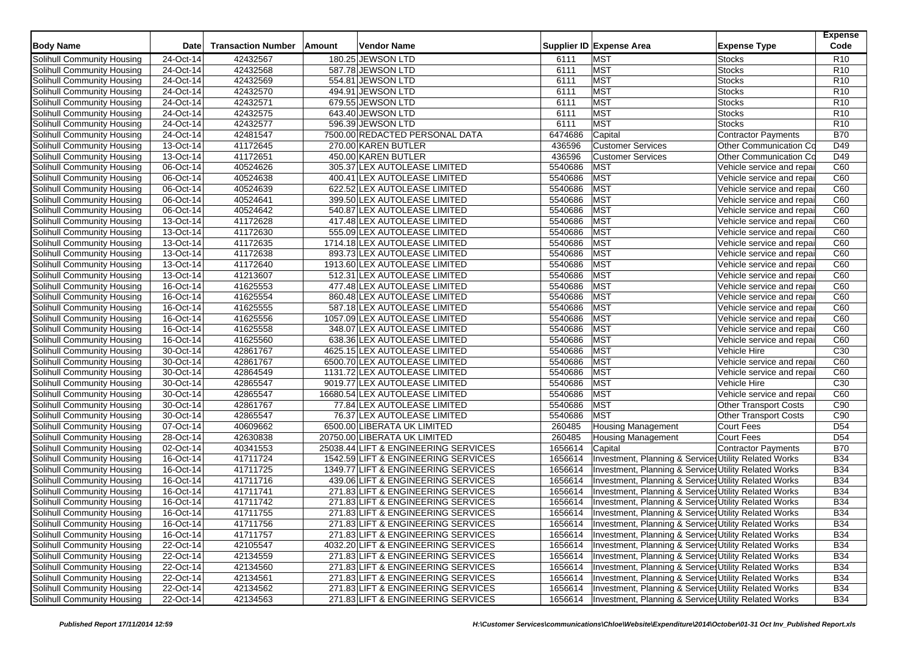| Body Name | Date | Transaction Number | Amount | Vendor Name | Supplier ID | Expense Area | Expense Type | Expense Code |
|---|---|---|---|---|---|---|---|---|
| Solihull Community Housing | 24-Oct-14 | 42432567 | 180.25 | JEWSON LTD | 6111 | MST | Stocks | R10 |
| Solihull Community Housing | 24-Oct-14 | 42432568 | 587.78 | JEWSON LTD | 6111 | MST | Stocks | R10 |
| Solihull Community Housing | 24-Oct-14 | 42432569 | 554.81 | JEWSON LTD | 6111 | MST | Stocks | R10 |
| Solihull Community Housing | 24-Oct-14 | 42432570 | 494.91 | JEWSON LTD | 6111 | MST | Stocks | R10 |
| Solihull Community Housing | 24-Oct-14 | 42432571 | 679.55 | JEWSON LTD | 6111 | MST | Stocks | R10 |
| Solihull Community Housing | 24-Oct-14 | 42432575 | 643.40 | JEWSON LTD | 6111 | MST | Stocks | R10 |
| Solihull Community Housing | 24-Oct-14 | 42432577 | 596.39 | JEWSON LTD | 6111 | MST | Stocks | R10 |
| Solihull Community Housing | 24-Oct-14 | 42481547 | 7500.00 | REDACTED PERSONAL DATA | 6474686 | Capital | Contractor Payments | B70 |
| Solihull Community Housing | 13-Oct-14 | 41172645 | 270.00 | KAREN BUTLER | 436596 | Customer Services | Other Communication Co | D49 |
| Solihull Community Housing | 13-Oct-14 | 41172651 | 450.00 | KAREN BUTLER | 436596 | Customer Services | Other Communication Co | D49 |
| Solihull Community Housing | 06-Oct-14 | 40524626 | 305.37 | LEX AUTOLEASE LIMITED | 5540686 | MST | Vehicle service and repai | C60 |
| Solihull Community Housing | 06-Oct-14 | 40524638 | 400.41 | LEX AUTOLEASE LIMITED | 5540686 | MST | Vehicle service and repai | C60 |
| Solihull Community Housing | 06-Oct-14 | 40524639 | 622.52 | LEX AUTOLEASE LIMITED | 5540686 | MST | Vehicle service and repai | C60 |
| Solihull Community Housing | 06-Oct-14 | 40524641 | 399.50 | LEX AUTOLEASE LIMITED | 5540686 | MST | Vehicle service and repai | C60 |
| Solihull Community Housing | 06-Oct-14 | 40524642 | 540.87 | LEX AUTOLEASE LIMITED | 5540686 | MST | Vehicle service and repai | C60 |
| Solihull Community Housing | 13-Oct-14 | 41172628 | 417.48 | LEX AUTOLEASE LIMITED | 5540686 | MST | Vehicle service and repai | C60 |
| Solihull Community Housing | 13-Oct-14 | 41172630 | 555.09 | LEX AUTOLEASE LIMITED | 5540686 | MST | Vehicle service and repai | C60 |
| Solihull Community Housing | 13-Oct-14 | 41172635 | 1714.18 | LEX AUTOLEASE LIMITED | 5540686 | MST | Vehicle service and repai | C60 |
| Solihull Community Housing | 13-Oct-14 | 41172638 | 893.73 | LEX AUTOLEASE LIMITED | 5540686 | MST | Vehicle service and repai | C60 |
| Solihull Community Housing | 13-Oct-14 | 41172640 | 1913.60 | LEX AUTOLEASE LIMITED | 5540686 | MST | Vehicle service and repai | C60 |
| Solihull Community Housing | 13-Oct-14 | 41213607 | 512.31 | LEX AUTOLEASE LIMITED | 5540686 | MST | Vehicle service and repai | C60 |
| Solihull Community Housing | 16-Oct-14 | 41625553 | 477.48 | LEX AUTOLEASE LIMITED | 5540686 | MST | Vehicle service and repai | C60 |
| Solihull Community Housing | 16-Oct-14 | 41625554 | 860.48 | LEX AUTOLEASE LIMITED | 5540686 | MST | Vehicle service and repai | C60 |
| Solihull Community Housing | 16-Oct-14 | 41625555 | 587.18 | LEX AUTOLEASE LIMITED | 5540686 | MST | Vehicle service and repai | C60 |
| Solihull Community Housing | 16-Oct-14 | 41625556 | 1057.09 | LEX AUTOLEASE LIMITED | 5540686 | MST | Vehicle service and repai | C60 |
| Solihull Community Housing | 16-Oct-14 | 41625558 | 348.07 | LEX AUTOLEASE LIMITED | 5540686 | MST | Vehicle service and repai | C60 |
| Solihull Community Housing | 16-Oct-14 | 41625560 | 638.36 | LEX AUTOLEASE LIMITED | 5540686 | MST | Vehicle service and repai | C60 |
| Solihull Community Housing | 30-Oct-14 | 42861767 | 4625.15 | LEX AUTOLEASE LIMITED | 5540686 | MST | Vehicle Hire | C30 |
| Solihull Community Housing | 30-Oct-14 | 42861767 | 6500.70 | LEX AUTOLEASE LIMITED | 5540686 | MST | Vehicle service and repai | C60 |
| Solihull Community Housing | 30-Oct-14 | 42864549 | 1131.72 | LEX AUTOLEASE LIMITED | 5540686 | MST | Vehicle service and repai | C60 |
| Solihull Community Housing | 30-Oct-14 | 42865547 | 9019.77 | LEX AUTOLEASE LIMITED | 5540686 | MST | Vehicle Hire | C30 |
| Solihull Community Housing | 30-Oct-14 | 42865547 | 16680.54 | LEX AUTOLEASE LIMITED | 5540686 | MST | Vehicle service and repai | C60 |
| Solihull Community Housing | 30-Oct-14 | 42861767 | 77.84 | LEX AUTOLEASE LIMITED | 5540686 | MST | Other Transport Costs | C90 |
| Solihull Community Housing | 30-Oct-14 | 42865547 | 76.37 | LEX AUTOLEASE LIMITED | 5540686 | MST | Other Transport Costs | C90 |
| Solihull Community Housing | 07-Oct-14 | 40609662 | 6500.00 | LIBERATA UK LIMITED | 260485 | Housing Management | Court Fees | D54 |
| Solihull Community Housing | 28-Oct-14 | 42630838 | 20750.00 | LIBERATA UK LIMITED | 260485 | Housing Management | Court Fees | D54 |
| Solihull Community Housing | 02-Oct-14 | 40341553 | 25038.44 | LIFT & ENGINEERING SERVICES | 1656614 | Capital | Contractor Payments | B70 |
| Solihull Community Housing | 16-Oct-14 | 41711724 | 1542.59 | LIFT & ENGINEERING SERVICES | 1656614 | Investment, Planning & Service | Utility Related Works | B34 |
| Solihull Community Housing | 16-Oct-14 | 41711725 | 1349.77 | LIFT & ENGINEERING SERVICES | 1656614 | Investment, Planning & Service | Utility Related Works | B34 |
| Solihull Community Housing | 16-Oct-14 | 41711716 | 439.06 | LIFT & ENGINEERING SERVICES | 1656614 | Investment, Planning & Service | Utility Related Works | B34 |
| Solihull Community Housing | 16-Oct-14 | 41711741 | 271.83 | LIFT & ENGINEERING SERVICES | 1656614 | Investment, Planning & Service | Utility Related Works | B34 |
| Solihull Community Housing | 16-Oct-14 | 41711742 | 271.83 | LIFT & ENGINEERING SERVICES | 1656614 | Investment, Planning & Service | Utility Related Works | B34 |
| Solihull Community Housing | 16-Oct-14 | 41711755 | 271.83 | LIFT & ENGINEERING SERVICES | 1656614 | Investment, Planning & Service | Utility Related Works | B34 |
| Solihull Community Housing | 16-Oct-14 | 41711756 | 271.83 | LIFT & ENGINEERING SERVICES | 1656614 | Investment, Planning & Service | Utility Related Works | B34 |
| Solihull Community Housing | 16-Oct-14 | 41711757 | 271.83 | LIFT & ENGINEERING SERVICES | 1656614 | Investment, Planning & Service | Utility Related Works | B34 |
| Solihull Community Housing | 22-Oct-14 | 42105547 | 4032.20 | LIFT & ENGINEERING SERVICES | 1656614 | Investment, Planning & Service | Utility Related Works | B34 |
| Solihull Community Housing | 22-Oct-14 | 42134559 | 271.83 | LIFT & ENGINEERING SERVICES | 1656614 | Investment, Planning & Service | Utility Related Works | B34 |
| Solihull Community Housing | 22-Oct-14 | 42134560 | 271.83 | LIFT & ENGINEERING SERVICES | 1656614 | Investment, Planning & Service | Utility Related Works | B34 |
| Solihull Community Housing | 22-Oct-14 | 42134561 | 271.83 | LIFT & ENGINEERING SERVICES | 1656614 | Investment, Planning & Service | Utility Related Works | B34 |
| Solihull Community Housing | 22-Oct-14 | 42134562 | 271.83 | LIFT & ENGINEERING SERVICES | 1656614 | Investment, Planning & Service | Utility Related Works | B34 |
| Solihull Community Housing | 22-Oct-14 | 42134563 | 271.83 | LIFT & ENGINEERING SERVICES | 1656614 | Investment, Planning & Service | Utility Related Works | B34 |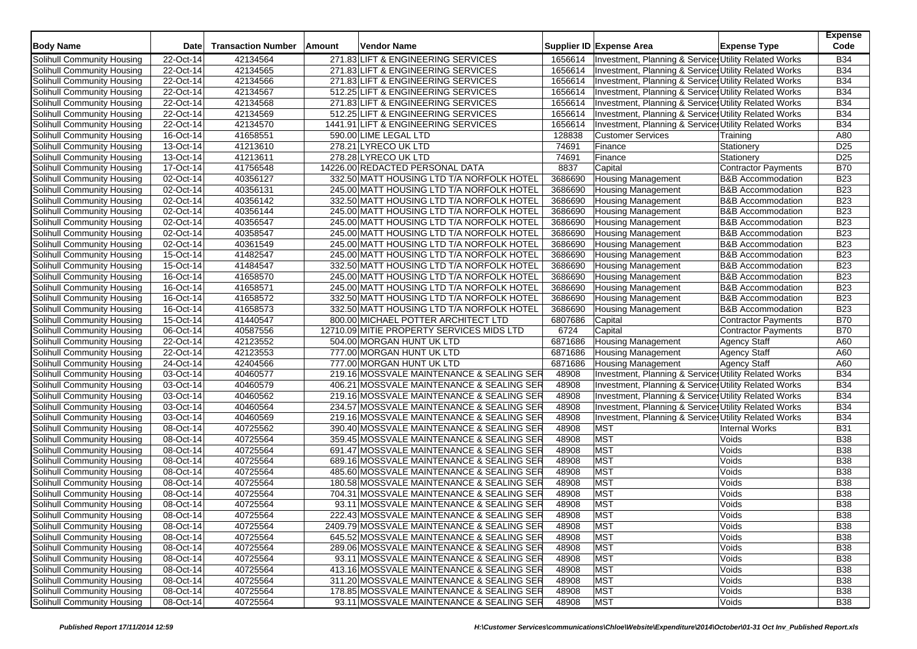| Body Name | Date | Transaction Number | Amount | Vendor Name | Supplier ID | Expense Area | Expense Type | Expense Code |
|---|---|---|---|---|---|---|---|---|
| Solihull Community Housing | 22-Oct-14 | 42134564 | 271.83 | LIFT & ENGINEERING SERVICES | 1656614 | Investment, Planning & Services | Utility Related Works | B34 |
| Solihull Community Housing | 22-Oct-14 | 42134565 | 271.83 | LIFT & ENGINEERING SERVICES | 1656614 | Investment, Planning & Services | Utility Related Works | B34 |
| Solihull Community Housing | 22-Oct-14 | 42134566 | 271.83 | LIFT & ENGINEERING SERVICES | 1656614 | Investment, Planning & Services | Utility Related Works | B34 |
| Solihull Community Housing | 22-Oct-14 | 42134567 | 512.25 | LIFT & ENGINEERING SERVICES | 1656614 | Investment, Planning & Services | Utility Related Works | B34 |
| Solihull Community Housing | 22-Oct-14 | 42134568 | 271.83 | LIFT & ENGINEERING SERVICES | 1656614 | Investment, Planning & Services | Utility Related Works | B34 |
| Solihull Community Housing | 22-Oct-14 | 42134569 | 512.25 | LIFT & ENGINEERING SERVICES | 1656614 | Investment, Planning & Services | Utility Related Works | B34 |
| Solihull Community Housing | 22-Oct-14 | 42134570 | 1441.91 | LIFT & ENGINEERING SERVICES | 1656614 | Investment, Planning & Services | Utility Related Works | B34 |
| Solihull Community Housing | 16-Oct-14 | 41658551 | 590.00 | LIME LEGAL LTD | 128838 | Customer Services | Training | A80 |
| Solihull Community Housing | 13-Oct-14 | 41213610 | 278.21 | LYRECO UK LTD | 74691 | Finance | Stationery | D25 |
| Solihull Community Housing | 13-Oct-14 | 41213611 | 278.28 | LYRECO UK LTD | 74691 | Finance | Stationery | D25 |
| Solihull Community Housing | 17-Oct-14 | 41756548 | 14226.00 | REDACTED PERSONAL DATA | 8837 | Capital | Contractor Payments | B70 |
| Solihull Community Housing | 02-Oct-14 | 40356127 | 332.50 | MATT HOUSING LTD T/A NORFOLK HOTEL | 3686690 | Housing Management | B&B Accommodation | B23 |
| Solihull Community Housing | 02-Oct-14 | 40356131 | 245.00 | MATT HOUSING LTD T/A NORFOLK HOTEL | 3686690 | Housing Management | B&B Accommodation | B23 |
| Solihull Community Housing | 02-Oct-14 | 40356142 | 332.50 | MATT HOUSING LTD T/A NORFOLK HOTEL | 3686690 | Housing Management | B&B Accommodation | B23 |
| Solihull Community Housing | 02-Oct-14 | 40356144 | 245.00 | MATT HOUSING LTD T/A NORFOLK HOTEL | 3686690 | Housing Management | B&B Accommodation | B23 |
| Solihull Community Housing | 02-Oct-14 | 40356547 | 245.00 | MATT HOUSING LTD T/A NORFOLK HOTEL | 3686690 | Housing Management | B&B Accommodation | B23 |
| Solihull Community Housing | 02-Oct-14 | 40358547 | 245.00 | MATT HOUSING LTD T/A NORFOLK HOTEL | 3686690 | Housing Management | B&B Accommodation | B23 |
| Solihull Community Housing | 02-Oct-14 | 40361549 | 245.00 | MATT HOUSING LTD T/A NORFOLK HOTEL | 3686690 | Housing Management | B&B Accommodation | B23 |
| Solihull Community Housing | 15-Oct-14 | 41482547 | 245.00 | MATT HOUSING LTD T/A NORFOLK HOTEL | 3686690 | Housing Management | B&B Accommodation | B23 |
| Solihull Community Housing | 15-Oct-14 | 41484547 | 332.50 | MATT HOUSING LTD T/A NORFOLK HOTEL | 3686690 | Housing Management | B&B Accommodation | B23 |
| Solihull Community Housing | 16-Oct-14 | 41658570 | 245.00 | MATT HOUSING LTD T/A NORFOLK HOTEL | 3686690 | Housing Management | B&B Accommodation | B23 |
| Solihull Community Housing | 16-Oct-14 | 41658571 | 245.00 | MATT HOUSING LTD T/A NORFOLK HOTEL | 3686690 | Housing Management | B&B Accommodation | B23 |
| Solihull Community Housing | 16-Oct-14 | 41658572 | 332.50 | MATT HOUSING LTD T/A NORFOLK HOTEL | 3686690 | Housing Management | B&B Accommodation | B23 |
| Solihull Community Housing | 16-Oct-14 | 41658573 | 332.50 | MATT HOUSING LTD T/A NORFOLK HOTEL | 3686690 | Housing Management | B&B Accommodation | B23 |
| Solihull Community Housing | 15-Oct-14 | 41440547 | 800.00 | MICHAEL POTTER ARCHITECT LTD | 6807686 | Capital | Contractor Payments | B70 |
| Solihull Community Housing | 06-Oct-14 | 40587556 | 12710.09 | MITIE PROPERTY SERVICES MIDS LTD | 6724 | Capital | Contractor Payments | B70 |
| Solihull Community Housing | 22-Oct-14 | 42123552 | 504.00 | MORGAN HUNT UK LTD | 6871686 | Housing Management | Agency Staff | A60 |
| Solihull Community Housing | 22-Oct-14 | 42123553 | 777.00 | MORGAN HUNT UK LTD | 6871686 | Housing Management | Agency Staff | A60 |
| Solihull Community Housing | 24-Oct-14 | 42404566 | 777.00 | MORGAN HUNT UK LTD | 6871686 | Housing Management | Agency Staff | A60 |
| Solihull Community Housing | 03-Oct-14 | 40460577 | 219.16 | MOSSVALE MAINTENANCE & SEALING SER | 48908 | Investment, Planning & Services | Utility Related Works | B34 |
| Solihull Community Housing | 03-Oct-14 | 40460579 | 406.21 | MOSSVALE MAINTENANCE & SEALING SER | 48908 | Investment, Planning & Services | Utility Related Works | B34 |
| Solihull Community Housing | 03-Oct-14 | 40460562 | 219.16 | MOSSVALE MAINTENANCE & SEALING SER | 48908 | Investment, Planning & Services | Utility Related Works | B34 |
| Solihull Community Housing | 03-Oct-14 | 40460564 | 234.57 | MOSSVALE MAINTENANCE & SEALING SER | 48908 | Investment, Planning & Services | Utility Related Works | B34 |
| Solihull Community Housing | 03-Oct-14 | 40460569 | 219.16 | MOSSVALE MAINTENANCE & SEALING SER | 48908 | Investment, Planning & Services | Utility Related Works | B34 |
| Solihull Community Housing | 08-Oct-14 | 40725562 | 390.40 | MOSSVALE MAINTENANCE & SEALING SER | 48908 | MST | Internal Works | B31 |
| Solihull Community Housing | 08-Oct-14 | 40725564 | 359.45 | MOSSVALE MAINTENANCE & SEALING SER | 48908 | MST | Voids | B38 |
| Solihull Community Housing | 08-Oct-14 | 40725564 | 691.47 | MOSSVALE MAINTENANCE & SEALING SER | 48908 | MST | Voids | B38 |
| Solihull Community Housing | 08-Oct-14 | 40725564 | 689.16 | MOSSVALE MAINTENANCE & SEALING SER | 48908 | MST | Voids | B38 |
| Solihull Community Housing | 08-Oct-14 | 40725564 | 485.60 | MOSSVALE MAINTENANCE & SEALING SER | 48908 | MST | Voids | B38 |
| Solihull Community Housing | 08-Oct-14 | 40725564 | 180.58 | MOSSVALE MAINTENANCE & SEALING SER | 48908 | MST | Voids | B38 |
| Solihull Community Housing | 08-Oct-14 | 40725564 | 704.31 | MOSSVALE MAINTENANCE & SEALING SER | 48908 | MST | Voids | B38 |
| Solihull Community Housing | 08-Oct-14 | 40725564 | 93.11 | MOSSVALE MAINTENANCE & SEALING SER | 48908 | MST | Voids | B38 |
| Solihull Community Housing | 08-Oct-14 | 40725564 | 222.43 | MOSSVALE MAINTENANCE & SEALING SER | 48908 | MST | Voids | B38 |
| Solihull Community Housing | 08-Oct-14 | 40725564 | 2409.79 | MOSSVALE MAINTENANCE & SEALING SER | 48908 | MST | Voids | B38 |
| Solihull Community Housing | 08-Oct-14 | 40725564 | 645.52 | MOSSVALE MAINTENANCE & SEALING SER | 48908 | MST | Voids | B38 |
| Solihull Community Housing | 08-Oct-14 | 40725564 | 289.06 | MOSSVALE MAINTENANCE & SEALING SER | 48908 | MST | Voids | B38 |
| Solihull Community Housing | 08-Oct-14 | 40725564 | 93.11 | MOSSVALE MAINTENANCE & SEALING SER | 48908 | MST | Voids | B38 |
| Solihull Community Housing | 08-Oct-14 | 40725564 | 413.16 | MOSSVALE MAINTENANCE & SEALING SER | 48908 | MST | Voids | B38 |
| Solihull Community Housing | 08-Oct-14 | 40725564 | 311.20 | MOSSVALE MAINTENANCE & SEALING SER | 48908 | MST | Voids | B38 |
| Solihull Community Housing | 08-Oct-14 | 40725564 | 178.85 | MOSSVALE MAINTENANCE & SEALING SER | 48908 | MST | Voids | B38 |
| Solihull Community Housing | 08-Oct-14 | 40725564 | 93.11 | MOSSVALE MAINTENANCE & SEALING SER | 48908 | MST | Voids | B38 |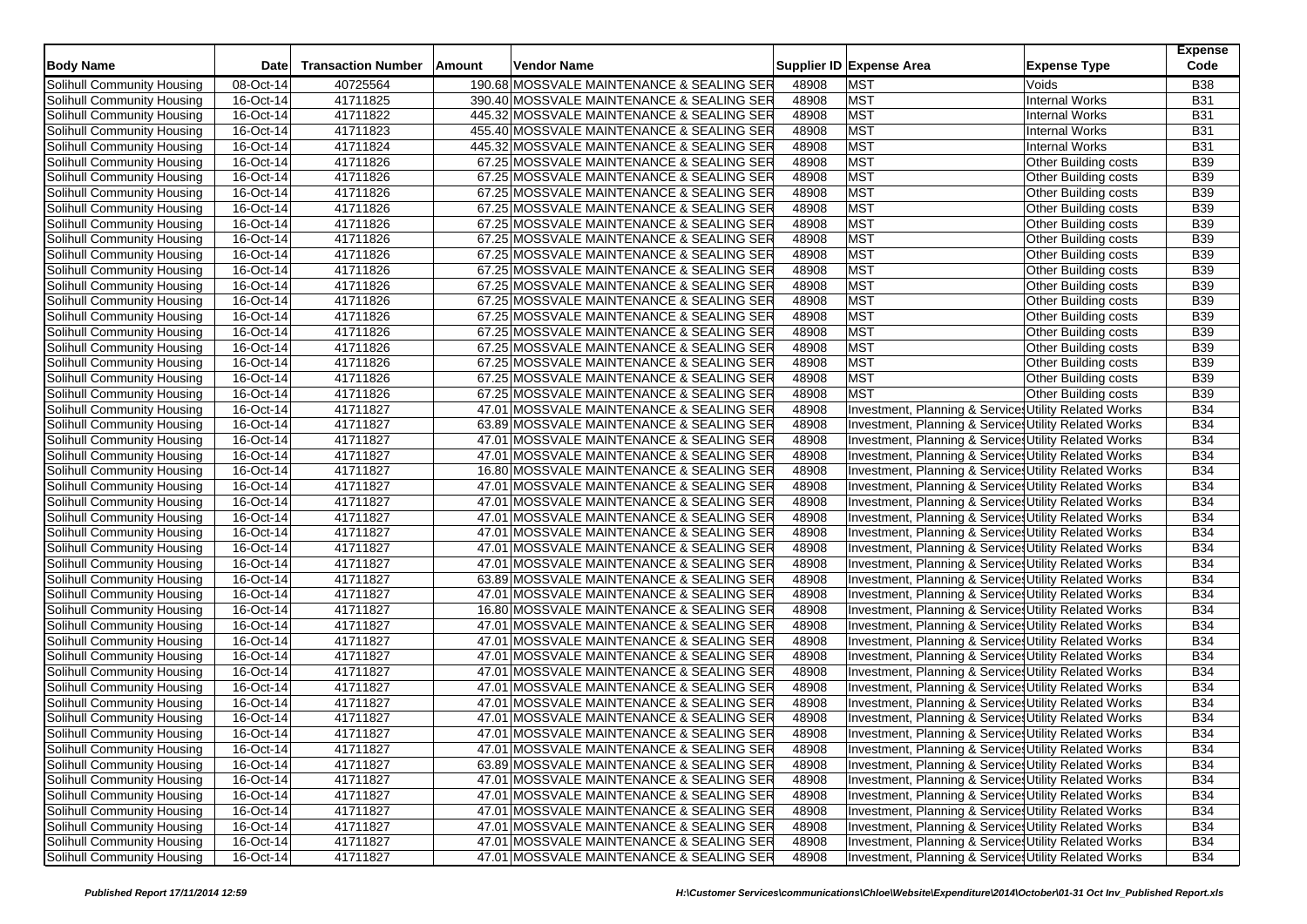| Body Name | Date | Transaction Number | Amount | Vendor Name | Supplier ID | Expense Area | Expense Type | Expense Code |
|---|---|---|---|---|---|---|---|---|
| Solihull Community Housing | 08-Oct-14 | 40725564 | 190.68 | MOSSVALE MAINTENANCE & SEALING SER | 48908 | MST | Voids | B38 |
| Solihull Community Housing | 16-Oct-14 | 41711825 | 390.40 | MOSSVALE MAINTENANCE & SEALING SER | 48908 | MST | Internal Works | B31 |
| Solihull Community Housing | 16-Oct-14 | 41711822 | 445.32 | MOSSVALE MAINTENANCE & SEALING SER | 48908 | MST | Internal Works | B31 |
| Solihull Community Housing | 16-Oct-14 | 41711823 | 455.40 | MOSSVALE MAINTENANCE & SEALING SER | 48908 | MST | Internal Works | B31 |
| Solihull Community Housing | 16-Oct-14 | 41711824 | 445.32 | MOSSVALE MAINTENANCE & SEALING SER | 48908 | MST | Internal Works | B31 |
| Solihull Community Housing | 16-Oct-14 | 41711826 | 67.25 | MOSSVALE MAINTENANCE & SEALING SER | 48908 | MST | Other Building costs | B39 |
| Solihull Community Housing | 16-Oct-14 | 41711826 | 67.25 | MOSSVALE MAINTENANCE & SEALING SER | 48908 | MST | Other Building costs | B39 |
| Solihull Community Housing | 16-Oct-14 | 41711826 | 67.25 | MOSSVALE MAINTENANCE & SEALING SER | 48908 | MST | Other Building costs | B39 |
| Solihull Community Housing | 16-Oct-14 | 41711826 | 67.25 | MOSSVALE MAINTENANCE & SEALING SER | 48908 | MST | Other Building costs | B39 |
| Solihull Community Housing | 16-Oct-14 | 41711826 | 67.25 | MOSSVALE MAINTENANCE & SEALING SER | 48908 | MST | Other Building costs | B39 |
| Solihull Community Housing | 16-Oct-14 | 41711826 | 67.25 | MOSSVALE MAINTENANCE & SEALING SER | 48908 | MST | Other Building costs | B39 |
| Solihull Community Housing | 16-Oct-14 | 41711826 | 67.25 | MOSSVALE MAINTENANCE & SEALING SER | 48908 | MST | Other Building costs | B39 |
| Solihull Community Housing | 16-Oct-14 | 41711826 | 67.25 | MOSSVALE MAINTENANCE & SEALING SER | 48908 | MST | Other Building costs | B39 |
| Solihull Community Housing | 16-Oct-14 | 41711826 | 67.25 | MOSSVALE MAINTENANCE & SEALING SER | 48908 | MST | Other Building costs | B39 |
| Solihull Community Housing | 16-Oct-14 | 41711826 | 67.25 | MOSSVALE MAINTENANCE & SEALING SER | 48908 | MST | Other Building costs | B39 |
| Solihull Community Housing | 16-Oct-14 | 41711826 | 67.25 | MOSSVALE MAINTENANCE & SEALING SER | 48908 | MST | Other Building costs | B39 |
| Solihull Community Housing | 16-Oct-14 | 41711826 | 67.25 | MOSSVALE MAINTENANCE & SEALING SER | 48908 | MST | Other Building costs | B39 |
| Solihull Community Housing | 16-Oct-14 | 41711826 | 67.25 | MOSSVALE MAINTENANCE & SEALING SER | 48908 | MST | Other Building costs | B39 |
| Solihull Community Housing | 16-Oct-14 | 41711826 | 67.25 | MOSSVALE MAINTENANCE & SEALING SER | 48908 | MST | Other Building costs | B39 |
| Solihull Community Housing | 16-Oct-14 | 41711826 | 67.25 | MOSSVALE MAINTENANCE & SEALING SER | 48908 | MST | Other Building costs | B39 |
| Solihull Community Housing | 16-Oct-14 | 41711827 | 47.01 | MOSSVALE MAINTENANCE & SEALING SER | 48908 | Investment, Planning & Services | Utility Related Works | B34 |
| Solihull Community Housing | 16-Oct-14 | 41711827 | 63.89 | MOSSVALE MAINTENANCE & SEALING SER | 48908 | Investment, Planning & Services | Utility Related Works | B34 |
| Solihull Community Housing | 16-Oct-14 | 41711827 | 47.01 | MOSSVALE MAINTENANCE & SEALING SER | 48908 | Investment, Planning & Services | Utility Related Works | B34 |
| Solihull Community Housing | 16-Oct-14 | 41711827 | 47.01 | MOSSVALE MAINTENANCE & SEALING SER | 48908 | Investment, Planning & Services | Utility Related Works | B34 |
| Solihull Community Housing | 16-Oct-14 | 41711827 | 16.80 | MOSSVALE MAINTENANCE & SEALING SER | 48908 | Investment, Planning & Services | Utility Related Works | B34 |
| Solihull Community Housing | 16-Oct-14 | 41711827 | 47.01 | MOSSVALE MAINTENANCE & SEALING SER | 48908 | Investment, Planning & Services | Utility Related Works | B34 |
| Solihull Community Housing | 16-Oct-14 | 41711827 | 47.01 | MOSSVALE MAINTENANCE & SEALING SER | 48908 | Investment, Planning & Services | Utility Related Works | B34 |
| Solihull Community Housing | 16-Oct-14 | 41711827 | 47.01 | MOSSVALE MAINTENANCE & SEALING SER | 48908 | Investment, Planning & Services | Utility Related Works | B34 |
| Solihull Community Housing | 16-Oct-14 | 41711827 | 47.01 | MOSSVALE MAINTENANCE & SEALING SER | 48908 | Investment, Planning & Services | Utility Related Works | B34 |
| Solihull Community Housing | 16-Oct-14 | 41711827 | 47.01 | MOSSVALE MAINTENANCE & SEALING SER | 48908 | Investment, Planning & Services | Utility Related Works | B34 |
| Solihull Community Housing | 16-Oct-14 | 41711827 | 47.01 | MOSSVALE MAINTENANCE & SEALING SER | 48908 | Investment, Planning & Services | Utility Related Works | B34 |
| Solihull Community Housing | 16-Oct-14 | 41711827 | 63.89 | MOSSVALE MAINTENANCE & SEALING SER | 48908 | Investment, Planning & Services | Utility Related Works | B34 |
| Solihull Community Housing | 16-Oct-14 | 41711827 | 47.01 | MOSSVALE MAINTENANCE & SEALING SER | 48908 | Investment, Planning & Services | Utility Related Works | B34 |
| Solihull Community Housing | 16-Oct-14 | 41711827 | 16.80 | MOSSVALE MAINTENANCE & SEALING SER | 48908 | Investment, Planning & Services | Utility Related Works | B34 |
| Solihull Community Housing | 16-Oct-14 | 41711827 | 47.01 | MOSSVALE MAINTENANCE & SEALING SER | 48908 | Investment, Planning & Services | Utility Related Works | B34 |
| Solihull Community Housing | 16-Oct-14 | 41711827 | 47.01 | MOSSVALE MAINTENANCE & SEALING SER | 48908 | Investment, Planning & Services | Utility Related Works | B34 |
| Solihull Community Housing | 16-Oct-14 | 41711827 | 47.01 | MOSSVALE MAINTENANCE & SEALING SER | 48908 | Investment, Planning & Services | Utility Related Works | B34 |
| Solihull Community Housing | 16-Oct-14 | 41711827 | 47.01 | MOSSVALE MAINTENANCE & SEALING SER | 48908 | Investment, Planning & Services | Utility Related Works | B34 |
| Solihull Community Housing | 16-Oct-14 | 41711827 | 47.01 | MOSSVALE MAINTENANCE & SEALING SER | 48908 | Investment, Planning & Services | Utility Related Works | B34 |
| Solihull Community Housing | 16-Oct-14 | 41711827 | 47.01 | MOSSVALE MAINTENANCE & SEALING SER | 48908 | Investment, Planning & Services | Utility Related Works | B34 |
| Solihull Community Housing | 16-Oct-14 | 41711827 | 47.01 | MOSSVALE MAINTENANCE & SEALING SER | 48908 | Investment, Planning & Services | Utility Related Works | B34 |
| Solihull Community Housing | 16-Oct-14 | 41711827 | 47.01 | MOSSVALE MAINTENANCE & SEALING SER | 48908 | Investment, Planning & Services | Utility Related Works | B34 |
| Solihull Community Housing | 16-Oct-14 | 41711827 | 63.89 | MOSSVALE MAINTENANCE & SEALING SER | 48908 | Investment, Planning & Services | Utility Related Works | B34 |
| Solihull Community Housing | 16-Oct-14 | 41711827 | 47.01 | MOSSVALE MAINTENANCE & SEALING SER | 48908 | Investment, Planning & Services | Utility Related Works | B34 |
| Solihull Community Housing | 16-Oct-14 | 41711827 | 47.01 | MOSSVALE MAINTENANCE & SEALING SER | 48908 | Investment, Planning & Services | Utility Related Works | B34 |
| Solihull Community Housing | 16-Oct-14 | 41711827 | 47.01 | MOSSVALE MAINTENANCE & SEALING SER | 48908 | Investment, Planning & Services | Utility Related Works | B34 |
| Solihull Community Housing | 16-Oct-14 | 41711827 | 47.01 | MOSSVALE MAINTENANCE & SEALING SER | 48908 | Investment, Planning & Services | Utility Related Works | B34 |
| Solihull Community Housing | 16-Oct-14 | 41711827 | 47.01 | MOSSVALE MAINTENANCE & SEALING SER | 48908 | Investment, Planning & Services | Utility Related Works | B34 |
| Solihull Community Housing | 16-Oct-14 | 41711827 | 47.01 | MOSSVALE MAINTENANCE & SEALING SER | 48908 | Investment, Planning & Services | Utility Related Works | B34 |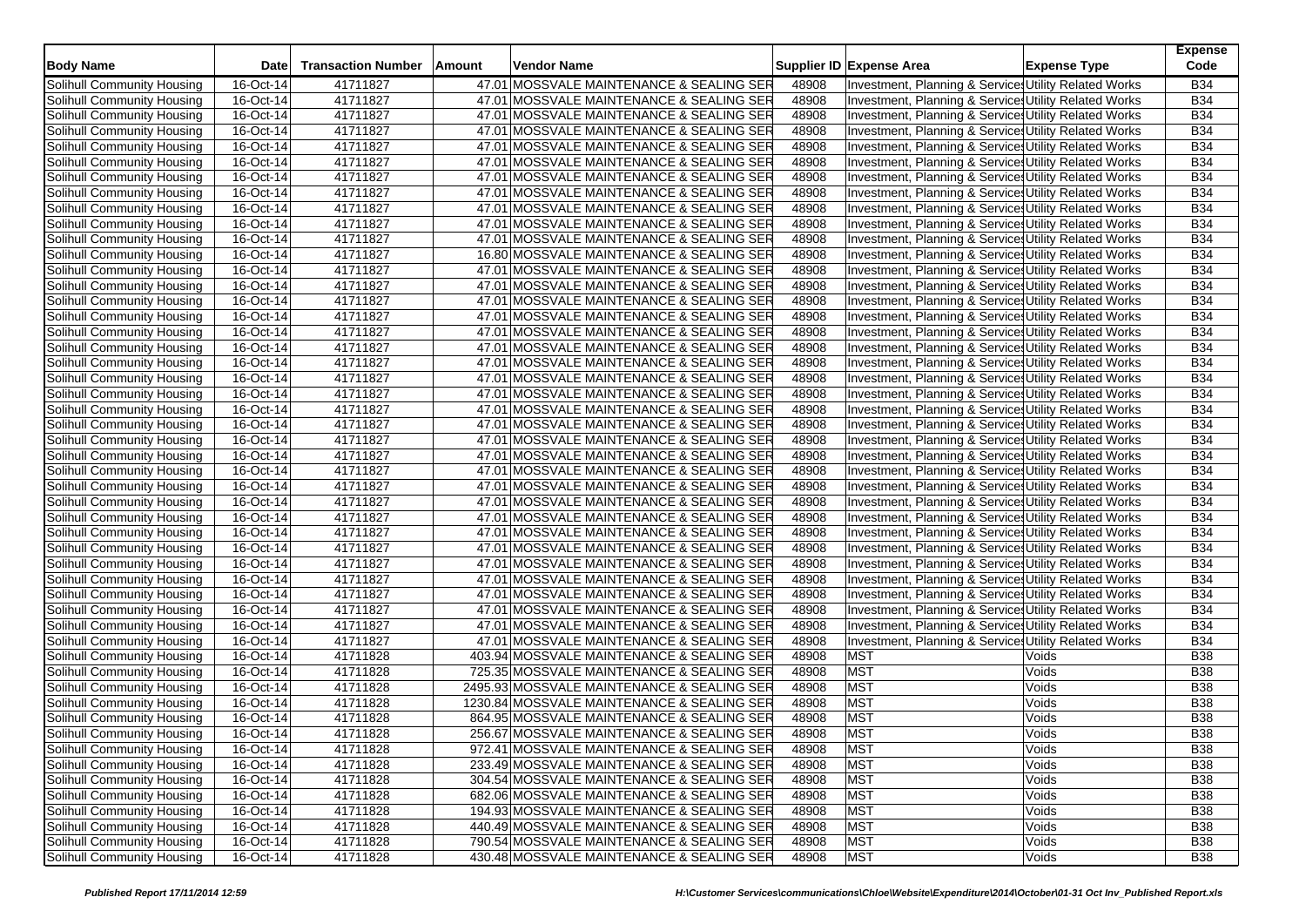| Body Name | Date | Transaction Number | Amount | Vendor Name | Supplier ID | Expense Area | Expense Type | Expense Code |
|---|---|---|---|---|---|---|---|---|
| Solihull Community Housing | 16-Oct-14 | 41711827 | 47.01 | MOSSVALE MAINTENANCE & SEALING SER | 48908 | Investment, Planning & Service | Utility Related Works | B34 |
| Solihull Community Housing | 16-Oct-14 | 41711827 | 47.01 | MOSSVALE MAINTENANCE & SEALING SER | 48908 | Investment, Planning & Service | Utility Related Works | B34 |
| Solihull Community Housing | 16-Oct-14 | 41711827 | 47.01 | MOSSVALE MAINTENANCE & SEALING SER | 48908 | Investment, Planning & Service | Utility Related Works | B34 |
| Solihull Community Housing | 16-Oct-14 | 41711827 | 47.01 | MOSSVALE MAINTENANCE & SEALING SER | 48908 | Investment, Planning & Service | Utility Related Works | B34 |
| Solihull Community Housing | 16-Oct-14 | 41711827 | 47.01 | MOSSVALE MAINTENANCE & SEALING SER | 48908 | Investment, Planning & Service | Utility Related Works | B34 |
| Solihull Community Housing | 16-Oct-14 | 41711827 | 47.01 | MOSSVALE MAINTENANCE & SEALING SER | 48908 | Investment, Planning & Service | Utility Related Works | B34 |
| Solihull Community Housing | 16-Oct-14 | 41711827 | 47.01 | MOSSVALE MAINTENANCE & SEALING SER | 48908 | Investment, Planning & Service | Utility Related Works | B34 |
| Solihull Community Housing | 16-Oct-14 | 41711827 | 47.01 | MOSSVALE MAINTENANCE & SEALING SER | 48908 | Investment, Planning & Service | Utility Related Works | B34 |
| Solihull Community Housing | 16-Oct-14 | 41711827 | 47.01 | MOSSVALE MAINTENANCE & SEALING SER | 48908 | Investment, Planning & Service | Utility Related Works | B34 |
| Solihull Community Housing | 16-Oct-14 | 41711827 | 47.01 | MOSSVALE MAINTENANCE & SEALING SER | 48908 | Investment, Planning & Service | Utility Related Works | B34 |
| Solihull Community Housing | 16-Oct-14 | 41711827 | 47.01 | MOSSVALE MAINTENANCE & SEALING SER | 48908 | Investment, Planning & Service | Utility Related Works | B34 |
| Solihull Community Housing | 16-Oct-14 | 41711827 | 16.80 | MOSSVALE MAINTENANCE & SEALING SER | 48908 | Investment, Planning & Service | Utility Related Works | B34 |
| Solihull Community Housing | 16-Oct-14 | 41711827 | 47.01 | MOSSVALE MAINTENANCE & SEALING SER | 48908 | Investment, Planning & Service | Utility Related Works | B34 |
| Solihull Community Housing | 16-Oct-14 | 41711827 | 47.01 | MOSSVALE MAINTENANCE & SEALING SER | 48908 | Investment, Planning & Service | Utility Related Works | B34 |
| Solihull Community Housing | 16-Oct-14 | 41711827 | 47.01 | MOSSVALE MAINTENANCE & SEALING SER | 48908 | Investment, Planning & Service | Utility Related Works | B34 |
| Solihull Community Housing | 16-Oct-14 | 41711827 | 47.01 | MOSSVALE MAINTENANCE & SEALING SER | 48908 | Investment, Planning & Service | Utility Related Works | B34 |
| Solihull Community Housing | 16-Oct-14 | 41711827 | 47.01 | MOSSVALE MAINTENANCE & SEALING SER | 48908 | Investment, Planning & Service | Utility Related Works | B34 |
| Solihull Community Housing | 16-Oct-14 | 41711827 | 47.01 | MOSSVALE MAINTENANCE & SEALING SER | 48908 | Investment, Planning & Service | Utility Related Works | B34 |
| Solihull Community Housing | 16-Oct-14 | 41711827 | 47.01 | MOSSVALE MAINTENANCE & SEALING SER | 48908 | Investment, Planning & Service | Utility Related Works | B34 |
| Solihull Community Housing | 16-Oct-14 | 41711827 | 47.01 | MOSSVALE MAINTENANCE & SEALING SER | 48908 | Investment, Planning & Service | Utility Related Works | B34 |
| Solihull Community Housing | 16-Oct-14 | 41711827 | 47.01 | MOSSVALE MAINTENANCE & SEALING SER | 48908 | Investment, Planning & Service | Utility Related Works | B34 |
| Solihull Community Housing | 16-Oct-14 | 41711827 | 47.01 | MOSSVALE MAINTENANCE & SEALING SER | 48908 | Investment, Planning & Service | Utility Related Works | B34 |
| Solihull Community Housing | 16-Oct-14 | 41711827 | 47.01 | MOSSVALE MAINTENANCE & SEALING SER | 48908 | Investment, Planning & Service | Utility Related Works | B34 |
| Solihull Community Housing | 16-Oct-14 | 41711827 | 47.01 | MOSSVALE MAINTENANCE & SEALING SER | 48908 | Investment, Planning & Service | Utility Related Works | B34 |
| Solihull Community Housing | 16-Oct-14 | 41711827 | 47.01 | MOSSVALE MAINTENANCE & SEALING SER | 48908 | Investment, Planning & Service | Utility Related Works | B34 |
| Solihull Community Housing | 16-Oct-14 | 41711827 | 47.01 | MOSSVALE MAINTENANCE & SEALING SER | 48908 | Investment, Planning & Service | Utility Related Works | B34 |
| Solihull Community Housing | 16-Oct-14 | 41711827 | 47.01 | MOSSVALE MAINTENANCE & SEALING SER | 48908 | Investment, Planning & Service | Utility Related Works | B34 |
| Solihull Community Housing | 16-Oct-14 | 41711827 | 47.01 | MOSSVALE MAINTENANCE & SEALING SER | 48908 | Investment, Planning & Service | Utility Related Works | B34 |
| Solihull Community Housing | 16-Oct-14 | 41711827 | 47.01 | MOSSVALE MAINTENANCE & SEALING SER | 48908 | Investment, Planning & Service | Utility Related Works | B34 |
| Solihull Community Housing | 16-Oct-14 | 41711827 | 47.01 | MOSSVALE MAINTENANCE & SEALING SER | 48908 | Investment, Planning & Service | Utility Related Works | B34 |
| Solihull Community Housing | 16-Oct-14 | 41711827 | 47.01 | MOSSVALE MAINTENANCE & SEALING SER | 48908 | Investment, Planning & Service | Utility Related Works | B34 |
| Solihull Community Housing | 16-Oct-14 | 41711827 | 47.01 | MOSSVALE MAINTENANCE & SEALING SER | 48908 | Investment, Planning & Service | Utility Related Works | B34 |
| Solihull Community Housing | 16-Oct-14 | 41711827 | 47.01 | MOSSVALE MAINTENANCE & SEALING SER | 48908 | Investment, Planning & Service | Utility Related Works | B34 |
| Solihull Community Housing | 16-Oct-14 | 41711827 | 47.01 | MOSSVALE MAINTENANCE & SEALING SER | 48908 | Investment, Planning & Service | Utility Related Works | B34 |
| Solihull Community Housing | 16-Oct-14 | 41711827 | 47.01 | MOSSVALE MAINTENANCE & SEALING SER | 48908 | Investment, Planning & Service | Utility Related Works | B34 |
| Solihull Community Housing | 16-Oct-14 | 41711827 | 47.01 | MOSSVALE MAINTENANCE & SEALING SER | 48908 | Investment, Planning & Service | Utility Related Works | B34 |
| Solihull Community Housing | 16-Oct-14 | 41711827 | 47.01 | MOSSVALE MAINTENANCE & SEALING SER | 48908 | Investment, Planning & Service | Utility Related Works | B34 |
| Solihull Community Housing | 16-Oct-14 | 41711828 | 403.94 | MOSSVALE MAINTENANCE & SEALING SER | 48908 | MST | Voids | B38 |
| Solihull Community Housing | 16-Oct-14 | 41711828 | 725.35 | MOSSVALE MAINTENANCE & SEALING SER | 48908 | MST | Voids | B38 |
| Solihull Community Housing | 16-Oct-14 | 41711828 | 2495.93 | MOSSVALE MAINTENANCE & SEALING SER | 48908 | MST | Voids | B38 |
| Solihull Community Housing | 16-Oct-14 | 41711828 | 1230.84 | MOSSVALE MAINTENANCE & SEALING SER | 48908 | MST | Voids | B38 |
| Solihull Community Housing | 16-Oct-14 | 41711828 | 864.95 | MOSSVALE MAINTENANCE & SEALING SER | 48908 | MST | Voids | B38 |
| Solihull Community Housing | 16-Oct-14 | 41711828 | 256.67 | MOSSVALE MAINTENANCE & SEALING SER | 48908 | MST | Voids | B38 |
| Solihull Community Housing | 16-Oct-14 | 41711828 | 972.41 | MOSSVALE MAINTENANCE & SEALING SER | 48908 | MST | Voids | B38 |
| Solihull Community Housing | 16-Oct-14 | 41711828 | 233.49 | MOSSVALE MAINTENANCE & SEALING SER | 48908 | MST | Voids | B38 |
| Solihull Community Housing | 16-Oct-14 | 41711828 | 304.54 | MOSSVALE MAINTENANCE & SEALING SER | 48908 | MST | Voids | B38 |
| Solihull Community Housing | 16-Oct-14 | 41711828 | 682.06 | MOSSVALE MAINTENANCE & SEALING SER | 48908 | MST | Voids | B38 |
| Solihull Community Housing | 16-Oct-14 | 41711828 | 194.93 | MOSSVALE MAINTENANCE & SEALING SER | 48908 | MST | Voids | B38 |
| Solihull Community Housing | 16-Oct-14 | 41711828 | 440.49 | MOSSVALE MAINTENANCE & SEALING SER | 48908 | MST | Voids | B38 |
| Solihull Community Housing | 16-Oct-14 | 41711828 | 790.54 | MOSSVALE MAINTENANCE & SEALING SER | 48908 | MST | Voids | B38 |
| Solihull Community Housing | 16-Oct-14 | 41711828 | 430.48 | MOSSVALE MAINTENANCE & SEALING SER | 48908 | MST | Voids | B38 |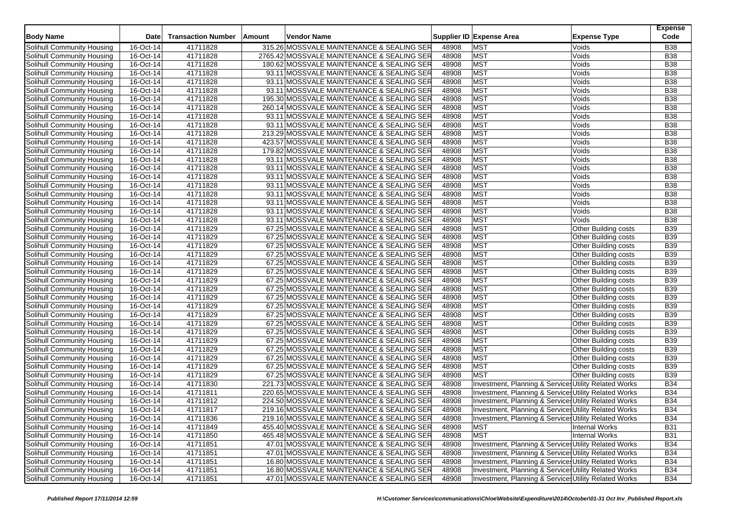| Body Name | Date | Transaction Number | Amount | Vendor Name | Supplier ID | Expense Area | Expense Type | Expense Code |
|---|---|---|---|---|---|---|---|---|
| Solihull Community Housing | 16-Oct-14 | 41711828 | 315.26 | MOSSVALE MAINTENANCE & SEALING SER | 48908 | MST | Voids | B38 |
| Solihull Community Housing | 16-Oct-14 | 41711828 | 2765.42 | MOSSVALE MAINTENANCE & SEALING SER | 48908 | MST | Voids | B38 |
| Solihull Community Housing | 16-Oct-14 | 41711828 | 180.62 | MOSSVALE MAINTENANCE & SEALING SER | 48908 | MST | Voids | B38 |
| Solihull Community Housing | 16-Oct-14 | 41711828 | 93.11 | MOSSVALE MAINTENANCE & SEALING SER | 48908 | MST | Voids | B38 |
| Solihull Community Housing | 16-Oct-14 | 41711828 | 93.11 | MOSSVALE MAINTENANCE & SEALING SER | 48908 | MST | Voids | B38 |
| Solihull Community Housing | 16-Oct-14 | 41711828 | 93.11 | MOSSVALE MAINTENANCE & SEALING SER | 48908 | MST | Voids | B38 |
| Solihull Community Housing | 16-Oct-14 | 41711828 | 195.30 | MOSSVALE MAINTENANCE & SEALING SER | 48908 | MST | Voids | B38 |
| Solihull Community Housing | 16-Oct-14 | 41711828 | 260.14 | MOSSVALE MAINTENANCE & SEALING SER | 48908 | MST | Voids | B38 |
| Solihull Community Housing | 16-Oct-14 | 41711828 | 93.11 | MOSSVALE MAINTENANCE & SEALING SER | 48908 | MST | Voids | B38 |
| Solihull Community Housing | 16-Oct-14 | 41711828 | 93.11 | MOSSVALE MAINTENANCE & SEALING SER | 48908 | MST | Voids | B38 |
| Solihull Community Housing | 16-Oct-14 | 41711828 | 213.29 | MOSSVALE MAINTENANCE & SEALING SER | 48908 | MST | Voids | B38 |
| Solihull Community Housing | 16-Oct-14 | 41711828 | 423.57 | MOSSVALE MAINTENANCE & SEALING SER | 48908 | MST | Voids | B38 |
| Solihull Community Housing | 16-Oct-14 | 41711828 | 179.82 | MOSSVALE MAINTENANCE & SEALING SER | 48908 | MST | Voids | B38 |
| Solihull Community Housing | 16-Oct-14 | 41711828 | 93.11 | MOSSVALE MAINTENANCE & SEALING SER | 48908 | MST | Voids | B38 |
| Solihull Community Housing | 16-Oct-14 | 41711828 | 93.11 | MOSSVALE MAINTENANCE & SEALING SER | 48908 | MST | Voids | B38 |
| Solihull Community Housing | 16-Oct-14 | 41711828 | 93.11 | MOSSVALE MAINTENANCE & SEALING SER | 48908 | MST | Voids | B38 |
| Solihull Community Housing | 16-Oct-14 | 41711828 | 93.11 | MOSSVALE MAINTENANCE & SEALING SER | 48908 | MST | Voids | B38 |
| Solihull Community Housing | 16-Oct-14 | 41711828 | 93.11 | MOSSVALE MAINTENANCE & SEALING SER | 48908 | MST | Voids | B38 |
| Solihull Community Housing | 16-Oct-14 | 41711828 | 93.11 | MOSSVALE MAINTENANCE & SEALING SER | 48908 | MST | Voids | B38 |
| Solihull Community Housing | 16-Oct-14 | 41711828 | 93.11 | MOSSVALE MAINTENANCE & SEALING SER | 48908 | MST | Voids | B38 |
| Solihull Community Housing | 16-Oct-14 | 41711828 | 93.11 | MOSSVALE MAINTENANCE & SEALING SER | 48908 | MST | Voids | B38 |
| Solihull Community Housing | 16-Oct-14 | 41711829 | 67.25 | MOSSVALE MAINTENANCE & SEALING SER | 48908 | MST | Other Building costs | B39 |
| Solihull Community Housing | 16-Oct-14 | 41711829 | 67.25 | MOSSVALE MAINTENANCE & SEALING SER | 48908 | MST | Other Building costs | B39 |
| Solihull Community Housing | 16-Oct-14 | 41711829 | 67.25 | MOSSVALE MAINTENANCE & SEALING SER | 48908 | MST | Other Building costs | B39 |
| Solihull Community Housing | 16-Oct-14 | 41711829 | 67.25 | MOSSVALE MAINTENANCE & SEALING SER | 48908 | MST | Other Building costs | B39 |
| Solihull Community Housing | 16-Oct-14 | 41711829 | 67.25 | MOSSVALE MAINTENANCE & SEALING SER | 48908 | MST | Other Building costs | B39 |
| Solihull Community Housing | 16-Oct-14 | 41711829 | 67.25 | MOSSVALE MAINTENANCE & SEALING SER | 48908 | MST | Other Building costs | B39 |
| Solihull Community Housing | 16-Oct-14 | 41711829 | 67.25 | MOSSVALE MAINTENANCE & SEALING SER | 48908 | MST | Other Building costs | B39 |
| Solihull Community Housing | 16-Oct-14 | 41711829 | 67.25 | MOSSVALE MAINTENANCE & SEALING SER | 48908 | MST | Other Building costs | B39 |
| Solihull Community Housing | 16-Oct-14 | 41711829 | 67.25 | MOSSVALE MAINTENANCE & SEALING SER | 48908 | MST | Other Building costs | B39 |
| Solihull Community Housing | 16-Oct-14 | 41711829 | 67.25 | MOSSVALE MAINTENANCE & SEALING SER | 48908 | MST | Other Building costs | B39 |
| Solihull Community Housing | 16-Oct-14 | 41711829 | 67.25 | MOSSVALE MAINTENANCE & SEALING SER | 48908 | MST | Other Building costs | B39 |
| Solihull Community Housing | 16-Oct-14 | 41711829 | 67.25 | MOSSVALE MAINTENANCE & SEALING SER | 48908 | MST | Other Building costs | B39 |
| Solihull Community Housing | 16-Oct-14 | 41711829 | 67.25 | MOSSVALE MAINTENANCE & SEALING SER | 48908 | MST | Other Building costs | B39 |
| Solihull Community Housing | 16-Oct-14 | 41711829 | 67.25 | MOSSVALE MAINTENANCE & SEALING SER | 48908 | MST | Other Building costs | B39 |
| Solihull Community Housing | 16-Oct-14 | 41711829 | 67.25 | MOSSVALE MAINTENANCE & SEALING SER | 48908 | MST | Other Building costs | B39 |
| Solihull Community Housing | 16-Oct-14 | 41711829 | 67.25 | MOSSVALE MAINTENANCE & SEALING SER | 48908 | MST | Other Building costs | B39 |
| Solihull Community Housing | 16-Oct-14 | 41711829 | 67.25 | MOSSVALE MAINTENANCE & SEALING SER | 48908 | MST | Other Building costs | B39 |
| Solihull Community Housing | 16-Oct-14 | 41711830 | 221.73 | MOSSVALE MAINTENANCE & SEALING SER | 48908 | Investment, Planning & Services | Utility Related Works | B34 |
| Solihull Community Housing | 16-Oct-14 | 41711811 | 220.65 | MOSSVALE MAINTENANCE & SEALING SER | 48908 | Investment, Planning & Services | Utility Related Works | B34 |
| Solihull Community Housing | 16-Oct-14 | 41711812 | 224.50 | MOSSVALE MAINTENANCE & SEALING SER | 48908 | Investment, Planning & Services | Utility Related Works | B34 |
| Solihull Community Housing | 16-Oct-14 | 41711817 | 219.16 | MOSSVALE MAINTENANCE & SEALING SER | 48908 | Investment, Planning & Services | Utility Related Works | B34 |
| Solihull Community Housing | 16-Oct-14 | 41711836 | 219.16 | MOSSVALE MAINTENANCE & SEALING SER | 48908 | Investment, Planning & Services | Utility Related Works | B34 |
| Solihull Community Housing | 16-Oct-14 | 41711849 | 455.40 | MOSSVALE MAINTENANCE & SEALING SER | 48908 | MST | Internal Works | B31 |
| Solihull Community Housing | 16-Oct-14 | 41711850 | 465.48 | MOSSVALE MAINTENANCE & SEALING SER | 48908 | MST | Internal Works | B31 |
| Solihull Community Housing | 16-Oct-14 | 41711851 | 47.01 | MOSSVALE MAINTENANCE & SEALING SER | 48908 | Investment, Planning & Services | Utility Related Works | B34 |
| Solihull Community Housing | 16-Oct-14 | 41711851 | 47.01 | MOSSVALE MAINTENANCE & SEALING SER | 48908 | Investment, Planning & Services | Utility Related Works | B34 |
| Solihull Community Housing | 16-Oct-14 | 41711851 | 16.80 | MOSSVALE MAINTENANCE & SEALING SER | 48908 | Investment, Planning & Services | Utility Related Works | B34 |
| Solihull Community Housing | 16-Oct-14 | 41711851 | 16.80 | MOSSVALE MAINTENANCE & SEALING SER | 48908 | Investment, Planning & Services | Utility Related Works | B34 |
| Solihull Community Housing | 16-Oct-14 | 41711851 | 47.01 | MOSSVALE MAINTENANCE & SEALING SER | 48908 | Investment, Planning & Services | Utility Related Works | B34 |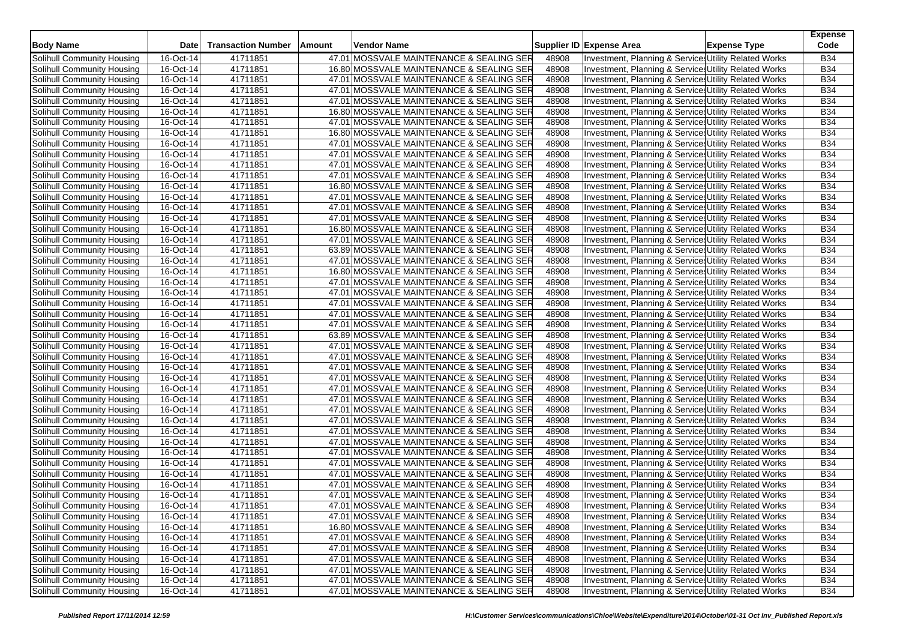| Body Name | Date | Transaction Number | Amount | Vendor Name | Supplier ID | Expense Area | Expense Type | Expense Code |
|---|---|---|---|---|---|---|---|---|
| Solihull Community Housing | 16-Oct-14 | 41711851 | 47.01 | MOSSVALE MAINTENANCE & SEALING SER | 48908 | Investment, Planning & Service | Utility Related Works | B34 |
| Solihull Community Housing | 16-Oct-14 | 41711851 | 16.80 | MOSSVALE MAINTENANCE & SEALING SER | 48908 | Investment, Planning & Service | Utility Related Works | B34 |
| Solihull Community Housing | 16-Oct-14 | 41711851 | 47.01 | MOSSVALE MAINTENANCE & SEALING SER | 48908 | Investment, Planning & Service | Utility Related Works | B34 |
| Solihull Community Housing | 16-Oct-14 | 41711851 | 47.01 | MOSSVALE MAINTENANCE & SEALING SER | 48908 | Investment, Planning & Service | Utility Related Works | B34 |
| Solihull Community Housing | 16-Oct-14 | 41711851 | 47.01 | MOSSVALE MAINTENANCE & SEALING SER | 48908 | Investment, Planning & Service | Utility Related Works | B34 |
| Solihull Community Housing | 16-Oct-14 | 41711851 | 16.80 | MOSSVALE MAINTENANCE & SEALING SER | 48908 | Investment, Planning & Service | Utility Related Works | B34 |
| Solihull Community Housing | 16-Oct-14 | 41711851 | 47.01 | MOSSVALE MAINTENANCE & SEALING SER | 48908 | Investment, Planning & Service | Utility Related Works | B34 |
| Solihull Community Housing | 16-Oct-14 | 41711851 | 16.80 | MOSSVALE MAINTENANCE & SEALING SER | 48908 | Investment, Planning & Service | Utility Related Works | B34 |
| Solihull Community Housing | 16-Oct-14 | 41711851 | 47.01 | MOSSVALE MAINTENANCE & SEALING SER | 48908 | Investment, Planning & Service | Utility Related Works | B34 |
| Solihull Community Housing | 16-Oct-14 | 41711851 | 47.01 | MOSSVALE MAINTENANCE & SEALING SER | 48908 | Investment, Planning & Service | Utility Related Works | B34 |
| Solihull Community Housing | 16-Oct-14 | 41711851 | 47.01 | MOSSVALE MAINTENANCE & SEALING SER | 48908 | Investment, Planning & Service | Utility Related Works | B34 |
| Solihull Community Housing | 16-Oct-14 | 41711851 | 47.01 | MOSSVALE MAINTENANCE & SEALING SER | 48908 | Investment, Planning & Service | Utility Related Works | B34 |
| Solihull Community Housing | 16-Oct-14 | 41711851 | 16.80 | MOSSVALE MAINTENANCE & SEALING SER | 48908 | Investment, Planning & Service | Utility Related Works | B34 |
| Solihull Community Housing | 16-Oct-14 | 41711851 | 47.01 | MOSSVALE MAINTENANCE & SEALING SER | 48908 | Investment, Planning & Service | Utility Related Works | B34 |
| Solihull Community Housing | 16-Oct-14 | 41711851 | 47.01 | MOSSVALE MAINTENANCE & SEALING SER | 48908 | Investment, Planning & Service | Utility Related Works | B34 |
| Solihull Community Housing | 16-Oct-14 | 41711851 | 47.01 | MOSSVALE MAINTENANCE & SEALING SER | 48908 | Investment, Planning & Service | Utility Related Works | B34 |
| Solihull Community Housing | 16-Oct-14 | 41711851 | 16.80 | MOSSVALE MAINTENANCE & SEALING SER | 48908 | Investment, Planning & Service | Utility Related Works | B34 |
| Solihull Community Housing | 16-Oct-14 | 41711851 | 47.01 | MOSSVALE MAINTENANCE & SEALING SER | 48908 | Investment, Planning & Service | Utility Related Works | B34 |
| Solihull Community Housing | 16-Oct-14 | 41711851 | 63.89 | MOSSVALE MAINTENANCE & SEALING SER | 48908 | Investment, Planning & Service | Utility Related Works | B34 |
| Solihull Community Housing | 16-Oct-14 | 41711851 | 47.01 | MOSSVALE MAINTENANCE & SEALING SER | 48908 | Investment, Planning & Service | Utility Related Works | B34 |
| Solihull Community Housing | 16-Oct-14 | 41711851 | 16.80 | MOSSVALE MAINTENANCE & SEALING SER | 48908 | Investment, Planning & Service | Utility Related Works | B34 |
| Solihull Community Housing | 16-Oct-14 | 41711851 | 47.01 | MOSSVALE MAINTENANCE & SEALING SER | 48908 | Investment, Planning & Service | Utility Related Works | B34 |
| Solihull Community Housing | 16-Oct-14 | 41711851 | 47.01 | MOSSVALE MAINTENANCE & SEALING SER | 48908 | Investment, Planning & Service | Utility Related Works | B34 |
| Solihull Community Housing | 16-Oct-14 | 41711851 | 47.01 | MOSSVALE MAINTENANCE & SEALING SER | 48908 | Investment, Planning & Service | Utility Related Works | B34 |
| Solihull Community Housing | 16-Oct-14 | 41711851 | 47.01 | MOSSVALE MAINTENANCE & SEALING SER | 48908 | Investment, Planning & Service | Utility Related Works | B34 |
| Solihull Community Housing | 16-Oct-14 | 41711851 | 47.01 | MOSSVALE MAINTENANCE & SEALING SER | 48908 | Investment, Planning & Service | Utility Related Works | B34 |
| Solihull Community Housing | 16-Oct-14 | 41711851 | 63.89 | MOSSVALE MAINTENANCE & SEALING SER | 48908 | Investment, Planning & Service | Utility Related Works | B34 |
| Solihull Community Housing | 16-Oct-14 | 41711851 | 47.01 | MOSSVALE MAINTENANCE & SEALING SER | 48908 | Investment, Planning & Service | Utility Related Works | B34 |
| Solihull Community Housing | 16-Oct-14 | 41711851 | 47.01 | MOSSVALE MAINTENANCE & SEALING SER | 48908 | Investment, Planning & Service | Utility Related Works | B34 |
| Solihull Community Housing | 16-Oct-14 | 41711851 | 47.01 | MOSSVALE MAINTENANCE & SEALING SER | 48908 | Investment, Planning & Service | Utility Related Works | B34 |
| Solihull Community Housing | 16-Oct-14 | 41711851 | 47.01 | MOSSVALE MAINTENANCE & SEALING SER | 48908 | Investment, Planning & Service | Utility Related Works | B34 |
| Solihull Community Housing | 16-Oct-14 | 41711851 | 47.01 | MOSSVALE MAINTENANCE & SEALING SER | 48908 | Investment, Planning & Service | Utility Related Works | B34 |
| Solihull Community Housing | 16-Oct-14 | 41711851 | 47.01 | MOSSVALE MAINTENANCE & SEALING SER | 48908 | Investment, Planning & Service | Utility Related Works | B34 |
| Solihull Community Housing | 16-Oct-14 | 41711851 | 47.01 | MOSSVALE MAINTENANCE & SEALING SER | 48908 | Investment, Planning & Service | Utility Related Works | B34 |
| Solihull Community Housing | 16-Oct-14 | 41711851 | 47.01 | MOSSVALE MAINTENANCE & SEALING SER | 48908 | Investment, Planning & Service | Utility Related Works | B34 |
| Solihull Community Housing | 16-Oct-14 | 41711851 | 47.01 | MOSSVALE MAINTENANCE & SEALING SER | 48908 | Investment, Planning & Service | Utility Related Works | B34 |
| Solihull Community Housing | 16-Oct-14 | 41711851 | 47.01 | MOSSVALE MAINTENANCE & SEALING SER | 48908 | Investment, Planning & Service | Utility Related Works | B34 |
| Solihull Community Housing | 16-Oct-14 | 41711851 | 47.01 | MOSSVALE MAINTENANCE & SEALING SER | 48908 | Investment, Planning & Service | Utility Related Works | B34 |
| Solihull Community Housing | 16-Oct-14 | 41711851 | 47.01 | MOSSVALE MAINTENANCE & SEALING SER | 48908 | Investment, Planning & Service | Utility Related Works | B34 |
| Solihull Community Housing | 16-Oct-14 | 41711851 | 47.01 | MOSSVALE MAINTENANCE & SEALING SER | 48908 | Investment, Planning & Service | Utility Related Works | B34 |
| Solihull Community Housing | 16-Oct-14 | 41711851 | 47.01 | MOSSVALE MAINTENANCE & SEALING SER | 48908 | Investment, Planning & Service | Utility Related Works | B34 |
| Solihull Community Housing | 16-Oct-14 | 41711851 | 47.01 | MOSSVALE MAINTENANCE & SEALING SER | 48908 | Investment, Planning & Service | Utility Related Works | B34 |
| Solihull Community Housing | 16-Oct-14 | 41711851 | 47.01 | MOSSVALE MAINTENANCE & SEALING SER | 48908 | Investment, Planning & Service | Utility Related Works | B34 |
| Solihull Community Housing | 16-Oct-14 | 41711851 | 16.80 | MOSSVALE MAINTENANCE & SEALING SER | 48908 | Investment, Planning & Service | Utility Related Works | B34 |
| Solihull Community Housing | 16-Oct-14 | 41711851 | 47.01 | MOSSVALE MAINTENANCE & SEALING SER | 48908 | Investment, Planning & Service | Utility Related Works | B34 |
| Solihull Community Housing | 16-Oct-14 | 41711851 | 47.01 | MOSSVALE MAINTENANCE & SEALING SER | 48908 | Investment, Planning & Service | Utility Related Works | B34 |
| Solihull Community Housing | 16-Oct-14 | 41711851 | 47.01 | MOSSVALE MAINTENANCE & SEALING SER | 48908 | Investment, Planning & Service | Utility Related Works | B34 |
| Solihull Community Housing | 16-Oct-14 | 41711851 | 47.01 | MOSSVALE MAINTENANCE & SEALING SER | 48908 | Investment, Planning & Service | Utility Related Works | B34 |
| Solihull Community Housing | 16-Oct-14 | 41711851 | 47.01 | MOSSVALE MAINTENANCE & SEALING SER | 48908 | Investment, Planning & Service | Utility Related Works | B34 |
| Solihull Community Housing | 16-Oct-14 | 41711851 | 47.01 | MOSSVALE MAINTENANCE & SEALING SER | 48908 | Investment, Planning & Service | Utility Related Works | B34 |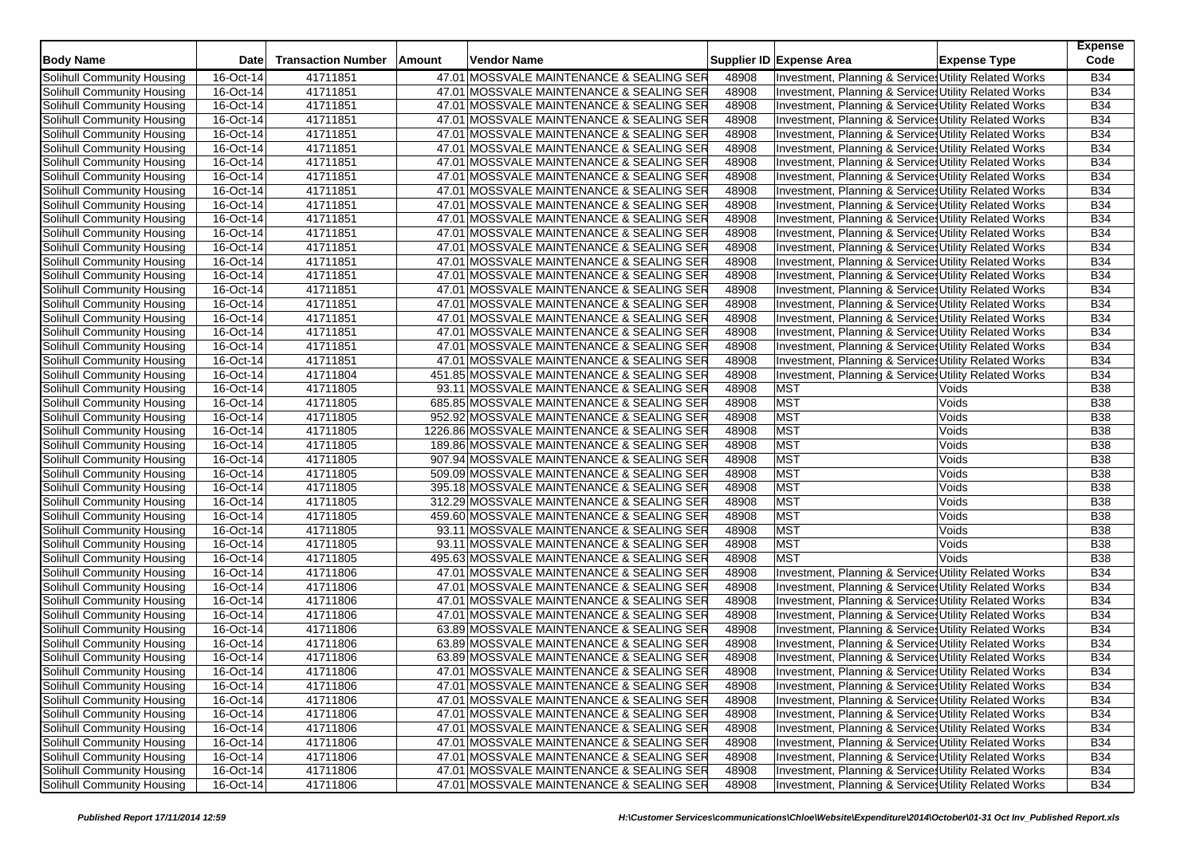| Body Name | Date | Transaction Number | Amount | Vendor Name | Supplier ID | Expense Area | Expense Type | Expense Code |
|---|---|---|---|---|---|---|---|---|
| Solihull Community Housing | 16-Oct-14 | 41711851 | 47.01 | MOSSVALE MAINTENANCE & SEALING SER | 48908 | Investment, Planning & Service | Utility Related Works | B34 |
| Solihull Community Housing | 16-Oct-14 | 41711851 | 47.01 | MOSSVALE MAINTENANCE & SEALING SER | 48908 | Investment, Planning & Service | Utility Related Works | B34 |
| Solihull Community Housing | 16-Oct-14 | 41711851 | 47.01 | MOSSVALE MAINTENANCE & SEALING SER | 48908 | Investment, Planning & Service | Utility Related Works | B34 |
| Solihull Community Housing | 16-Oct-14 | 41711851 | 47.01 | MOSSVALE MAINTENANCE & SEALING SER | 48908 | Investment, Planning & Service | Utility Related Works | B34 |
| Solihull Community Housing | 16-Oct-14 | 41711851 | 47.01 | MOSSVALE MAINTENANCE & SEALING SER | 48908 | Investment, Planning & Service | Utility Related Works | B34 |
| Solihull Community Housing | 16-Oct-14 | 41711851 | 47.01 | MOSSVALE MAINTENANCE & SEALING SER | 48908 | Investment, Planning & Service | Utility Related Works | B34 |
| Solihull Community Housing | 16-Oct-14 | 41711851 | 47.01 | MOSSVALE MAINTENANCE & SEALING SER | 48908 | Investment, Planning & Service | Utility Related Works | B34 |
| Solihull Community Housing | 16-Oct-14 | 41711851 | 47.01 | MOSSVALE MAINTENANCE & SEALING SER | 48908 | Investment, Planning & Service | Utility Related Works | B34 |
| Solihull Community Housing | 16-Oct-14 | 41711851 | 47.01 | MOSSVALE MAINTENANCE & SEALING SER | 48908 | Investment, Planning & Service | Utility Related Works | B34 |
| Solihull Community Housing | 16-Oct-14 | 41711851 | 47.01 | MOSSVALE MAINTENANCE & SEALING SER | 48908 | Investment, Planning & Service | Utility Related Works | B34 |
| Solihull Community Housing | 16-Oct-14 | 41711851 | 47.01 | MOSSVALE MAINTENANCE & SEALING SER | 48908 | Investment, Planning & Service | Utility Related Works | B34 |
| Solihull Community Housing | 16-Oct-14 | 41711851 | 47.01 | MOSSVALE MAINTENANCE & SEALING SER | 48908 | Investment, Planning & Service | Utility Related Works | B34 |
| Solihull Community Housing | 16-Oct-14 | 41711851 | 47.01 | MOSSVALE MAINTENANCE & SEALING SER | 48908 | Investment, Planning & Service | Utility Related Works | B34 |
| Solihull Community Housing | 16-Oct-14 | 41711851 | 47.01 | MOSSVALE MAINTENANCE & SEALING SER | 48908 | Investment, Planning & Service | Utility Related Works | B34 |
| Solihull Community Housing | 16-Oct-14 | 41711851 | 47.01 | MOSSVALE MAINTENANCE & SEALING SER | 48908 | Investment, Planning & Service | Utility Related Works | B34 |
| Solihull Community Housing | 16-Oct-14 | 41711851 | 47.01 | MOSSVALE MAINTENANCE & SEALING SER | 48908 | Investment, Planning & Service | Utility Related Works | B34 |
| Solihull Community Housing | 16-Oct-14 | 41711851 | 47.01 | MOSSVALE MAINTENANCE & SEALING SER | 48908 | Investment, Planning & Service | Utility Related Works | B34 |
| Solihull Community Housing | 16-Oct-14 | 41711851 | 47.01 | MOSSVALE MAINTENANCE & SEALING SER | 48908 | Investment, Planning & Service | Utility Related Works | B34 |
| Solihull Community Housing | 16-Oct-14 | 41711851 | 47.01 | MOSSVALE MAINTENANCE & SEALING SER | 48908 | Investment, Planning & Service | Utility Related Works | B34 |
| Solihull Community Housing | 16-Oct-14 | 41711851 | 47.01 | MOSSVALE MAINTENANCE & SEALING SER | 48908 | Investment, Planning & Service | Utility Related Works | B34 |
| Solihull Community Housing | 16-Oct-14 | 41711851 | 47.01 | MOSSVALE MAINTENANCE & SEALING SER | 48908 | Investment, Planning & Service | Utility Related Works | B34 |
| Solihull Community Housing | 16-Oct-14 | 41711804 | 451.85 | MOSSVALE MAINTENANCE & SEALING SER | 48908 | Investment, Planning & Service | Utility Related Works | B34 |
| Solihull Community Housing | 16-Oct-14 | 41711805 | 93.11 | MOSSVALE MAINTENANCE & SEALING SER | 48908 | MST | Voids | B38 |
| Solihull Community Housing | 16-Oct-14 | 41711805 | 685.85 | MOSSVALE MAINTENANCE & SEALING SER | 48908 | MST | Voids | B38 |
| Solihull Community Housing | 16-Oct-14 | 41711805 | 952.92 | MOSSVALE MAINTENANCE & SEALING SER | 48908 | MST | Voids | B38 |
| Solihull Community Housing | 16-Oct-14 | 41711805 | 1226.86 | MOSSVALE MAINTENANCE & SEALING SER | 48908 | MST | Voids | B38 |
| Solihull Community Housing | 16-Oct-14 | 41711805 | 189.86 | MOSSVALE MAINTENANCE & SEALING SER | 48908 | MST | Voids | B38 |
| Solihull Community Housing | 16-Oct-14 | 41711805 | 907.94 | MOSSVALE MAINTENANCE & SEALING SER | 48908 | MST | Voids | B38 |
| Solihull Community Housing | 16-Oct-14 | 41711805 | 509.09 | MOSSVALE MAINTENANCE & SEALING SER | 48908 | MST | Voids | B38 |
| Solihull Community Housing | 16-Oct-14 | 41711805 | 395.18 | MOSSVALE MAINTENANCE & SEALING SER | 48908 | MST | Voids | B38 |
| Solihull Community Housing | 16-Oct-14 | 41711805 | 312.29 | MOSSVALE MAINTENANCE & SEALING SER | 48908 | MST | Voids | B38 |
| Solihull Community Housing | 16-Oct-14 | 41711805 | 459.60 | MOSSVALE MAINTENANCE & SEALING SER | 48908 | MST | Voids | B38 |
| Solihull Community Housing | 16-Oct-14 | 41711805 | 93.11 | MOSSVALE MAINTENANCE & SEALING SER | 48908 | MST | Voids | B38 |
| Solihull Community Housing | 16-Oct-14 | 41711805 | 93.11 | MOSSVALE MAINTENANCE & SEALING SER | 48908 | MST | Voids | B38 |
| Solihull Community Housing | 16-Oct-14 | 41711805 | 495.63 | MOSSVALE MAINTENANCE & SEALING SER | 48908 | MST | Voids | B38 |
| Solihull Community Housing | 16-Oct-14 | 41711806 | 47.01 | MOSSVALE MAINTENANCE & SEALING SER | 48908 | Investment, Planning & Service | Utility Related Works | B34 |
| Solihull Community Housing | 16-Oct-14 | 41711806 | 47.01 | MOSSVALE MAINTENANCE & SEALING SER | 48908 | Investment, Planning & Service | Utility Related Works | B34 |
| Solihull Community Housing | 16-Oct-14 | 41711806 | 47.01 | MOSSVALE MAINTENANCE & SEALING SER | 48908 | Investment, Planning & Service | Utility Related Works | B34 |
| Solihull Community Housing | 16-Oct-14 | 41711806 | 47.01 | MOSSVALE MAINTENANCE & SEALING SER | 48908 | Investment, Planning & Service | Utility Related Works | B34 |
| Solihull Community Housing | 16-Oct-14 | 41711806 | 63.89 | MOSSVALE MAINTENANCE & SEALING SER | 48908 | Investment, Planning & Service | Utility Related Works | B34 |
| Solihull Community Housing | 16-Oct-14 | 41711806 | 63.89 | MOSSVALE MAINTENANCE & SEALING SER | 48908 | Investment, Planning & Service | Utility Related Works | B34 |
| Solihull Community Housing | 16-Oct-14 | 41711806 | 63.89 | MOSSVALE MAINTENANCE & SEALING SER | 48908 | Investment, Planning & Service | Utility Related Works | B34 |
| Solihull Community Housing | 16-Oct-14 | 41711806 | 47.01 | MOSSVALE MAINTENANCE & SEALING SER | 48908 | Investment, Planning & Service | Utility Related Works | B34 |
| Solihull Community Housing | 16-Oct-14 | 41711806 | 47.01 | MOSSVALE MAINTENANCE & SEALING SER | 48908 | Investment, Planning & Service | Utility Related Works | B34 |
| Solihull Community Housing | 16-Oct-14 | 41711806 | 47.01 | MOSSVALE MAINTENANCE & SEALING SER | 48908 | Investment, Planning & Service | Utility Related Works | B34 |
| Solihull Community Housing | 16-Oct-14 | 41711806 | 47.01 | MOSSVALE MAINTENANCE & SEALING SER | 48908 | Investment, Planning & Service | Utility Related Works | B34 |
| Solihull Community Housing | 16-Oct-14 | 41711806 | 47.01 | MOSSVALE MAINTENANCE & SEALING SER | 48908 | Investment, Planning & Service | Utility Related Works | B34 |
| Solihull Community Housing | 16-Oct-14 | 41711806 | 47.01 | MOSSVALE MAINTENANCE & SEALING SER | 48908 | Investment, Planning & Service | Utility Related Works | B34 |
| Solihull Community Housing | 16-Oct-14 | 41711806 | 47.01 | MOSSVALE MAINTENANCE & SEALING SER | 48908 | Investment, Planning & Service | Utility Related Works | B34 |
| Solihull Community Housing | 16-Oct-14 | 41711806 | 47.01 | MOSSVALE MAINTENANCE & SEALING SER | 48908 | Investment, Planning & Service | Utility Related Works | B34 |
| Solihull Community Housing | 16-Oct-14 | 41711806 | 47.01 | MOSSVALE MAINTENANCE & SEALING SER | 48908 | Investment, Planning & Service | Utility Related Works | B34 |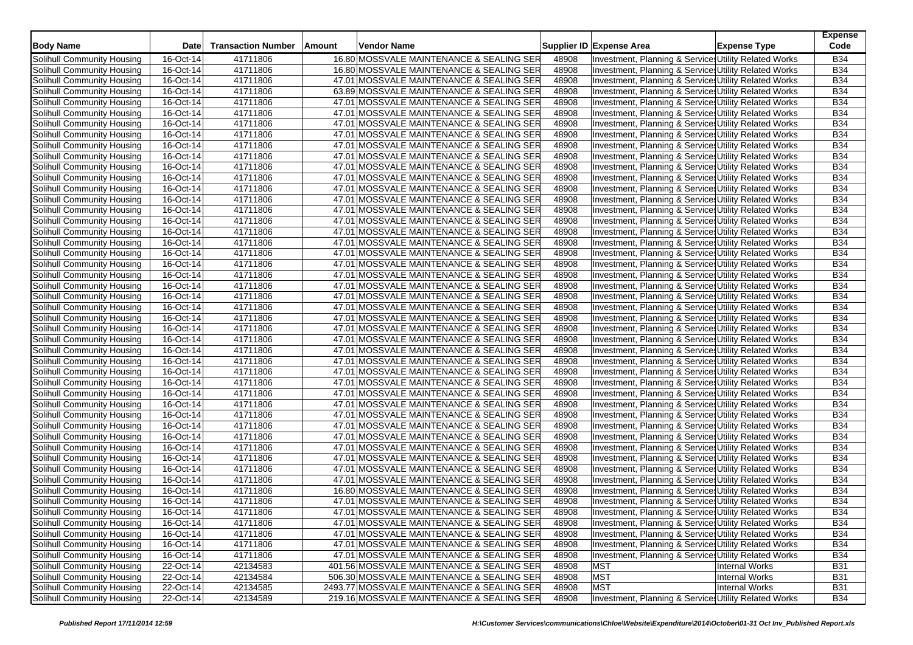| Body Name | Date | Transaction Number | Amount | Vendor Name | Supplier ID | Expense Area | Expense Type | Expense Code |
|---|---|---|---|---|---|---|---|---|
| Solihull Community Housing | 16-Oct-14 | 41711806 | 16.80 | MOSSVALE MAINTENANCE & SEALING SER | 48908 | Investment, Planning & Services | Utility Related Works | B34 |
| Solihull Community Housing | 16-Oct-14 | 41711806 | 16.80 | MOSSVALE MAINTENANCE & SEALING SER | 48908 | Investment, Planning & Services | Utility Related Works | B34 |
| Solihull Community Housing | 16-Oct-14 | 41711806 | 47.01 | MOSSVALE MAINTENANCE & SEALING SER | 48908 | Investment, Planning & Services | Utility Related Works | B34 |
| Solihull Community Housing | 16-Oct-14 | 41711806 | 63.89 | MOSSVALE MAINTENANCE & SEALING SER | 48908 | Investment, Planning & Services | Utility Related Works | B34 |
| Solihull Community Housing | 16-Oct-14 | 41711806 | 47.01 | MOSSVALE MAINTENANCE & SEALING SER | 48908 | Investment, Planning & Services | Utility Related Works | B34 |
| Solihull Community Housing | 16-Oct-14 | 41711806 | 47.01 | MOSSVALE MAINTENANCE & SEALING SER | 48908 | Investment, Planning & Services | Utility Related Works | B34 |
| Solihull Community Housing | 16-Oct-14 | 41711806 | 47.01 | MOSSVALE MAINTENANCE & SEALING SER | 48908 | Investment, Planning & Services | Utility Related Works | B34 |
| Solihull Community Housing | 16-Oct-14 | 41711806 | 47.01 | MOSSVALE MAINTENANCE & SEALING SER | 48908 | Investment, Planning & Services | Utility Related Works | B34 |
| Solihull Community Housing | 16-Oct-14 | 41711806 | 47.01 | MOSSVALE MAINTENANCE & SEALING SER | 48908 | Investment, Planning & Services | Utility Related Works | B34 |
| Solihull Community Housing | 16-Oct-14 | 41711806 | 47.01 | MOSSVALE MAINTENANCE & SEALING SER | 48908 | Investment, Planning & Services | Utility Related Works | B34 |
| Solihull Community Housing | 16-Oct-14 | 41711806 | 47.01 | MOSSVALE MAINTENANCE & SEALING SER | 48908 | Investment, Planning & Services | Utility Related Works | B34 |
| Solihull Community Housing | 16-Oct-14 | 41711806 | 47.01 | MOSSVALE MAINTENANCE & SEALING SER | 48908 | Investment, Planning & Services | Utility Related Works | B34 |
| Solihull Community Housing | 16-Oct-14 | 41711806 | 47.01 | MOSSVALE MAINTENANCE & SEALING SER | 48908 | Investment, Planning & Services | Utility Related Works | B34 |
| Solihull Community Housing | 16-Oct-14 | 41711806 | 47.01 | MOSSVALE MAINTENANCE & SEALING SER | 48908 | Investment, Planning & Services | Utility Related Works | B34 |
| Solihull Community Housing | 16-Oct-14 | 41711806 | 47.01 | MOSSVALE MAINTENANCE & SEALING SER | 48908 | Investment, Planning & Services | Utility Related Works | B34 |
| Solihull Community Housing | 16-Oct-14 | 41711806 | 47.01 | MOSSVALE MAINTENANCE & SEALING SER | 48908 | Investment, Planning & Services | Utility Related Works | B34 |
| Solihull Community Housing | 16-Oct-14 | 41711806 | 47.01 | MOSSVALE MAINTENANCE & SEALING SER | 48908 | Investment, Planning & Services | Utility Related Works | B34 |
| Solihull Community Housing | 16-Oct-14 | 41711806 | 47.01 | MOSSVALE MAINTENANCE & SEALING SER | 48908 | Investment, Planning & Services | Utility Related Works | B34 |
| Solihull Community Housing | 16-Oct-14 | 41711806 | 47.01 | MOSSVALE MAINTENANCE & SEALING SER | 48908 | Investment, Planning & Services | Utility Related Works | B34 |
| Solihull Community Housing | 16-Oct-14 | 41711806 | 47.01 | MOSSVALE MAINTENANCE & SEALING SER | 48908 | Investment, Planning & Services | Utility Related Works | B34 |
| Solihull Community Housing | 16-Oct-14 | 41711806 | 47.01 | MOSSVALE MAINTENANCE & SEALING SER | 48908 | Investment, Planning & Services | Utility Related Works | B34 |
| Solihull Community Housing | 16-Oct-14 | 41711806 | 47.01 | MOSSVALE MAINTENANCE & SEALING SER | 48908 | Investment, Planning & Services | Utility Related Works | B34 |
| Solihull Community Housing | 16-Oct-14 | 41711806 | 47.01 | MOSSVALE MAINTENANCE & SEALING SER | 48908 | Investment, Planning & Services | Utility Related Works | B34 |
| Solihull Community Housing | 16-Oct-14 | 41711806 | 47.01 | MOSSVALE MAINTENANCE & SEALING SER | 48908 | Investment, Planning & Services | Utility Related Works | B34 |
| Solihull Community Housing | 16-Oct-14 | 41711806 | 47.01 | MOSSVALE MAINTENANCE & SEALING SER | 48908 | Investment, Planning & Services | Utility Related Works | B34 |
| Solihull Community Housing | 16-Oct-14 | 41711806 | 47.01 | MOSSVALE MAINTENANCE & SEALING SER | 48908 | Investment, Planning & Services | Utility Related Works | B34 |
| Solihull Community Housing | 16-Oct-14 | 41711806 | 47.01 | MOSSVALE MAINTENANCE & SEALING SER | 48908 | Investment, Planning & Services | Utility Related Works | B34 |
| Solihull Community Housing | 16-Oct-14 | 41711806 | 47.01 | MOSSVALE MAINTENANCE & SEALING SER | 48908 | Investment, Planning & Services | Utility Related Works | B34 |
| Solihull Community Housing | 16-Oct-14 | 41711806 | 47.01 | MOSSVALE MAINTENANCE & SEALING SER | 48908 | Investment, Planning & Services | Utility Related Works | B34 |
| Solihull Community Housing | 16-Oct-14 | 41711806 | 47.01 | MOSSVALE MAINTENANCE & SEALING SER | 48908 | Investment, Planning & Services | Utility Related Works | B34 |
| Solihull Community Housing | 16-Oct-14 | 41711806 | 47.01 | MOSSVALE MAINTENANCE & SEALING SER | 48908 | Investment, Planning & Services | Utility Related Works | B34 |
| Solihull Community Housing | 16-Oct-14 | 41711806 | 47.01 | MOSSVALE MAINTENANCE & SEALING SER | 48908 | Investment, Planning & Services | Utility Related Works | B34 |
| Solihull Community Housing | 16-Oct-14 | 41711806 | 47.01 | MOSSVALE MAINTENANCE & SEALING SER | 48908 | Investment, Planning & Services | Utility Related Works | B34 |
| Solihull Community Housing | 16-Oct-14 | 41711806 | 47.01 | MOSSVALE MAINTENANCE & SEALING SER | 48908 | Investment, Planning & Services | Utility Related Works | B34 |
| Solihull Community Housing | 16-Oct-14 | 41711806 | 47.01 | MOSSVALE MAINTENANCE & SEALING SER | 48908 | Investment, Planning & Services | Utility Related Works | B34 |
| Solihull Community Housing | 16-Oct-14 | 41711806 | 47.01 | MOSSVALE MAINTENANCE & SEALING SER | 48908 | Investment, Planning & Services | Utility Related Works | B34 |
| Solihull Community Housing | 16-Oct-14 | 41711806 | 47.01 | MOSSVALE MAINTENANCE & SEALING SER | 48908 | Investment, Planning & Services | Utility Related Works | B34 |
| Solihull Community Housing | 16-Oct-14 | 41711806 | 47.01 | MOSSVALE MAINTENANCE & SEALING SER | 48908 | Investment, Planning & Services | Utility Related Works | B34 |
| Solihull Community Housing | 16-Oct-14 | 41711806 | 47.01 | MOSSVALE MAINTENANCE & SEALING SER | 48908 | Investment, Planning & Services | Utility Related Works | B34 |
| Solihull Community Housing | 16-Oct-14 | 41711806 | 16.80 | MOSSVALE MAINTENANCE & SEALING SER | 48908 | Investment, Planning & Services | Utility Related Works | B34 |
| Solihull Community Housing | 16-Oct-14 | 41711806 | 47.01 | MOSSVALE MAINTENANCE & SEALING SER | 48908 | Investment, Planning & Services | Utility Related Works | B34 |
| Solihull Community Housing | 16-Oct-14 | 41711806 | 47.01 | MOSSVALE MAINTENANCE & SEALING SER | 48908 | Investment, Planning & Services | Utility Related Works | B34 |
| Solihull Community Housing | 16-Oct-14 | 41711806 | 47.01 | MOSSVALE MAINTENANCE & SEALING SER | 48908 | Investment, Planning & Services | Utility Related Works | B34 |
| Solihull Community Housing | 16-Oct-14 | 41711806 | 47.01 | MOSSVALE MAINTENANCE & SEALING SER | 48908 | Investment, Planning & Services | Utility Related Works | B34 |
| Solihull Community Housing | 16-Oct-14 | 41711806 | 47.01 | MOSSVALE MAINTENANCE & SEALING SER | 48908 | Investment, Planning & Services | Utility Related Works | B34 |
| Solihull Community Housing | 16-Oct-14 | 41711806 | 47.01 | MOSSVALE MAINTENANCE & SEALING SER | 48908 | Investment, Planning & Services | Utility Related Works | B34 |
| Solihull Community Housing | 22-Oct-14 | 42134583 | 401.56 | MOSSVALE MAINTENANCE & SEALING SER | 48908 | MST | Internal Works | B31 |
| Solihull Community Housing | 22-Oct-14 | 42134584 | 506.30 | MOSSVALE MAINTENANCE & SEALING SER | 48908 | MST | Internal Works | B31 |
| Solihull Community Housing | 22-Oct-14 | 42134585 | 2493.77 | MOSSVALE MAINTENANCE & SEALING SER | 48908 | MST | Internal Works | B31 |
| Solihull Community Housing | 22-Oct-14 | 42134589 | 219.16 | MOSSVALE MAINTENANCE & SEALING SER | 48908 | Investment, Planning & Services | Utility Related Works | B34 |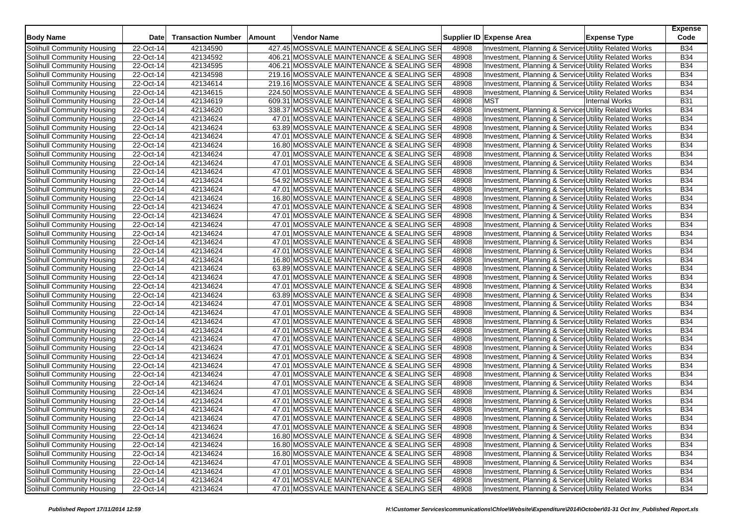| Body Name | Date | Transaction Number | Amount | Vendor Name | Supplier ID | Expense Area | Expense Type | Expense Code |
|---|---|---|---|---|---|---|---|---|
| Solihull Community Housing | 22-Oct-14 | 42134590 | 427.45 | MOSSVALE MAINTENANCE & SEALING SER | 48908 | Investment, Planning & Service | Utility Related Works | B34 |
| Solihull Community Housing | 22-Oct-14 | 42134592 | 406.21 | MOSSVALE MAINTENANCE & SEALING SER | 48908 | Investment, Planning & Service | Utility Related Works | B34 |
| Solihull Community Housing | 22-Oct-14 | 42134595 | 406.21 | MOSSVALE MAINTENANCE & SEALING SER | 48908 | Investment, Planning & Service | Utility Related Works | B34 |
| Solihull Community Housing | 22-Oct-14 | 42134598 | 219.16 | MOSSVALE MAINTENANCE & SEALING SER | 48908 | Investment, Planning & Service | Utility Related Works | B34 |
| Solihull Community Housing | 22-Oct-14 | 42134614 | 219.16 | MOSSVALE MAINTENANCE & SEALING SER | 48908 | Investment, Planning & Service | Utility Related Works | B34 |
| Solihull Community Housing | 22-Oct-14 | 42134615 | 224.50 | MOSSVALE MAINTENANCE & SEALING SER | 48908 | Investment, Planning & Service | Utility Related Works | B34 |
| Solihull Community Housing | 22-Oct-14 | 42134619 | 609.31 | MOSSVALE MAINTENANCE & SEALING SER | 48908 | MST | Internal Works | B31 |
| Solihull Community Housing | 22-Oct-14 | 42134620 | 338.37 | MOSSVALE MAINTENANCE & SEALING SER | 48908 | Investment, Planning & Service | Utility Related Works | B34 |
| Solihull Community Housing | 22-Oct-14 | 42134624 | 47.01 | MOSSVALE MAINTENANCE & SEALING SER | 48908 | Investment, Planning & Service | Utility Related Works | B34 |
| Solihull Community Housing | 22-Oct-14 | 42134624 | 63.89 | MOSSVALE MAINTENANCE & SEALING SER | 48908 | Investment, Planning & Service | Utility Related Works | B34 |
| Solihull Community Housing | 22-Oct-14 | 42134624 | 47.01 | MOSSVALE MAINTENANCE & SEALING SER | 48908 | Investment, Planning & Service | Utility Related Works | B34 |
| Solihull Community Housing | 22-Oct-14 | 42134624 | 16.80 | MOSSVALE MAINTENANCE & SEALING SER | 48908 | Investment, Planning & Service | Utility Related Works | B34 |
| Solihull Community Housing | 22-Oct-14 | 42134624 | 47.01 | MOSSVALE MAINTENANCE & SEALING SER | 48908 | Investment, Planning & Service | Utility Related Works | B34 |
| Solihull Community Housing | 22-Oct-14 | 42134624 | 47.01 | MOSSVALE MAINTENANCE & SEALING SER | 48908 | Investment, Planning & Service | Utility Related Works | B34 |
| Solihull Community Housing | 22-Oct-14 | 42134624 | 47.01 | MOSSVALE MAINTENANCE & SEALING SER | 48908 | Investment, Planning & Service | Utility Related Works | B34 |
| Solihull Community Housing | 22-Oct-14 | 42134624 | 54.92 | MOSSVALE MAINTENANCE & SEALING SER | 48908 | Investment, Planning & Service | Utility Related Works | B34 |
| Solihull Community Housing | 22-Oct-14 | 42134624 | 47.01 | MOSSVALE MAINTENANCE & SEALING SER | 48908 | Investment, Planning & Service | Utility Related Works | B34 |
| Solihull Community Housing | 22-Oct-14 | 42134624 | 16.80 | MOSSVALE MAINTENANCE & SEALING SER | 48908 | Investment, Planning & Service | Utility Related Works | B34 |
| Solihull Community Housing | 22-Oct-14 | 42134624 | 47.01 | MOSSVALE MAINTENANCE & SEALING SER | 48908 | Investment, Planning & Service | Utility Related Works | B34 |
| Solihull Community Housing | 22-Oct-14 | 42134624 | 47.01 | MOSSVALE MAINTENANCE & SEALING SER | 48908 | Investment, Planning & Service | Utility Related Works | B34 |
| Solihull Community Housing | 22-Oct-14 | 42134624 | 47.01 | MOSSVALE MAINTENANCE & SEALING SER | 48908 | Investment, Planning & Service | Utility Related Works | B34 |
| Solihull Community Housing | 22-Oct-14 | 42134624 | 47.01 | MOSSVALE MAINTENANCE & SEALING SER | 48908 | Investment, Planning & Service | Utility Related Works | B34 |
| Solihull Community Housing | 22-Oct-14 | 42134624 | 47.01 | MOSSVALE MAINTENANCE & SEALING SER | 48908 | Investment, Planning & Service | Utility Related Works | B34 |
| Solihull Community Housing | 22-Oct-14 | 42134624 | 47.01 | MOSSVALE MAINTENANCE & SEALING SER | 48908 | Investment, Planning & Service | Utility Related Works | B34 |
| Solihull Community Housing | 22-Oct-14 | 42134624 | 16.80 | MOSSVALE MAINTENANCE & SEALING SER | 48908 | Investment, Planning & Service | Utility Related Works | B34 |
| Solihull Community Housing | 22-Oct-14 | 42134624 | 63.89 | MOSSVALE MAINTENANCE & SEALING SER | 48908 | Investment, Planning & Service | Utility Related Works | B34 |
| Solihull Community Housing | 22-Oct-14 | 42134624 | 47.01 | MOSSVALE MAINTENANCE & SEALING SER | 48908 | Investment, Planning & Service | Utility Related Works | B34 |
| Solihull Community Housing | 22-Oct-14 | 42134624 | 47.01 | MOSSVALE MAINTENANCE & SEALING SER | 48908 | Investment, Planning & Service | Utility Related Works | B34 |
| Solihull Community Housing | 22-Oct-14 | 42134624 | 63.89 | MOSSVALE MAINTENANCE & SEALING SER | 48908 | Investment, Planning & Service | Utility Related Works | B34 |
| Solihull Community Housing | 22-Oct-14 | 42134624 | 47.01 | MOSSVALE MAINTENANCE & SEALING SER | 48908 | Investment, Planning & Service | Utility Related Works | B34 |
| Solihull Community Housing | 22-Oct-14 | 42134624 | 47.01 | MOSSVALE MAINTENANCE & SEALING SER | 48908 | Investment, Planning & Service | Utility Related Works | B34 |
| Solihull Community Housing | 22-Oct-14 | 42134624 | 47.01 | MOSSVALE MAINTENANCE & SEALING SER | 48908 | Investment, Planning & Service | Utility Related Works | B34 |
| Solihull Community Housing | 22-Oct-14 | 42134624 | 47.01 | MOSSVALE MAINTENANCE & SEALING SER | 48908 | Investment, Planning & Service | Utility Related Works | B34 |
| Solihull Community Housing | 22-Oct-14 | 42134624 | 47.01 | MOSSVALE MAINTENANCE & SEALING SER | 48908 | Investment, Planning & Service | Utility Related Works | B34 |
| Solihull Community Housing | 22-Oct-14 | 42134624 | 47.01 | MOSSVALE MAINTENANCE & SEALING SER | 48908 | Investment, Planning & Service | Utility Related Works | B34 |
| Solihull Community Housing | 22-Oct-14 | 42134624 | 47.01 | MOSSVALE MAINTENANCE & SEALING SER | 48908 | Investment, Planning & Service | Utility Related Works | B34 |
| Solihull Community Housing | 22-Oct-14 | 42134624 | 47.01 | MOSSVALE MAINTENANCE & SEALING SER | 48908 | Investment, Planning & Service | Utility Related Works | B34 |
| Solihull Community Housing | 22-Oct-14 | 42134624 | 47.01 | MOSSVALE MAINTENANCE & SEALING SER | 48908 | Investment, Planning & Service | Utility Related Works | B34 |
| Solihull Community Housing | 22-Oct-14 | 42134624 | 47.01 | MOSSVALE MAINTENANCE & SEALING SER | 48908 | Investment, Planning & Service | Utility Related Works | B34 |
| Solihull Community Housing | 22-Oct-14 | 42134624 | 47.01 | MOSSVALE MAINTENANCE & SEALING SER | 48908 | Investment, Planning & Service | Utility Related Works | B34 |
| Solihull Community Housing | 22-Oct-14 | 42134624 | 47.01 | MOSSVALE MAINTENANCE & SEALING SER | 48908 | Investment, Planning & Service | Utility Related Works | B34 |
| Solihull Community Housing | 22-Oct-14 | 42134624 | 47.01 | MOSSVALE MAINTENANCE & SEALING SER | 48908 | Investment, Planning & Service | Utility Related Works | B34 |
| Solihull Community Housing | 22-Oct-14 | 42134624 | 16.80 | MOSSVALE MAINTENANCE & SEALING SER | 48908 | Investment, Planning & Service | Utility Related Works | B34 |
| Solihull Community Housing | 22-Oct-14 | 42134624 | 16.80 | MOSSVALE MAINTENANCE & SEALING SER | 48908 | Investment, Planning & Service | Utility Related Works | B34 |
| Solihull Community Housing | 22-Oct-14 | 42134624 | 16.80 | MOSSVALE MAINTENANCE & SEALING SER | 48908 | Investment, Planning & Service | Utility Related Works | B34 |
| Solihull Community Housing | 22-Oct-14 | 42134624 | 47.01 | MOSSVALE MAINTENANCE & SEALING SER | 48908 | Investment, Planning & Service | Utility Related Works | B34 |
| Solihull Community Housing | 22-Oct-14 | 42134624 | 47.01 | MOSSVALE MAINTENANCE & SEALING SER | 48908 | Investment, Planning & Service | Utility Related Works | B34 |
| Solihull Community Housing | 22-Oct-14 | 42134624 | 47.01 | MOSSVALE MAINTENANCE & SEALING SER | 48908 | Investment, Planning & Service | Utility Related Works | B34 |
| Solihull Community Housing | 22-Oct-14 | 42134624 | 47.01 | MOSSVALE MAINTENANCE & SEALING SER | 48908 | Investment, Planning & Service | Utility Related Works | B34 |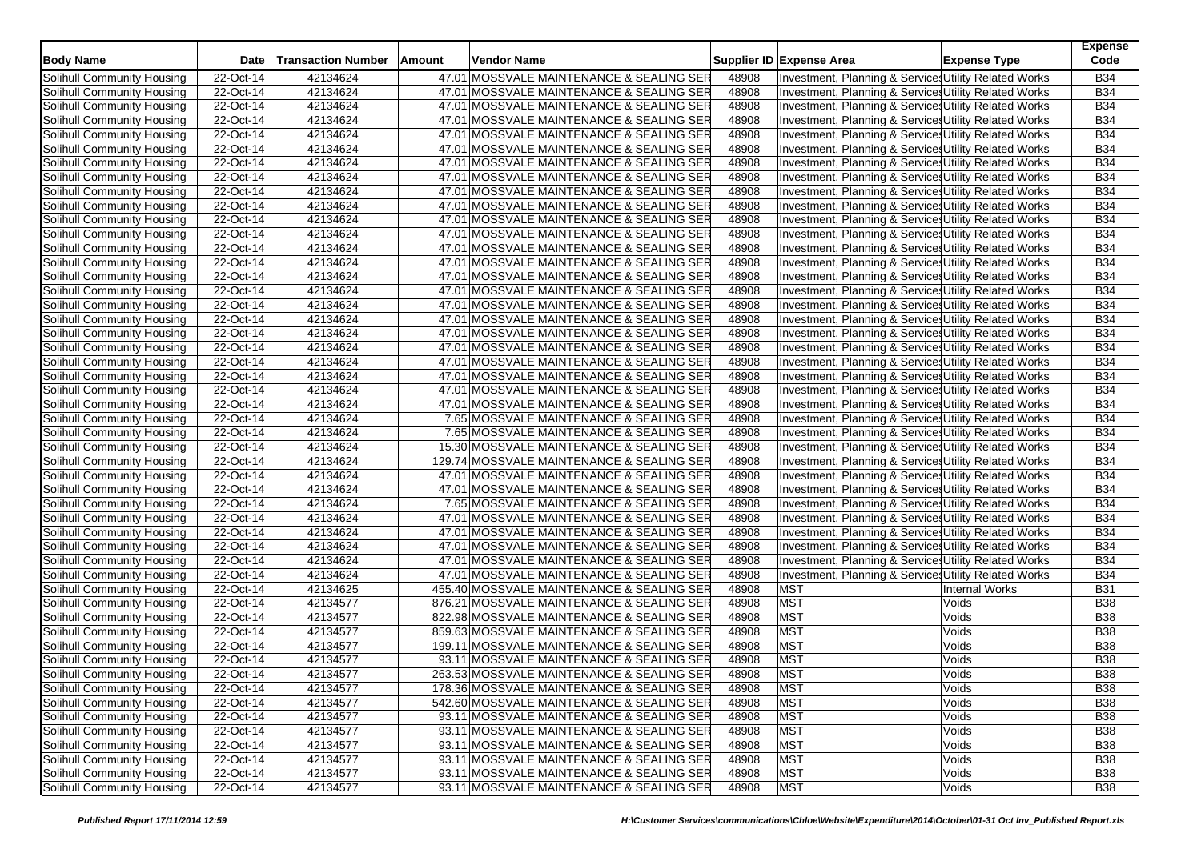| Body Name | Date | Transaction Number | Amount | Vendor Name | Supplier ID | Expense Area | Expense Type | Expense Code |
|---|---|---|---|---|---|---|---|---|
| Solihull Community Housing | 22-Oct-14 | 42134624 | 47.01 | MOSSVALE MAINTENANCE & SEALING SER | 48908 | Investment, Planning & Service | Utility Related Works | B34 |
| Solihull Community Housing | 22-Oct-14 | 42134624 | 47.01 | MOSSVALE MAINTENANCE & SEALING SER | 48908 | Investment, Planning & Service | Utility Related Works | B34 |
| Solihull Community Housing | 22-Oct-14 | 42134624 | 47.01 | MOSSVALE MAINTENANCE & SEALING SER | 48908 | Investment, Planning & Service | Utility Related Works | B34 |
| Solihull Community Housing | 22-Oct-14 | 42134624 | 47.01 | MOSSVALE MAINTENANCE & SEALING SER | 48908 | Investment, Planning & Service | Utility Related Works | B34 |
| Solihull Community Housing | 22-Oct-14 | 42134624 | 47.01 | MOSSVALE MAINTENANCE & SEALING SER | 48908 | Investment, Planning & Service | Utility Related Works | B34 |
| Solihull Community Housing | 22-Oct-14 | 42134624 | 47.01 | MOSSVALE MAINTENANCE & SEALING SER | 48908 | Investment, Planning & Service | Utility Related Works | B34 |
| Solihull Community Housing | 22-Oct-14 | 42134624 | 47.01 | MOSSVALE MAINTENANCE & SEALING SER | 48908 | Investment, Planning & Service | Utility Related Works | B34 |
| Solihull Community Housing | 22-Oct-14 | 42134624 | 47.01 | MOSSVALE MAINTENANCE & SEALING SER | 48908 | Investment, Planning & Service | Utility Related Works | B34 |
| Solihull Community Housing | 22-Oct-14 | 42134624 | 47.01 | MOSSVALE MAINTENANCE & SEALING SER | 48908 | Investment, Planning & Service | Utility Related Works | B34 |
| Solihull Community Housing | 22-Oct-14 | 42134624 | 47.01 | MOSSVALE MAINTENANCE & SEALING SER | 48908 | Investment, Planning & Service | Utility Related Works | B34 |
| Solihull Community Housing | 22-Oct-14 | 42134624 | 47.01 | MOSSVALE MAINTENANCE & SEALING SER | 48908 | Investment, Planning & Service | Utility Related Works | B34 |
| Solihull Community Housing | 22-Oct-14 | 42134624 | 47.01 | MOSSVALE MAINTENANCE & SEALING SER | 48908 | Investment, Planning & Service | Utility Related Works | B34 |
| Solihull Community Housing | 22-Oct-14 | 42134624 | 47.01 | MOSSVALE MAINTENANCE & SEALING SER | 48908 | Investment, Planning & Service | Utility Related Works | B34 |
| Solihull Community Housing | 22-Oct-14 | 42134624 | 47.01 | MOSSVALE MAINTENANCE & SEALING SER | 48908 | Investment, Planning & Service | Utility Related Works | B34 |
| Solihull Community Housing | 22-Oct-14 | 42134624 | 47.01 | MOSSVALE MAINTENANCE & SEALING SER | 48908 | Investment, Planning & Service | Utility Related Works | B34 |
| Solihull Community Housing | 22-Oct-14 | 42134624 | 47.01 | MOSSVALE MAINTENANCE & SEALING SER | 48908 | Investment, Planning & Service | Utility Related Works | B34 |
| Solihull Community Housing | 22-Oct-14 | 42134624 | 47.01 | MOSSVALE MAINTENANCE & SEALING SER | 48908 | Investment, Planning & Service | Utility Related Works | B34 |
| Solihull Community Housing | 22-Oct-14 | 42134624 | 47.01 | MOSSVALE MAINTENANCE & SEALING SER | 48908 | Investment, Planning & Service | Utility Related Works | B34 |
| Solihull Community Housing | 22-Oct-14 | 42134624 | 47.01 | MOSSVALE MAINTENANCE & SEALING SER | 48908 | Investment, Planning & Service | Utility Related Works | B34 |
| Solihull Community Housing | 22-Oct-14 | 42134624 | 47.01 | MOSSVALE MAINTENANCE & SEALING SER | 48908 | Investment, Planning & Service | Utility Related Works | B34 |
| Solihull Community Housing | 22-Oct-14 | 42134624 | 47.01 | MOSSVALE MAINTENANCE & SEALING SER | 48908 | Investment, Planning & Service | Utility Related Works | B34 |
| Solihull Community Housing | 22-Oct-14 | 42134624 | 47.01 | MOSSVALE MAINTENANCE & SEALING SER | 48908 | Investment, Planning & Service | Utility Related Works | B34 |
| Solihull Community Housing | 22-Oct-14 | 42134624 | 47.01 | MOSSVALE MAINTENANCE & SEALING SER | 48908 | Investment, Planning & Service | Utility Related Works | B34 |
| Solihull Community Housing | 22-Oct-14 | 42134624 | 47.01 | MOSSVALE MAINTENANCE & SEALING SER | 48908 | Investment, Planning & Service | Utility Related Works | B34 |
| Solihull Community Housing | 22-Oct-14 | 42134624 | 7.65 | MOSSVALE MAINTENANCE & SEALING SER | 48908 | Investment, Planning & Service | Utility Related Works | B34 |
| Solihull Community Housing | 22-Oct-14 | 42134624 | 7.65 | MOSSVALE MAINTENANCE & SEALING SER | 48908 | Investment, Planning & Service | Utility Related Works | B34 |
| Solihull Community Housing | 22-Oct-14 | 42134624 | 15.30 | MOSSVALE MAINTENANCE & SEALING SER | 48908 | Investment, Planning & Service | Utility Related Works | B34 |
| Solihull Community Housing | 22-Oct-14 | 42134624 | 129.74 | MOSSVALE MAINTENANCE & SEALING SER | 48908 | Investment, Planning & Service | Utility Related Works | B34 |
| Solihull Community Housing | 22-Oct-14 | 42134624 | 47.01 | MOSSVALE MAINTENANCE & SEALING SER | 48908 | Investment, Planning & Service | Utility Related Works | B34 |
| Solihull Community Housing | 22-Oct-14 | 42134624 | 47.01 | MOSSVALE MAINTENANCE & SEALING SER | 48908 | Investment, Planning & Service | Utility Related Works | B34 |
| Solihull Community Housing | 22-Oct-14 | 42134624 | 7.65 | MOSSVALE MAINTENANCE & SEALING SER | 48908 | Investment, Planning & Service | Utility Related Works | B34 |
| Solihull Community Housing | 22-Oct-14 | 42134624 | 47.01 | MOSSVALE MAINTENANCE & SEALING SER | 48908 | Investment, Planning & Service | Utility Related Works | B34 |
| Solihull Community Housing | 22-Oct-14 | 42134624 | 47.01 | MOSSVALE MAINTENANCE & SEALING SER | 48908 | Investment, Planning & Service | Utility Related Works | B34 |
| Solihull Community Housing | 22-Oct-14 | 42134624 | 47.01 | MOSSVALE MAINTENANCE & SEALING SER | 48908 | Investment, Planning & Service | Utility Related Works | B34 |
| Solihull Community Housing | 22-Oct-14 | 42134624 | 47.01 | MOSSVALE MAINTENANCE & SEALING SER | 48908 | Investment, Planning & Service | Utility Related Works | B34 |
| Solihull Community Housing | 22-Oct-14 | 42134624 | 47.01 | MOSSVALE MAINTENANCE & SEALING SER | 48908 | Investment, Planning & Service | Utility Related Works | B34 |
| Solihull Community Housing | 22-Oct-14 | 42134625 | 455.40 | MOSSVALE MAINTENANCE & SEALING SER | 48908 | MST | Internal Works | B31 |
| Solihull Community Housing | 22-Oct-14 | 42134577 | 876.21 | MOSSVALE MAINTENANCE & SEALING SER | 48908 | MST | Voids | B38 |
| Solihull Community Housing | 22-Oct-14 | 42134577 | 822.98 | MOSSVALE MAINTENANCE & SEALING SER | 48908 | MST | Voids | B38 |
| Solihull Community Housing | 22-Oct-14 | 42134577 | 859.63 | MOSSVALE MAINTENANCE & SEALING SER | 48908 | MST | Voids | B38 |
| Solihull Community Housing | 22-Oct-14 | 42134577 | 199.11 | MOSSVALE MAINTENANCE & SEALING SER | 48908 | MST | Voids | B38 |
| Solihull Community Housing | 22-Oct-14 | 42134577 | 93.11 | MOSSVALE MAINTENANCE & SEALING SER | 48908 | MST | Voids | B38 |
| Solihull Community Housing | 22-Oct-14 | 42134577 | 263.53 | MOSSVALE MAINTENANCE & SEALING SER | 48908 | MST | Voids | B38 |
| Solihull Community Housing | 22-Oct-14 | 42134577 | 178.36 | MOSSVALE MAINTENANCE & SEALING SER | 48908 | MST | Voids | B38 |
| Solihull Community Housing | 22-Oct-14 | 42134577 | 542.60 | MOSSVALE MAINTENANCE & SEALING SER | 48908 | MST | Voids | B38 |
| Solihull Community Housing | 22-Oct-14 | 42134577 | 93.11 | MOSSVALE MAINTENANCE & SEALING SER | 48908 | MST | Voids | B38 |
| Solihull Community Housing | 22-Oct-14 | 42134577 | 93.11 | MOSSVALE MAINTENANCE & SEALING SER | 48908 | MST | Voids | B38 |
| Solihull Community Housing | 22-Oct-14 | 42134577 | 93.11 | MOSSVALE MAINTENANCE & SEALING SER | 48908 | MST | Voids | B38 |
| Solihull Community Housing | 22-Oct-14 | 42134577 | 93.11 | MOSSVALE MAINTENANCE & SEALING SER | 48908 | MST | Voids | B38 |
| Solihull Community Housing | 22-Oct-14 | 42134577 | 93.11 | MOSSVALE MAINTENANCE & SEALING SER | 48908 | MST | Voids | B38 |
| Solihull Community Housing | 22-Oct-14 | 42134577 | 93.11 | MOSSVALE MAINTENANCE & SEALING SER | 48908 | MST | Voids | B38 |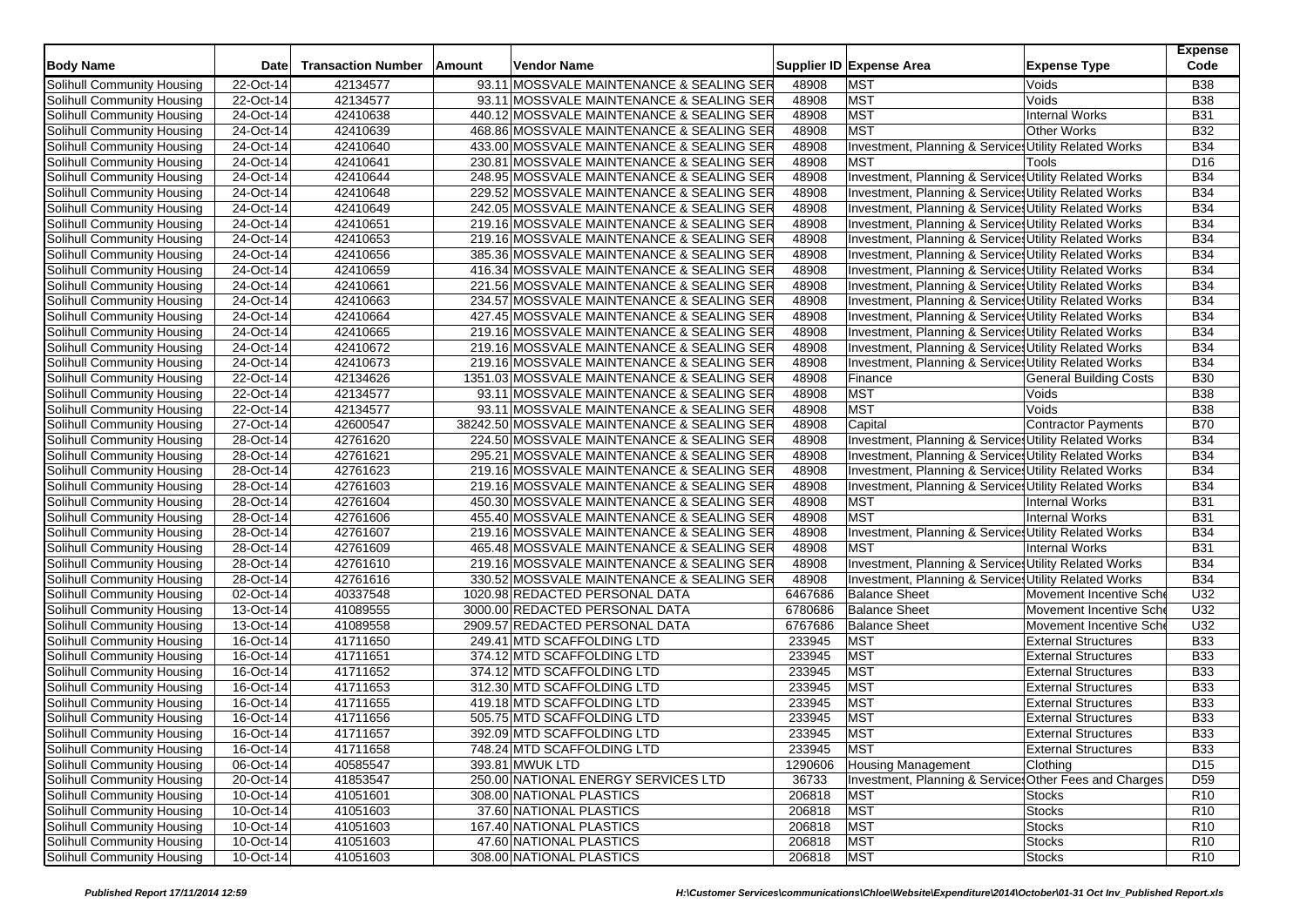| Body Name | Date | Transaction Number | Amount | Vendor Name | Supplier ID | Expense Area | Expense Type | Expense Code |
|---|---|---|---|---|---|---|---|---|
| Solihull Community Housing | 22-Oct-14 | 42134577 | 93.11 | MOSSVALE MAINTENANCE & SEALING SER | 48908 | MST | Voids | B38 |
| Solihull Community Housing | 22-Oct-14 | 42134577 | 93.11 | MOSSVALE MAINTENANCE & SEALING SER | 48908 | MST | Voids | B38 |
| Solihull Community Housing | 24-Oct-14 | 42410638 | 440.12 | MOSSVALE MAINTENANCE & SEALING SER | 48908 | MST | Internal Works | B31 |
| Solihull Community Housing | 24-Oct-14 | 42410639 | 468.86 | MOSSVALE MAINTENANCE & SEALING SER | 48908 | MST | Other Works | B32 |
| Solihull Community Housing | 24-Oct-14 | 42410640 | 433.00 | MOSSVALE MAINTENANCE & SEALING SER | 48908 | Investment, Planning & Service | Utility Related Works | B34 |
| Solihull Community Housing | 24-Oct-14 | 42410641 | 230.81 | MOSSVALE MAINTENANCE & SEALING SER | 48908 | MST | Tools | D16 |
| Solihull Community Housing | 24-Oct-14 | 42410644 | 248.95 | MOSSVALE MAINTENANCE & SEALING SER | 48908 | Investment, Planning & Service | Utility Related Works | B34 |
| Solihull Community Housing | 24-Oct-14 | 42410648 | 229.52 | MOSSVALE MAINTENANCE & SEALING SER | 48908 | Investment, Planning & Service | Utility Related Works | B34 |
| Solihull Community Housing | 24-Oct-14 | 42410649 | 242.05 | MOSSVALE MAINTENANCE & SEALING SER | 48908 | Investment, Planning & Service | Utility Related Works | B34 |
| Solihull Community Housing | 24-Oct-14 | 42410651 | 219.16 | MOSSVALE MAINTENANCE & SEALING SER | 48908 | Investment, Planning & Service | Utility Related Works | B34 |
| Solihull Community Housing | 24-Oct-14 | 42410653 | 219.16 | MOSSVALE MAINTENANCE & SEALING SER | 48908 | Investment, Planning & Service | Utility Related Works | B34 |
| Solihull Community Housing | 24-Oct-14 | 42410656 | 385.36 | MOSSVALE MAINTENANCE & SEALING SER | 48908 | Investment, Planning & Service | Utility Related Works | B34 |
| Solihull Community Housing | 24-Oct-14 | 42410659 | 416.34 | MOSSVALE MAINTENANCE & SEALING SER | 48908 | Investment, Planning & Service | Utility Related Works | B34 |
| Solihull Community Housing | 24-Oct-14 | 42410661 | 221.56 | MOSSVALE MAINTENANCE & SEALING SER | 48908 | Investment, Planning & Service | Utility Related Works | B34 |
| Solihull Community Housing | 24-Oct-14 | 42410663 | 234.57 | MOSSVALE MAINTENANCE & SEALING SER | 48908 | Investment, Planning & Service | Utility Related Works | B34 |
| Solihull Community Housing | 24-Oct-14 | 42410664 | 427.45 | MOSSVALE MAINTENANCE & SEALING SER | 48908 | Investment, Planning & Service | Utility Related Works | B34 |
| Solihull Community Housing | 24-Oct-14 | 42410665 | 219.16 | MOSSVALE MAINTENANCE & SEALING SER | 48908 | Investment, Planning & Service | Utility Related Works | B34 |
| Solihull Community Housing | 24-Oct-14 | 42410672 | 219.16 | MOSSVALE MAINTENANCE & SEALING SER | 48908 | Investment, Planning & Service | Utility Related Works | B34 |
| Solihull Community Housing | 24-Oct-14 | 42410673 | 219.16 | MOSSVALE MAINTENANCE & SEALING SER | 48908 | Investment, Planning & Service | Utility Related Works | B34 |
| Solihull Community Housing | 22-Oct-14 | 42134626 | 1351.03 | MOSSVALE MAINTENANCE & SEALING SER | 48908 | Finance | General Building Costs | B30 |
| Solihull Community Housing | 22-Oct-14 | 42134577 | 93.11 | MOSSVALE MAINTENANCE & SEALING SER | 48908 | MST | Voids | B38 |
| Solihull Community Housing | 22-Oct-14 | 42134577 | 93.11 | MOSSVALE MAINTENANCE & SEALING SER | 48908 | MST | Voids | B38 |
| Solihull Community Housing | 27-Oct-14 | 42600547 | 38242.50 | MOSSVALE MAINTENANCE & SEALING SER | 48908 | Capital | Contractor Payments | B70 |
| Solihull Community Housing | 28-Oct-14 | 42761620 | 224.50 | MOSSVALE MAINTENANCE & SEALING SER | 48908 | Investment, Planning & Service | Utility Related Works | B34 |
| Solihull Community Housing | 28-Oct-14 | 42761621 | 295.21 | MOSSVALE MAINTENANCE & SEALING SER | 48908 | Investment, Planning & Service | Utility Related Works | B34 |
| Solihull Community Housing | 28-Oct-14 | 42761623 | 219.16 | MOSSVALE MAINTENANCE & SEALING SER | 48908 | Investment, Planning & Service | Utility Related Works | B34 |
| Solihull Community Housing | 28-Oct-14 | 42761603 | 219.16 | MOSSVALE MAINTENANCE & SEALING SER | 48908 | Investment, Planning & Service | Utility Related Works | B34 |
| Solihull Community Housing | 28-Oct-14 | 42761604 | 450.30 | MOSSVALE MAINTENANCE & SEALING SER | 48908 | MST | Internal Works | B31 |
| Solihull Community Housing | 28-Oct-14 | 42761606 | 455.40 | MOSSVALE MAINTENANCE & SEALING SER | 48908 | MST | Internal Works | B31 |
| Solihull Community Housing | 28-Oct-14 | 42761607 | 219.16 | MOSSVALE MAINTENANCE & SEALING SER | 48908 | Investment, Planning & Service | Utility Related Works | B34 |
| Solihull Community Housing | 28-Oct-14 | 42761609 | 465.48 | MOSSVALE MAINTENANCE & SEALING SER | 48908 | MST | Internal Works | B31 |
| Solihull Community Housing | 28-Oct-14 | 42761610 | 219.16 | MOSSVALE MAINTENANCE & SEALING SER | 48908 | Investment, Planning & Service | Utility Related Works | B34 |
| Solihull Community Housing | 28-Oct-14 | 42761616 | 330.52 | MOSSVALE MAINTENANCE & SEALING SER | 48908 | Investment, Planning & Service | Utility Related Works | B34 |
| Solihull Community Housing | 02-Oct-14 | 40337548 | 1020.98 | REDACTED PERSONAL DATA | 6467686 | Balance Sheet | Movement Incentive Sche | U32 |
| Solihull Community Housing | 13-Oct-14 | 41089555 | 3000.00 | REDACTED PERSONAL DATA | 6780686 | Balance Sheet | Movement Incentive Sche | U32 |
| Solihull Community Housing | 13-Oct-14 | 41089558 | 2909.57 | REDACTED PERSONAL DATA | 6767686 | Balance Sheet | Movement Incentive Sche | U32 |
| Solihull Community Housing | 16-Oct-14 | 41711650 | 249.41 | MTD SCAFFOLDING LTD | 233945 | MST | External Structures | B33 |
| Solihull Community Housing | 16-Oct-14 | 41711651 | 374.12 | MTD SCAFFOLDING LTD | 233945 | MST | External Structures | B33 |
| Solihull Community Housing | 16-Oct-14 | 41711652 | 374.12 | MTD SCAFFOLDING LTD | 233945 | MST | External Structures | B33 |
| Solihull Community Housing | 16-Oct-14 | 41711653 | 312.30 | MTD SCAFFOLDING LTD | 233945 | MST | External Structures | B33 |
| Solihull Community Housing | 16-Oct-14 | 41711655 | 419.18 | MTD SCAFFOLDING LTD | 233945 | MST | External Structures | B33 |
| Solihull Community Housing | 16-Oct-14 | 41711656 | 505.75 | MTD SCAFFOLDING LTD | 233945 | MST | External Structures | B33 |
| Solihull Community Housing | 16-Oct-14 | 41711657 | 392.09 | MTD SCAFFOLDING LTD | 233945 | MST | External Structures | B33 |
| Solihull Community Housing | 16-Oct-14 | 41711658 | 748.24 | MTD SCAFFOLDING LTD | 233945 | MST | External Structures | B33 |
| Solihull Community Housing | 06-Oct-14 | 40585547 | 393.81 | MWUK LTD | 1290606 | Housing Management | Clothing | D15 |
| Solihull Community Housing | 20-Oct-14 | 41853547 | 250.00 | NATIONAL ENERGY SERVICES LTD | 36733 | Investment, Planning & Service | Other Fees and Charges | D59 |
| Solihull Community Housing | 10-Oct-14 | 41051601 | 308.00 | NATIONAL PLASTICS | 206818 | MST | Stocks | R10 |
| Solihull Community Housing | 10-Oct-14 | 41051603 | 37.60 | NATIONAL PLASTICS | 206818 | MST | Stocks | R10 |
| Solihull Community Housing | 10-Oct-14 | 41051603 | 167.40 | NATIONAL PLASTICS | 206818 | MST | Stocks | R10 |
| Solihull Community Housing | 10-Oct-14 | 41051603 | 47.60 | NATIONAL PLASTICS | 206818 | MST | Stocks | R10 |
| Solihull Community Housing | 10-Oct-14 | 41051603 | 308.00 | NATIONAL PLASTICS | 206818 | MST | Stocks | R10 |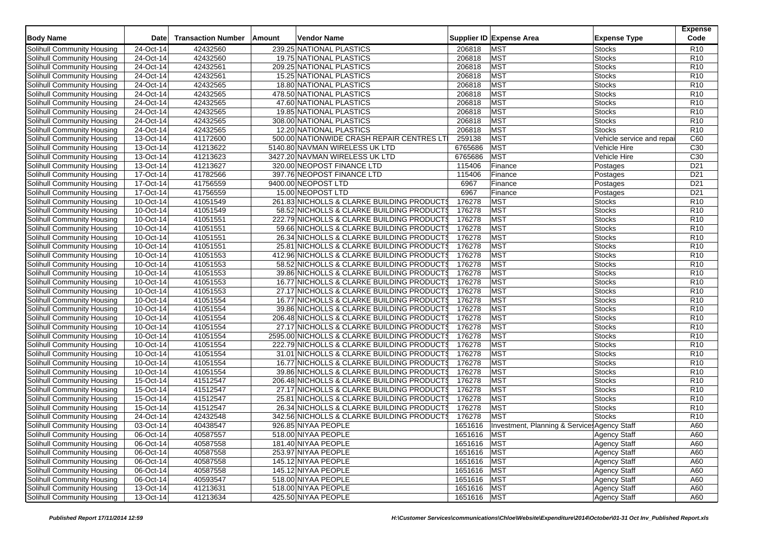| Body Name | Date | Transaction Number | Amount | Vendor Name | Supplier ID | Expense Area | Expense Type | Expense Code |
|---|---|---|---|---|---|---|---|---|
| Solihull Community Housing | 24-Oct-14 | 42432560 | 239.25 | NATIONAL PLASTICS | 206818 | MST | Stocks | R10 |
| Solihull Community Housing | 24-Oct-14 | 42432560 | 19.75 | NATIONAL PLASTICS | 206818 | MST | Stocks | R10 |
| Solihull Community Housing | 24-Oct-14 | 42432561 | 209.25 | NATIONAL PLASTICS | 206818 | MST | Stocks | R10 |
| Solihull Community Housing | 24-Oct-14 | 42432561 | 15.25 | NATIONAL PLASTICS | 206818 | MST | Stocks | R10 |
| Solihull Community Housing | 24-Oct-14 | 42432565 | 18.80 | NATIONAL PLASTICS | 206818 | MST | Stocks | R10 |
| Solihull Community Housing | 24-Oct-14 | 42432565 | 478.50 | NATIONAL PLASTICS | 206818 | MST | Stocks | R10 |
| Solihull Community Housing | 24-Oct-14 | 42432565 | 47.60 | NATIONAL PLASTICS | 206818 | MST | Stocks | R10 |
| Solihull Community Housing | 24-Oct-14 | 42432565 | 19.85 | NATIONAL PLASTICS | 206818 | MST | Stocks | R10 |
| Solihull Community Housing | 24-Oct-14 | 42432565 | 308.00 | NATIONAL PLASTICS | 206818 | MST | Stocks | R10 |
| Solihull Community Housing | 24-Oct-14 | 42432565 | 12.20 | NATIONAL PLASTICS | 206818 | MST | Stocks | R10 |
| Solihull Community Housing | 13-Oct-14 | 41172600 | 500.00 | NATIONWIDE CRASH REPAIR CENTRES LT | 259138 | MST | Vehicle service and repai | C60 |
| Solihull Community Housing | 13-Oct-14 | 41213622 | 5140.80 | NAVMAN WIRELESS UK LTD | 6765686 | MST | Vehicle Hire | C30 |
| Solihull Community Housing | 13-Oct-14 | 41213623 | 3427.20 | NAVMAN WIRELESS UK LTD | 6765686 | MST | Vehicle Hire | C30 |
| Solihull Community Housing | 13-Oct-14 | 41213627 | 320.00 | NEOPOST FINANCE LTD | 115406 | Finance | Postages | D21 |
| Solihull Community Housing | 17-Oct-14 | 41782566 | 397.76 | NEOPOST FINANCE LTD | 115406 | Finance | Postages | D21 |
| Solihull Community Housing | 17-Oct-14 | 41756559 | 9400.00 | NEOPOST LTD | 6967 | Finance | Postages | D21 |
| Solihull Community Housing | 17-Oct-14 | 41756559 | 15.00 | NEOPOST LTD | 6967 | Finance | Postages | D21 |
| Solihull Community Housing | 10-Oct-14 | 41051549 | 261.83 | NICHOLLS & CLARKE BUILDING PRODUCTS | 176278 | MST | Stocks | R10 |
| Solihull Community Housing | 10-Oct-14 | 41051549 | 58.52 | NICHOLLS & CLARKE BUILDING PRODUCTS | 176278 | MST | Stocks | R10 |
| Solihull Community Housing | 10-Oct-14 | 41051551 | 222.79 | NICHOLLS & CLARKE BUILDING PRODUCTS | 176278 | MST | Stocks | R10 |
| Solihull Community Housing | 10-Oct-14 | 41051551 | 59.66 | NICHOLLS & CLARKE BUILDING PRODUCTS | 176278 | MST | Stocks | R10 |
| Solihull Community Housing | 10-Oct-14 | 41051551 | 26.34 | NICHOLLS & CLARKE BUILDING PRODUCTS | 176278 | MST | Stocks | R10 |
| Solihull Community Housing | 10-Oct-14 | 41051551 | 25.81 | NICHOLLS & CLARKE BUILDING PRODUCTS | 176278 | MST | Stocks | R10 |
| Solihull Community Housing | 10-Oct-14 | 41051553 | 412.96 | NICHOLLS & CLARKE BUILDING PRODUCTS | 176278 | MST | Stocks | R10 |
| Solihull Community Housing | 10-Oct-14 | 41051553 | 58.52 | NICHOLLS & CLARKE BUILDING PRODUCTS | 176278 | MST | Stocks | R10 |
| Solihull Community Housing | 10-Oct-14 | 41051553 | 39.86 | NICHOLLS & CLARKE BUILDING PRODUCTS | 176278 | MST | Stocks | R10 |
| Solihull Community Housing | 10-Oct-14 | 41051553 | 16.77 | NICHOLLS & CLARKE BUILDING PRODUCTS | 176278 | MST | Stocks | R10 |
| Solihull Community Housing | 10-Oct-14 | 41051553 | 27.17 | NICHOLLS & CLARKE BUILDING PRODUCTS | 176278 | MST | Stocks | R10 |
| Solihull Community Housing | 10-Oct-14 | 41051554 | 16.77 | NICHOLLS & CLARKE BUILDING PRODUCTS | 176278 | MST | Stocks | R10 |
| Solihull Community Housing | 10-Oct-14 | 41051554 | 39.86 | NICHOLLS & CLARKE BUILDING PRODUCTS | 176278 | MST | Stocks | R10 |
| Solihull Community Housing | 10-Oct-14 | 41051554 | 206.48 | NICHOLLS & CLARKE BUILDING PRODUCTS | 176278 | MST | Stocks | R10 |
| Solihull Community Housing | 10-Oct-14 | 41051554 | 27.17 | NICHOLLS & CLARKE BUILDING PRODUCTS | 176278 | MST | Stocks | R10 |
| Solihull Community Housing | 10-Oct-14 | 41051554 | 2595.00 | NICHOLLS & CLARKE BUILDING PRODUCTS | 176278 | MST | Stocks | R10 |
| Solihull Community Housing | 10-Oct-14 | 41051554 | 222.79 | NICHOLLS & CLARKE BUILDING PRODUCTS | 176278 | MST | Stocks | R10 |
| Solihull Community Housing | 10-Oct-14 | 41051554 | 31.01 | NICHOLLS & CLARKE BUILDING PRODUCTS | 176278 | MST | Stocks | R10 |
| Solihull Community Housing | 10-Oct-14 | 41051554 | 16.77 | NICHOLLS & CLARKE BUILDING PRODUCTS | 176278 | MST | Stocks | R10 |
| Solihull Community Housing | 10-Oct-14 | 41051554 | 39.86 | NICHOLLS & CLARKE BUILDING PRODUCTS | 176278 | MST | Stocks | R10 |
| Solihull Community Housing | 15-Oct-14 | 41512547 | 206.48 | NICHOLLS & CLARKE BUILDING PRODUCTS | 176278 | MST | Stocks | R10 |
| Solihull Community Housing | 15-Oct-14 | 41512547 | 27.17 | NICHOLLS & CLARKE BUILDING PRODUCTS | 176278 | MST | Stocks | R10 |
| Solihull Community Housing | 15-Oct-14 | 41512547 | 25.81 | NICHOLLS & CLARKE BUILDING PRODUCTS | 176278 | MST | Stocks | R10 |
| Solihull Community Housing | 15-Oct-14 | 41512547 | 26.34 | NICHOLLS & CLARKE BUILDING PRODUCTS | 176278 | MST | Stocks | R10 |
| Solihull Community Housing | 24-Oct-14 | 42432548 | 342.56 | NICHOLLS & CLARKE BUILDING PRODUCTS | 176278 | MST | Stocks | R10 |
| Solihull Community Housing | 03-Oct-14 | 40438547 | 926.85 | NIYAA PEOPLE | 1651616 | Investment, Planning & Services | Agency Staff | A60 |
| Solihull Community Housing | 06-Oct-14 | 40587557 | 518.00 | NIYAA PEOPLE | 1651616 | MST | Agency Staff | A60 |
| Solihull Community Housing | 06-Oct-14 | 40587558 | 181.40 | NIYAA PEOPLE | 1651616 | MST | Agency Staff | A60 |
| Solihull Community Housing | 06-Oct-14 | 40587558 | 253.97 | NIYAA PEOPLE | 1651616 | MST | Agency Staff | A60 |
| Solihull Community Housing | 06-Oct-14 | 40587558 | 145.12 | NIYAA PEOPLE | 1651616 | MST | Agency Staff | A60 |
| Solihull Community Housing | 06-Oct-14 | 40587558 | 145.12 | NIYAA PEOPLE | 1651616 | MST | Agency Staff | A60 |
| Solihull Community Housing | 06-Oct-14 | 40593547 | 518.00 | NIYAA PEOPLE | 1651616 | MST | Agency Staff | A60 |
| Solihull Community Housing | 13-Oct-14 | 41213631 | 518.00 | NIYAA PEOPLE | 1651616 | MST | Agency Staff | A60 |
| Solihull Community Housing | 13-Oct-14 | 41213634 | 425.50 | NIYAA PEOPLE | 1651616 | MST | Agency Staff | A60 |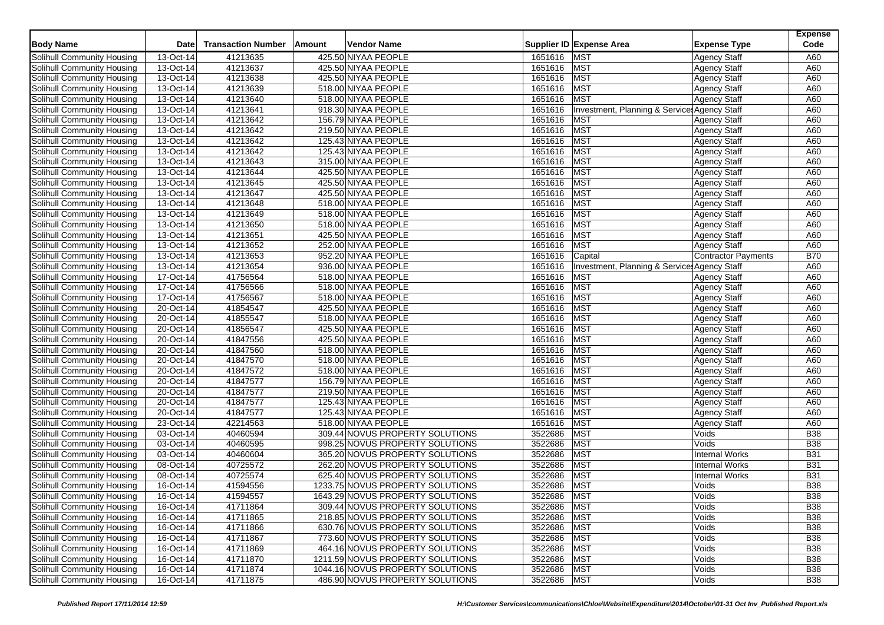| Body Name | Date | Transaction Number | Amount | Vendor Name | Supplier ID | Expense Area | Expense Type | Expense Code |
|---|---|---|---|---|---|---|---|---|
| Solihull Community Housing | 13-Oct-14 | 41213635 | 425.50 | NIYAA PEOPLE | 1651616 | MST | Agency Staff | A60 |
| Solihull Community Housing | 13-Oct-14 | 41213637 | 425.50 | NIYAA PEOPLE | 1651616 | MST | Agency Staff | A60 |
| Solihull Community Housing | 13-Oct-14 | 41213638 | 425.50 | NIYAA PEOPLE | 1651616 | MST | Agency Staff | A60 |
| Solihull Community Housing | 13-Oct-14 | 41213639 | 518.00 | NIYAA PEOPLE | 1651616 | MST | Agency Staff | A60 |
| Solihull Community Housing | 13-Oct-14 | 41213640 | 518.00 | NIYAA PEOPLE | 1651616 | MST | Agency Staff | A60 |
| Solihull Community Housing | 13-Oct-14 | 41213641 | 918.30 | NIYAA PEOPLE | 1651616 | Investment, Planning & Services | Agency Staff | A60 |
| Solihull Community Housing | 13-Oct-14 | 41213642 | 156.79 | NIYAA PEOPLE | 1651616 | MST | Agency Staff | A60 |
| Solihull Community Housing | 13-Oct-14 | 41213642 | 219.50 | NIYAA PEOPLE | 1651616 | MST | Agency Staff | A60 |
| Solihull Community Housing | 13-Oct-14 | 41213642 | 125.43 | NIYAA PEOPLE | 1651616 | MST | Agency Staff | A60 |
| Solihull Community Housing | 13-Oct-14 | 41213642 | 125.43 | NIYAA PEOPLE | 1651616 | MST | Agency Staff | A60 |
| Solihull Community Housing | 13-Oct-14 | 41213643 | 315.00 | NIYAA PEOPLE | 1651616 | MST | Agency Staff | A60 |
| Solihull Community Housing | 13-Oct-14 | 41213644 | 425.50 | NIYAA PEOPLE | 1651616 | MST | Agency Staff | A60 |
| Solihull Community Housing | 13-Oct-14 | 41213645 | 425.50 | NIYAA PEOPLE | 1651616 | MST | Agency Staff | A60 |
| Solihull Community Housing | 13-Oct-14 | 41213647 | 425.50 | NIYAA PEOPLE | 1651616 | MST | Agency Staff | A60 |
| Solihull Community Housing | 13-Oct-14 | 41213648 | 518.00 | NIYAA PEOPLE | 1651616 | MST | Agency Staff | A60 |
| Solihull Community Housing | 13-Oct-14 | 41213649 | 518.00 | NIYAA PEOPLE | 1651616 | MST | Agency Staff | A60 |
| Solihull Community Housing | 13-Oct-14 | 41213650 | 518.00 | NIYAA PEOPLE | 1651616 | MST | Agency Staff | A60 |
| Solihull Community Housing | 13-Oct-14 | 41213651 | 425.50 | NIYAA PEOPLE | 1651616 | MST | Agency Staff | A60 |
| Solihull Community Housing | 13-Oct-14 | 41213652 | 252.00 | NIYAA PEOPLE | 1651616 | MST | Agency Staff | A60 |
| Solihull Community Housing | 13-Oct-14 | 41213653 | 952.20 | NIYAA PEOPLE | 1651616 | Capital | Contractor Payments | B70 |
| Solihull Community Housing | 13-Oct-14 | 41213654 | 936.00 | NIYAA PEOPLE | 1651616 | Investment, Planning & Services | Agency Staff | A60 |
| Solihull Community Housing | 17-Oct-14 | 41756564 | 518.00 | NIYAA PEOPLE | 1651616 | MST | Agency Staff | A60 |
| Solihull Community Housing | 17-Oct-14 | 41756566 | 518.00 | NIYAA PEOPLE | 1651616 | MST | Agency Staff | A60 |
| Solihull Community Housing | 17-Oct-14 | 41756567 | 518.00 | NIYAA PEOPLE | 1651616 | MST | Agency Staff | A60 |
| Solihull Community Housing | 20-Oct-14 | 41854547 | 425.50 | NIYAA PEOPLE | 1651616 | MST | Agency Staff | A60 |
| Solihull Community Housing | 20-Oct-14 | 41855547 | 518.00 | NIYAA PEOPLE | 1651616 | MST | Agency Staff | A60 |
| Solihull Community Housing | 20-Oct-14 | 41856547 | 425.50 | NIYAA PEOPLE | 1651616 | MST | Agency Staff | A60 |
| Solihull Community Housing | 20-Oct-14 | 41847556 | 425.50 | NIYAA PEOPLE | 1651616 | MST | Agency Staff | A60 |
| Solihull Community Housing | 20-Oct-14 | 41847560 | 518.00 | NIYAA PEOPLE | 1651616 | MST | Agency Staff | A60 |
| Solihull Community Housing | 20-Oct-14 | 41847570 | 518.00 | NIYAA PEOPLE | 1651616 | MST | Agency Staff | A60 |
| Solihull Community Housing | 20-Oct-14 | 41847572 | 518.00 | NIYAA PEOPLE | 1651616 | MST | Agency Staff | A60 |
| Solihull Community Housing | 20-Oct-14 | 41847577 | 156.79 | NIYAA PEOPLE | 1651616 | MST | Agency Staff | A60 |
| Solihull Community Housing | 20-Oct-14 | 41847577 | 219.50 | NIYAA PEOPLE | 1651616 | MST | Agency Staff | A60 |
| Solihull Community Housing | 20-Oct-14 | 41847577 | 125.43 | NIYAA PEOPLE | 1651616 | MST | Agency Staff | A60 |
| Solihull Community Housing | 20-Oct-14 | 41847577 | 125.43 | NIYAA PEOPLE | 1651616 | MST | Agency Staff | A60 |
| Solihull Community Housing | 23-Oct-14 | 42214563 | 518.00 | NIYAA PEOPLE | 1651616 | MST | Agency Staff | A60 |
| Solihull Community Housing | 03-Oct-14 | 40460594 | 309.44 | NOVUS PROPERTY SOLUTIONS | 3522686 | MST | Voids | B38 |
| Solihull Community Housing | 03-Oct-14 | 40460595 | 998.25 | NOVUS PROPERTY SOLUTIONS | 3522686 | MST | Voids | B38 |
| Solihull Community Housing | 03-Oct-14 | 40460604 | 365.20 | NOVUS PROPERTY SOLUTIONS | 3522686 | MST | Internal Works | B31 |
| Solihull Community Housing | 08-Oct-14 | 40725572 | 262.20 | NOVUS PROPERTY SOLUTIONS | 3522686 | MST | Internal Works | B31 |
| Solihull Community Housing | 08-Oct-14 | 40725574 | 625.40 | NOVUS PROPERTY SOLUTIONS | 3522686 | MST | Internal Works | B31 |
| Solihull Community Housing | 16-Oct-14 | 41594556 | 1233.75 | NOVUS PROPERTY SOLUTIONS | 3522686 | MST | Voids | B38 |
| Solihull Community Housing | 16-Oct-14 | 41594557 | 1643.29 | NOVUS PROPERTY SOLUTIONS | 3522686 | MST | Voids | B38 |
| Solihull Community Housing | 16-Oct-14 | 41711864 | 309.44 | NOVUS PROPERTY SOLUTIONS | 3522686 | MST | Voids | B38 |
| Solihull Community Housing | 16-Oct-14 | 41711865 | 218.85 | NOVUS PROPERTY SOLUTIONS | 3522686 | MST | Voids | B38 |
| Solihull Community Housing | 16-Oct-14 | 41711866 | 630.76 | NOVUS PROPERTY SOLUTIONS | 3522686 | MST | Voids | B38 |
| Solihull Community Housing | 16-Oct-14 | 41711867 | 773.60 | NOVUS PROPERTY SOLUTIONS | 3522686 | MST | Voids | B38 |
| Solihull Community Housing | 16-Oct-14 | 41711869 | 464.16 | NOVUS PROPERTY SOLUTIONS | 3522686 | MST | Voids | B38 |
| Solihull Community Housing | 16-Oct-14 | 41711870 | 1211.59 | NOVUS PROPERTY SOLUTIONS | 3522686 | MST | Voids | B38 |
| Solihull Community Housing | 16-Oct-14 | 41711874 | 1044.16 | NOVUS PROPERTY SOLUTIONS | 3522686 | MST | Voids | B38 |
| Solihull Community Housing | 16-Oct-14 | 41711875 | 486.90 | NOVUS PROPERTY SOLUTIONS | 3522686 | MST | Voids | B38 |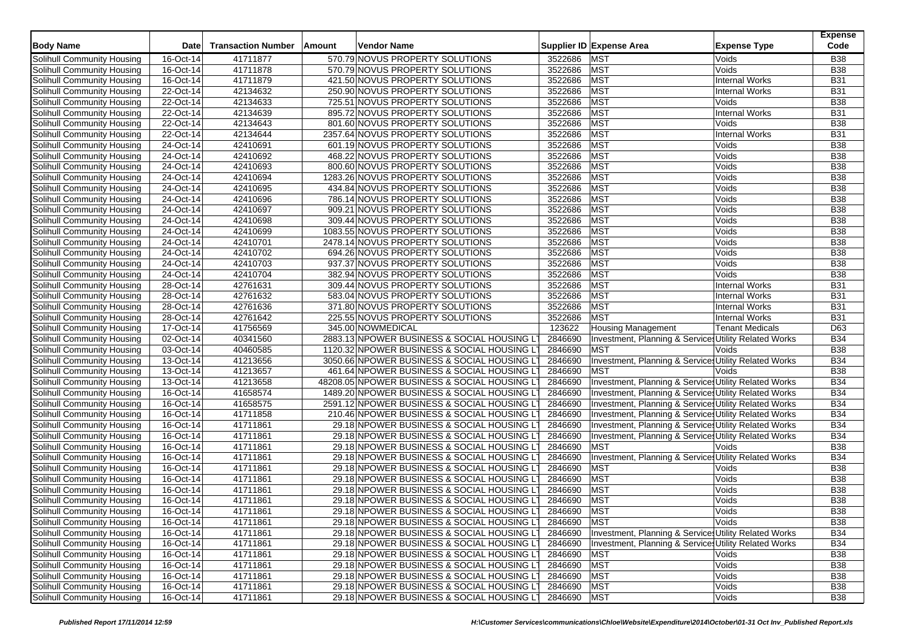| Body Name | Date | Transaction Number | Amount | Vendor Name | Supplier ID | Expense Area | Expense Type | Expense Code |
|---|---|---|---|---|---|---|---|---|
| Solihull Community Housing | 16-Oct-14 | 41711877 | 570.79 | NOVUS PROPERTY SOLUTIONS | 3522686 | MST | Voids | B38 |
| Solihull Community Housing | 16-Oct-14 | 41711878 | 570.79 | NOVUS PROPERTY SOLUTIONS | 3522686 | MST | Voids | B38 |
| Solihull Community Housing | 16-Oct-14 | 41711879 | 421.50 | NOVUS PROPERTY SOLUTIONS | 3522686 | MST | Internal Works | B31 |
| Solihull Community Housing | 22-Oct-14 | 42134632 | 250.90 | NOVUS PROPERTY SOLUTIONS | 3522686 | MST | Internal Works | B31 |
| Solihull Community Housing | 22-Oct-14 | 42134633 | 725.51 | NOVUS PROPERTY SOLUTIONS | 3522686 | MST | Voids | B38 |
| Solihull Community Housing | 22-Oct-14 | 42134639 | 895.72 | NOVUS PROPERTY SOLUTIONS | 3522686 | MST | Internal Works | B31 |
| Solihull Community Housing | 22-Oct-14 | 42134643 | 801.60 | NOVUS PROPERTY SOLUTIONS | 3522686 | MST | Voids | B38 |
| Solihull Community Housing | 22-Oct-14 | 42134644 | 2357.64 | NOVUS PROPERTY SOLUTIONS | 3522686 | MST | Internal Works | B31 |
| Solihull Community Housing | 24-Oct-14 | 42410691 | 601.19 | NOVUS PROPERTY SOLUTIONS | 3522686 | MST | Voids | B38 |
| Solihull Community Housing | 24-Oct-14 | 42410692 | 468.22 | NOVUS PROPERTY SOLUTIONS | 3522686 | MST | Voids | B38 |
| Solihull Community Housing | 24-Oct-14 | 42410693 | 800.60 | NOVUS PROPERTY SOLUTIONS | 3522686 | MST | Voids | B38 |
| Solihull Community Housing | 24-Oct-14 | 42410694 | 1283.26 | NOVUS PROPERTY SOLUTIONS | 3522686 | MST | Voids | B38 |
| Solihull Community Housing | 24-Oct-14 | 42410695 | 434.84 | NOVUS PROPERTY SOLUTIONS | 3522686 | MST | Voids | B38 |
| Solihull Community Housing | 24-Oct-14 | 42410696 | 786.14 | NOVUS PROPERTY SOLUTIONS | 3522686 | MST | Voids | B38 |
| Solihull Community Housing | 24-Oct-14 | 42410697 | 909.21 | NOVUS PROPERTY SOLUTIONS | 3522686 | MST | Voids | B38 |
| Solihull Community Housing | 24-Oct-14 | 42410698 | 309.44 | NOVUS PROPERTY SOLUTIONS | 3522686 | MST | Voids | B38 |
| Solihull Community Housing | 24-Oct-14 | 42410699 | 1083.55 | NOVUS PROPERTY SOLUTIONS | 3522686 | MST | Voids | B38 |
| Solihull Community Housing | 24-Oct-14 | 42410701 | 2478.14 | NOVUS PROPERTY SOLUTIONS | 3522686 | MST | Voids | B38 |
| Solihull Community Housing | 24-Oct-14 | 42410702 | 694.26 | NOVUS PROPERTY SOLUTIONS | 3522686 | MST | Voids | B38 |
| Solihull Community Housing | 24-Oct-14 | 42410703 | 937.37 | NOVUS PROPERTY SOLUTIONS | 3522686 | MST | Voids | B38 |
| Solihull Community Housing | 24-Oct-14 | 42410704 | 382.94 | NOVUS PROPERTY SOLUTIONS | 3522686 | MST | Voids | B38 |
| Solihull Community Housing | 28-Oct-14 | 42761631 | 309.44 | NOVUS PROPERTY SOLUTIONS | 3522686 | MST | Internal Works | B31 |
| Solihull Community Housing | 28-Oct-14 | 42761632 | 583.04 | NOVUS PROPERTY SOLUTIONS | 3522686 | MST | Internal Works | B31 |
| Solihull Community Housing | 28-Oct-14 | 42761636 | 371.80 | NOVUS PROPERTY SOLUTIONS | 3522686 | MST | Internal Works | B31 |
| Solihull Community Housing | 28-Oct-14 | 42761642 | 225.55 | NOVUS PROPERTY SOLUTIONS | 3522686 | MST | Internal Works | B31 |
| Solihull Community Housing | 17-Oct-14 | 41756569 | 345.00 | NOWMEDICAL | 123622 | Housing Management | Tenant Medicals | D63 |
| Solihull Community Housing | 02-Oct-14 | 40341560 | 2883.13 | NPOWER BUSINESS & SOCIAL HOUSING LT | 2846690 | Investment, Planning & Services | Utility Related Works | B34 |
| Solihull Community Housing | 03-Oct-14 | 40460585 | 1120.32 | NPOWER BUSINESS & SOCIAL HOUSING LT | 2846690 | MST | Voids | B38 |
| Solihull Community Housing | 13-Oct-14 | 41213656 | 3050.66 | NPOWER BUSINESS & SOCIAL HOUSING LT | 2846690 | Investment, Planning & Services | Utility Related Works | B34 |
| Solihull Community Housing | 13-Oct-14 | 41213657 | 461.64 | NPOWER BUSINESS & SOCIAL HOUSING LT | 2846690 | MST | Voids | B38 |
| Solihull Community Housing | 13-Oct-14 | 41213658 | 48208.05 | NPOWER BUSINESS & SOCIAL HOUSING LT | 2846690 | Investment, Planning & Services | Utility Related Works | B34 |
| Solihull Community Housing | 16-Oct-14 | 41658574 | 1489.20 | NPOWER BUSINESS & SOCIAL HOUSING LT | 2846690 | Investment, Planning & Services | Utility Related Works | B34 |
| Solihull Community Housing | 16-Oct-14 | 41658575 | 2591.12 | NPOWER BUSINESS & SOCIAL HOUSING LT | 2846690 | Investment, Planning & Services | Utility Related Works | B34 |
| Solihull Community Housing | 16-Oct-14 | 41711858 | 210.46 | NPOWER BUSINESS & SOCIAL HOUSING LT | 2846690 | Investment, Planning & Services | Utility Related Works | B34 |
| Solihull Community Housing | 16-Oct-14 | 41711861 | 29.18 | NPOWER BUSINESS & SOCIAL HOUSING LT | 2846690 | Investment, Planning & Services | Utility Related Works | B34 |
| Solihull Community Housing | 16-Oct-14 | 41711861 | 29.18 | NPOWER BUSINESS & SOCIAL HOUSING LT | 2846690 | Investment, Planning & Services | Utility Related Works | B34 |
| Solihull Community Housing | 16-Oct-14 | 41711861 | 29.18 | NPOWER BUSINESS & SOCIAL HOUSING LT | 2846690 | MST | Voids | B38 |
| Solihull Community Housing | 16-Oct-14 | 41711861 | 29.18 | NPOWER BUSINESS & SOCIAL HOUSING LT | 2846690 | Investment, Planning & Services | Utility Related Works | B34 |
| Solihull Community Housing | 16-Oct-14 | 41711861 | 29.18 | NPOWER BUSINESS & SOCIAL HOUSING LT | 2846690 | MST | Voids | B38 |
| Solihull Community Housing | 16-Oct-14 | 41711861 | 29.18 | NPOWER BUSINESS & SOCIAL HOUSING LT | 2846690 | MST | Voids | B38 |
| Solihull Community Housing | 16-Oct-14 | 41711861 | 29.18 | NPOWER BUSINESS & SOCIAL HOUSING LT | 2846690 | MST | Voids | B38 |
| Solihull Community Housing | 16-Oct-14 | 41711861 | 29.18 | NPOWER BUSINESS & SOCIAL HOUSING LT | 2846690 | MST | Voids | B38 |
| Solihull Community Housing | 16-Oct-14 | 41711861 | 29.18 | NPOWER BUSINESS & SOCIAL HOUSING LT | 2846690 | MST | Voids | B38 |
| Solihull Community Housing | 16-Oct-14 | 41711861 | 29.18 | NPOWER BUSINESS & SOCIAL HOUSING LT | 2846690 | MST | Voids | B38 |
| Solihull Community Housing | 16-Oct-14 | 41711861 | 29.18 | NPOWER BUSINESS & SOCIAL HOUSING LT | 2846690 | Investment, Planning & Services | Utility Related Works | B34 |
| Solihull Community Housing | 16-Oct-14 | 41711861 | 29.18 | NPOWER BUSINESS & SOCIAL HOUSING LT | 2846690 | Investment, Planning & Services | Utility Related Works | B34 |
| Solihull Community Housing | 16-Oct-14 | 41711861 | 29.18 | NPOWER BUSINESS & SOCIAL HOUSING LT | 2846690 | MST | Voids | B38 |
| Solihull Community Housing | 16-Oct-14 | 41711861 | 29.18 | NPOWER BUSINESS & SOCIAL HOUSING LT | 2846690 | MST | Voids | B38 |
| Solihull Community Housing | 16-Oct-14 | 41711861 | 29.18 | NPOWER BUSINESS & SOCIAL HOUSING LT | 2846690 | MST | Voids | B38 |
| Solihull Community Housing | 16-Oct-14 | 41711861 | 29.18 | NPOWER BUSINESS & SOCIAL HOUSING LT | 2846690 | MST | Voids | B38 |
| Solihull Community Housing | 16-Oct-14 | 41711861 | 29.18 | NPOWER BUSINESS & SOCIAL HOUSING LT | 2846690 | MST | Voids | B38 |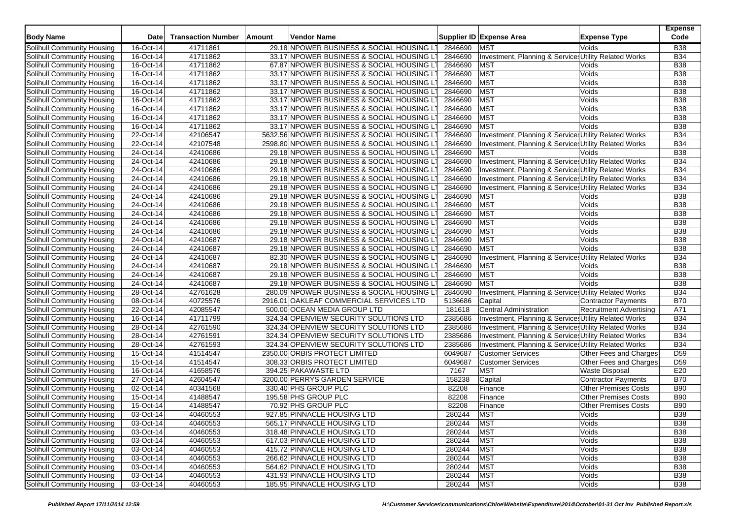| Body Name | Date | Transaction Number | Amount | Vendor Name | Supplier ID | Expense Area | Expense Type | Expense Code |
|---|---|---|---|---|---|---|---|---|
| Solihull Community Housing | 16-Oct-14 | 41711861 | 29.18 | NPOWER BUSINESS & SOCIAL HOUSING LT | 2846690 | MST | Voids | B38 |
| Solihull Community Housing | 16-Oct-14 | 41711862 | 33.17 | NPOWER BUSINESS & SOCIAL HOUSING LT | 2846690 | Investment, Planning & Services | Utility Related Works | B34 |
| Solihull Community Housing | 16-Oct-14 | 41711862 | 67.87 | NPOWER BUSINESS & SOCIAL HOUSING LT | 2846690 | MST | Voids | B38 |
| Solihull Community Housing | 16-Oct-14 | 41711862 | 33.17 | NPOWER BUSINESS & SOCIAL HOUSING LT | 2846690 | MST | Voids | B38 |
| Solihull Community Housing | 16-Oct-14 | 41711862 | 33.17 | NPOWER BUSINESS & SOCIAL HOUSING LT | 2846690 | MST | Voids | B38 |
| Solihull Community Housing | 16-Oct-14 | 41711862 | 33.17 | NPOWER BUSINESS & SOCIAL HOUSING LT | 2846690 | MST | Voids | B38 |
| Solihull Community Housing | 16-Oct-14 | 41711862 | 33.17 | NPOWER BUSINESS & SOCIAL HOUSING LT | 2846690 | MST | Voids | B38 |
| Solihull Community Housing | 16-Oct-14 | 41711862 | 33.17 | NPOWER BUSINESS & SOCIAL HOUSING LT | 2846690 | MST | Voids | B38 |
| Solihull Community Housing | 16-Oct-14 | 41711862 | 33.17 | NPOWER BUSINESS & SOCIAL HOUSING LT | 2846690 | MST | Voids | B38 |
| Solihull Community Housing | 16-Oct-14 | 41711862 | 33.17 | NPOWER BUSINESS & SOCIAL HOUSING LT | 2846690 | MST | Voids | B38 |
| Solihull Community Housing | 22-Oct-14 | 42106547 | 5632.56 | NPOWER BUSINESS & SOCIAL HOUSING LT | 2846690 | Investment, Planning & Services | Utility Related Works | B34 |
| Solihull Community Housing | 22-Oct-14 | 42107548 | 2598.80 | NPOWER BUSINESS & SOCIAL HOUSING LT | 2846690 | Investment, Planning & Services | Utility Related Works | B34 |
| Solihull Community Housing | 24-Oct-14 | 42410686 | 29.18 | NPOWER BUSINESS & SOCIAL HOUSING LT | 2846690 | MST | Voids | B38 |
| Solihull Community Housing | 24-Oct-14 | 42410686 | 29.18 | NPOWER BUSINESS & SOCIAL HOUSING LT | 2846690 | Investment, Planning & Services | Utility Related Works | B34 |
| Solihull Community Housing | 24-Oct-14 | 42410686 | 29.18 | NPOWER BUSINESS & SOCIAL HOUSING LT | 2846690 | Investment, Planning & Services | Utility Related Works | B34 |
| Solihull Community Housing | 24-Oct-14 | 42410686 | 29.18 | NPOWER BUSINESS & SOCIAL HOUSING LT | 2846690 | Investment, Planning & Services | Utility Related Works | B34 |
| Solihull Community Housing | 24-Oct-14 | 42410686 | 29.18 | NPOWER BUSINESS & SOCIAL HOUSING LT | 2846690 | Investment, Planning & Services | Utility Related Works | B34 |
| Solihull Community Housing | 24-Oct-14 | 42410686 | 29.18 | NPOWER BUSINESS & SOCIAL HOUSING LT | 2846690 | MST | Voids | B38 |
| Solihull Community Housing | 24-Oct-14 | 42410686 | 29.18 | NPOWER BUSINESS & SOCIAL HOUSING LT | 2846690 | MST | Voids | B38 |
| Solihull Community Housing | 24-Oct-14 | 42410686 | 29.18 | NPOWER BUSINESS & SOCIAL HOUSING LT | 2846690 | MST | Voids | B38 |
| Solihull Community Housing | 24-Oct-14 | 42410686 | 29.18 | NPOWER BUSINESS & SOCIAL HOUSING LT | 2846690 | MST | Voids | B38 |
| Solihull Community Housing | 24-Oct-14 | 42410686 | 29.18 | NPOWER BUSINESS & SOCIAL HOUSING LT | 2846690 | MST | Voids | B38 |
| Solihull Community Housing | 24-Oct-14 | 42410687 | 29.18 | NPOWER BUSINESS & SOCIAL HOUSING LT | 2846690 | MST | Voids | B38 |
| Solihull Community Housing | 24-Oct-14 | 42410687 | 29.18 | NPOWER BUSINESS & SOCIAL HOUSING LT | 2846690 | MST | Voids | B38 |
| Solihull Community Housing | 24-Oct-14 | 42410687 | 82.30 | NPOWER BUSINESS & SOCIAL HOUSING LT | 2846690 | Investment, Planning & Services | Utility Related Works | B34 |
| Solihull Community Housing | 24-Oct-14 | 42410687 | 29.18 | NPOWER BUSINESS & SOCIAL HOUSING LT | 2846690 | MST | Voids | B38 |
| Solihull Community Housing | 24-Oct-14 | 42410687 | 29.18 | NPOWER BUSINESS & SOCIAL HOUSING LT | 2846690 | MST | Voids | B38 |
| Solihull Community Housing | 24-Oct-14 | 42410687 | 29.18 | NPOWER BUSINESS & SOCIAL HOUSING LT | 2846690 | MST | Voids | B38 |
| Solihull Community Housing | 28-Oct-14 | 42761628 | 280.09 | NPOWER BUSINESS & SOCIAL HOUSING LT | 2846690 | Investment, Planning & Services | Utility Related Works | B34 |
| Solihull Community Housing | 08-Oct-14 | 40725576 | 2916.01 | OAKLEAF COMMERCIAL SERVICES LTD | 5136686 | Capital | Contractor Payments | B70 |
| Solihull Community Housing | 22-Oct-14 | 42085547 | 500.00 | OCEAN MEDIA GROUP LTD | 181618 | Central Administration | Recruitment Advertising | A71 |
| Solihull Community Housing | 16-Oct-14 | 41711799 | 324.34 | OPENVIEW SECURITY SOLUTIONS LTD | 2385686 | Investment, Planning & Services | Utility Related Works | B34 |
| Solihull Community Housing | 28-Oct-14 | 42761590 | 324.34 | OPENVIEW SECURITY SOLUTIONS LTD | 2385686 | Investment, Planning & Services | Utility Related Works | B34 |
| Solihull Community Housing | 28-Oct-14 | 42761591 | 324.34 | OPENVIEW SECURITY SOLUTIONS LTD | 2385686 | Investment, Planning & Services | Utility Related Works | B34 |
| Solihull Community Housing | 28-Oct-14 | 42761593 | 324.34 | OPENVIEW SECURITY SOLUTIONS LTD | 2385686 | Investment, Planning & Services | Utility Related Works | B34 |
| Solihull Community Housing | 15-Oct-14 | 41514547 | 2350.00 | ORBIS PROTECT LIMITED | 6049687 | Customer Services | Other Fees and Charges | D59 |
| Solihull Community Housing | 15-Oct-14 | 41514547 | 308.33 | ORBIS PROTECT LIMITED | 6049687 | Customer Services | Other Fees and Charges | D59 |
| Solihull Community Housing | 16-Oct-14 | 41658576 | 394.25 | PAKAWASTE LTD | 7167 | MST | Waste Disposal | E20 |
| Solihull Community Housing | 27-Oct-14 | 42604547 | 3200.00 | PERRYS GARDEN SERVICE | 158238 | Capital | Contractor Payments | B70 |
| Solihull Community Housing | 02-Oct-14 | 40341568 | 330.40 | PHS GROUP PLC | 82208 | Finance | Other Premises Costs | B90 |
| Solihull Community Housing | 15-Oct-14 | 41488547 | 195.58 | PHS GROUP PLC | 82208 | Finance | Other Premises Costs | B90 |
| Solihull Community Housing | 15-Oct-14 | 41488547 | 70.92 | PHS GROUP PLC | 82208 | Finance | Other Premises Costs | B90 |
| Solihull Community Housing | 03-Oct-14 | 40460553 | 927.85 | PINNACLE HOUSING LTD | 280244 | MST | Voids | B38 |
| Solihull Community Housing | 03-Oct-14 | 40460553 | 565.17 | PINNACLE HOUSING LTD | 280244 | MST | Voids | B38 |
| Solihull Community Housing | 03-Oct-14 | 40460553 | 318.48 | PINNACLE HOUSING LTD | 280244 | MST | Voids | B38 |
| Solihull Community Housing | 03-Oct-14 | 40460553 | 617.03 | PINNACLE HOUSING LTD | 280244 | MST | Voids | B38 |
| Solihull Community Housing | 03-Oct-14 | 40460553 | 415.72 | PINNACLE HOUSING LTD | 280244 | MST | Voids | B38 |
| Solihull Community Housing | 03-Oct-14 | 40460553 | 266.62 | PINNACLE HOUSING LTD | 280244 | MST | Voids | B38 |
| Solihull Community Housing | 03-Oct-14 | 40460553 | 564.62 | PINNACLE HOUSING LTD | 280244 | MST | Voids | B38 |
| Solihull Community Housing | 03-Oct-14 | 40460553 | 431.93 | PINNACLE HOUSING LTD | 280244 | MST | Voids | B38 |
| Solihull Community Housing | 03-Oct-14 | 40460553 | 185.95 | PINNACLE HOUSING LTD | 280244 | MST | Voids | B38 |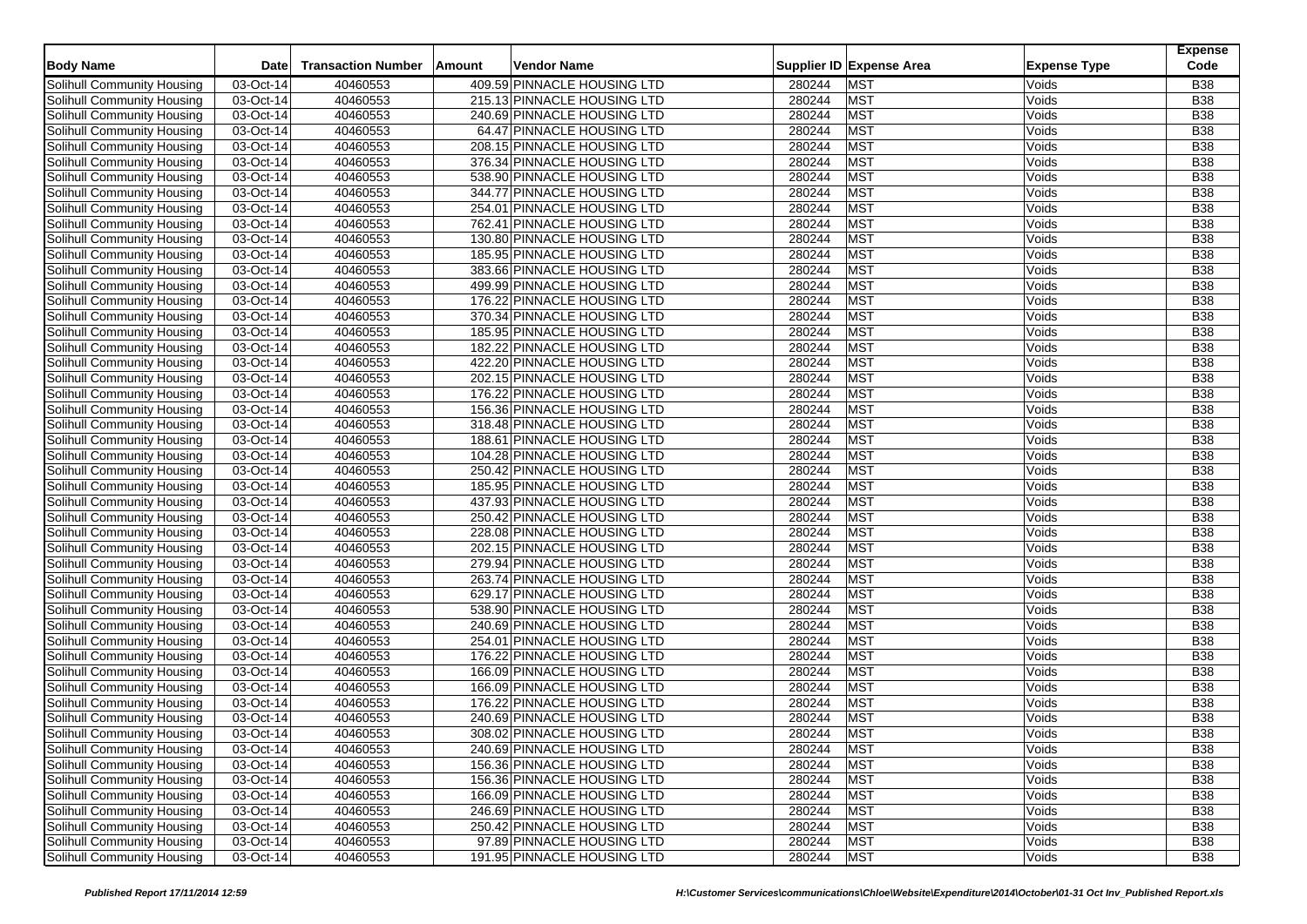| Body Name | Date | Transaction Number | Amount | Vendor Name | Supplier ID | Expense Area | Expense Type | Expense Code |
|---|---|---|---|---|---|---|---|---|
| Solihull Community Housing | 03-Oct-14 | 40460553 | 409.59 | PINNACLE HOUSING LTD | 280244 | MST | Voids | B38 |
| Solihull Community Housing | 03-Oct-14 | 40460553 | 215.13 | PINNACLE HOUSING LTD | 280244 | MST | Voids | B38 |
| Solihull Community Housing | 03-Oct-14 | 40460553 | 240.69 | PINNACLE HOUSING LTD | 280244 | MST | Voids | B38 |
| Solihull Community Housing | 03-Oct-14 | 40460553 | 64.47 | PINNACLE HOUSING LTD | 280244 | MST | Voids | B38 |
| Solihull Community Housing | 03-Oct-14 | 40460553 | 208.15 | PINNACLE HOUSING LTD | 280244 | MST | Voids | B38 |
| Solihull Community Housing | 03-Oct-14 | 40460553 | 376.34 | PINNACLE HOUSING LTD | 280244 | MST | Voids | B38 |
| Solihull Community Housing | 03-Oct-14 | 40460553 | 538.90 | PINNACLE HOUSING LTD | 280244 | MST | Voids | B38 |
| Solihull Community Housing | 03-Oct-14 | 40460553 | 344.77 | PINNACLE HOUSING LTD | 280244 | MST | Voids | B38 |
| Solihull Community Housing | 03-Oct-14 | 40460553 | 254.01 | PINNACLE HOUSING LTD | 280244 | MST | Voids | B38 |
| Solihull Community Housing | 03-Oct-14 | 40460553 | 762.41 | PINNACLE HOUSING LTD | 280244 | MST | Voids | B38 |
| Solihull Community Housing | 03-Oct-14 | 40460553 | 130.80 | PINNACLE HOUSING LTD | 280244 | MST | Voids | B38 |
| Solihull Community Housing | 03-Oct-14 | 40460553 | 185.95 | PINNACLE HOUSING LTD | 280244 | MST | Voids | B38 |
| Solihull Community Housing | 03-Oct-14 | 40460553 | 383.66 | PINNACLE HOUSING LTD | 280244 | MST | Voids | B38 |
| Solihull Community Housing | 03-Oct-14 | 40460553 | 499.99 | PINNACLE HOUSING LTD | 280244 | MST | Voids | B38 |
| Solihull Community Housing | 03-Oct-14 | 40460553 | 176.22 | PINNACLE HOUSING LTD | 280244 | MST | Voids | B38 |
| Solihull Community Housing | 03-Oct-14 | 40460553 | 370.34 | PINNACLE HOUSING LTD | 280244 | MST | Voids | B38 |
| Solihull Community Housing | 03-Oct-14 | 40460553 | 185.95 | PINNACLE HOUSING LTD | 280244 | MST | Voids | B38 |
| Solihull Community Housing | 03-Oct-14 | 40460553 | 182.22 | PINNACLE HOUSING LTD | 280244 | MST | Voids | B38 |
| Solihull Community Housing | 03-Oct-14 | 40460553 | 422.20 | PINNACLE HOUSING LTD | 280244 | MST | Voids | B38 |
| Solihull Community Housing | 03-Oct-14 | 40460553 | 202.15 | PINNACLE HOUSING LTD | 280244 | MST | Voids | B38 |
| Solihull Community Housing | 03-Oct-14 | 40460553 | 176.22 | PINNACLE HOUSING LTD | 280244 | MST | Voids | B38 |
| Solihull Community Housing | 03-Oct-14 | 40460553 | 156.36 | PINNACLE HOUSING LTD | 280244 | MST | Voids | B38 |
| Solihull Community Housing | 03-Oct-14 | 40460553 | 318.48 | PINNACLE HOUSING LTD | 280244 | MST | Voids | B38 |
| Solihull Community Housing | 03-Oct-14 | 40460553 | 188.61 | PINNACLE HOUSING LTD | 280244 | MST | Voids | B38 |
| Solihull Community Housing | 03-Oct-14 | 40460553 | 104.28 | PINNACLE HOUSING LTD | 280244 | MST | Voids | B38 |
| Solihull Community Housing | 03-Oct-14 | 40460553 | 250.42 | PINNACLE HOUSING LTD | 280244 | MST | Voids | B38 |
| Solihull Community Housing | 03-Oct-14 | 40460553 | 185.95 | PINNACLE HOUSING LTD | 280244 | MST | Voids | B38 |
| Solihull Community Housing | 03-Oct-14 | 40460553 | 437.93 | PINNACLE HOUSING LTD | 280244 | MST | Voids | B38 |
| Solihull Community Housing | 03-Oct-14 | 40460553 | 250.42 | PINNACLE HOUSING LTD | 280244 | MST | Voids | B38 |
| Solihull Community Housing | 03-Oct-14 | 40460553 | 228.08 | PINNACLE HOUSING LTD | 280244 | MST | Voids | B38 |
| Solihull Community Housing | 03-Oct-14 | 40460553 | 202.15 | PINNACLE HOUSING LTD | 280244 | MST | Voids | B38 |
| Solihull Community Housing | 03-Oct-14 | 40460553 | 279.94 | PINNACLE HOUSING LTD | 280244 | MST | Voids | B38 |
| Solihull Community Housing | 03-Oct-14 | 40460553 | 263.74 | PINNACLE HOUSING LTD | 280244 | MST | Voids | B38 |
| Solihull Community Housing | 03-Oct-14 | 40460553 | 629.17 | PINNACLE HOUSING LTD | 280244 | MST | Voids | B38 |
| Solihull Community Housing | 03-Oct-14 | 40460553 | 538.90 | PINNACLE HOUSING LTD | 280244 | MST | Voids | B38 |
| Solihull Community Housing | 03-Oct-14 | 40460553 | 240.69 | PINNACLE HOUSING LTD | 280244 | MST | Voids | B38 |
| Solihull Community Housing | 03-Oct-14 | 40460553 | 254.01 | PINNACLE HOUSING LTD | 280244 | MST | Voids | B38 |
| Solihull Community Housing | 03-Oct-14 | 40460553 | 176.22 | PINNACLE HOUSING LTD | 280244 | MST | Voids | B38 |
| Solihull Community Housing | 03-Oct-14 | 40460553 | 166.09 | PINNACLE HOUSING LTD | 280244 | MST | Voids | B38 |
| Solihull Community Housing | 03-Oct-14 | 40460553 | 166.09 | PINNACLE HOUSING LTD | 280244 | MST | Voids | B38 |
| Solihull Community Housing | 03-Oct-14 | 40460553 | 176.22 | PINNACLE HOUSING LTD | 280244 | MST | Voids | B38 |
| Solihull Community Housing | 03-Oct-14 | 40460553 | 240.69 | PINNACLE HOUSING LTD | 280244 | MST | Voids | B38 |
| Solihull Community Housing | 03-Oct-14 | 40460553 | 308.02 | PINNACLE HOUSING LTD | 280244 | MST | Voids | B38 |
| Solihull Community Housing | 03-Oct-14 | 40460553 | 240.69 | PINNACLE HOUSING LTD | 280244 | MST | Voids | B38 |
| Solihull Community Housing | 03-Oct-14 | 40460553 | 156.36 | PINNACLE HOUSING LTD | 280244 | MST | Voids | B38 |
| Solihull Community Housing | 03-Oct-14 | 40460553 | 156.36 | PINNACLE HOUSING LTD | 280244 | MST | Voids | B38 |
| Solihull Community Housing | 03-Oct-14 | 40460553 | 166.09 | PINNACLE HOUSING LTD | 280244 | MST | Voids | B38 |
| Solihull Community Housing | 03-Oct-14 | 40460553 | 246.69 | PINNACLE HOUSING LTD | 280244 | MST | Voids | B38 |
| Solihull Community Housing | 03-Oct-14 | 40460553 | 250.42 | PINNACLE HOUSING LTD | 280244 | MST | Voids | B38 |
| Solihull Community Housing | 03-Oct-14 | 40460553 | 97.89 | PINNACLE HOUSING LTD | 280244 | MST | Voids | B38 |
| Solihull Community Housing | 03-Oct-14 | 40460553 | 191.95 | PINNACLE HOUSING LTD | 280244 | MST | Voids | B38 |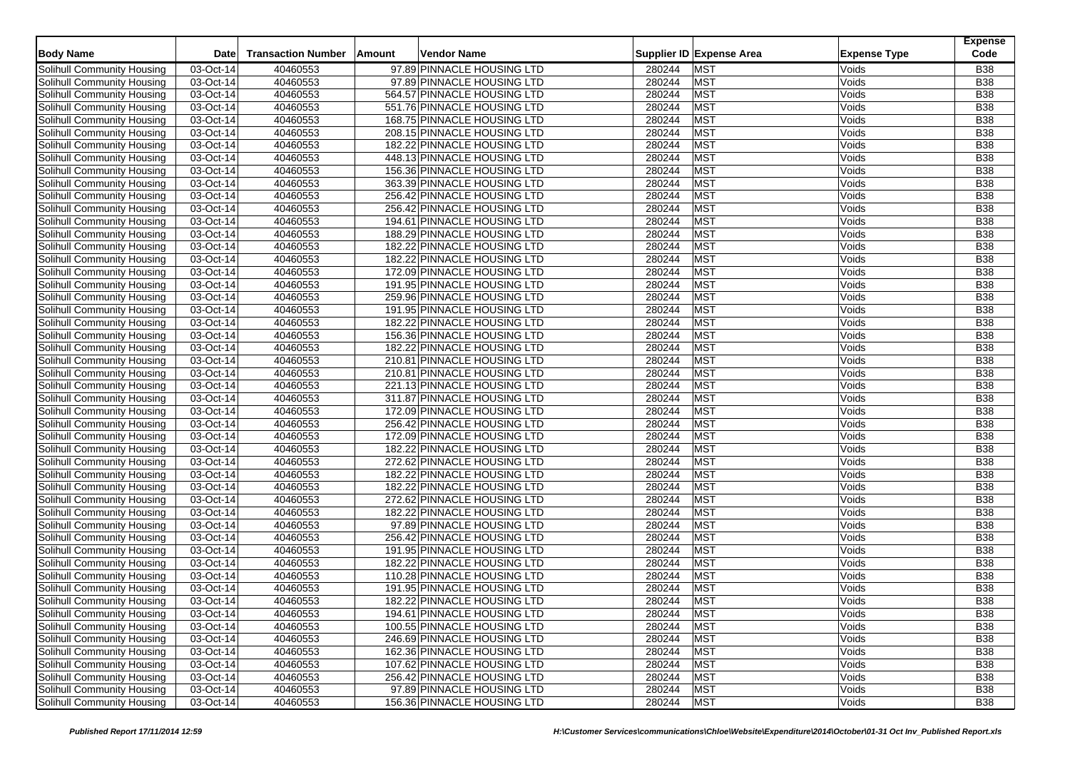| Body Name | Date | Transaction Number | Amount | Vendor Name | Supplier ID | Expense Area | Expense Type | Expense Code |
|---|---|---|---|---|---|---|---|---|
| Solihull Community Housing | 03-Oct-14 | 40460553 | 97.89 | PINNACLE HOUSING LTD | 280244 | MST | Voids | B38 |
| Solihull Community Housing | 03-Oct-14 | 40460553 | 97.89 | PINNACLE HOUSING LTD | 280244 | MST | Voids | B38 |
| Solihull Community Housing | 03-Oct-14 | 40460553 | 564.57 | PINNACLE HOUSING LTD | 280244 | MST | Voids | B38 |
| Solihull Community Housing | 03-Oct-14 | 40460553 | 551.76 | PINNACLE HOUSING LTD | 280244 | MST | Voids | B38 |
| Solihull Community Housing | 03-Oct-14 | 40460553 | 168.75 | PINNACLE HOUSING LTD | 280244 | MST | Voids | B38 |
| Solihull Community Housing | 03-Oct-14 | 40460553 | 208.15 | PINNACLE HOUSING LTD | 280244 | MST | Voids | B38 |
| Solihull Community Housing | 03-Oct-14 | 40460553 | 182.22 | PINNACLE HOUSING LTD | 280244 | MST | Voids | B38 |
| Solihull Community Housing | 03-Oct-14 | 40460553 | 448.13 | PINNACLE HOUSING LTD | 280244 | MST | Voids | B38 |
| Solihull Community Housing | 03-Oct-14 | 40460553 | 156.36 | PINNACLE HOUSING LTD | 280244 | MST | Voids | B38 |
| Solihull Community Housing | 03-Oct-14 | 40460553 | 363.39 | PINNACLE HOUSING LTD | 280244 | MST | Voids | B38 |
| Solihull Community Housing | 03-Oct-14 | 40460553 | 256.42 | PINNACLE HOUSING LTD | 280244 | MST | Voids | B38 |
| Solihull Community Housing | 03-Oct-14 | 40460553 | 256.42 | PINNACLE HOUSING LTD | 280244 | MST | Voids | B38 |
| Solihull Community Housing | 03-Oct-14 | 40460553 | 194.61 | PINNACLE HOUSING LTD | 280244 | MST | Voids | B38 |
| Solihull Community Housing | 03-Oct-14 | 40460553 | 188.29 | PINNACLE HOUSING LTD | 280244 | MST | Voids | B38 |
| Solihull Community Housing | 03-Oct-14 | 40460553 | 182.22 | PINNACLE HOUSING LTD | 280244 | MST | Voids | B38 |
| Solihull Community Housing | 03-Oct-14 | 40460553 | 182.22 | PINNACLE HOUSING LTD | 280244 | MST | Voids | B38 |
| Solihull Community Housing | 03-Oct-14 | 40460553 | 172.09 | PINNACLE HOUSING LTD | 280244 | MST | Voids | B38 |
| Solihull Community Housing | 03-Oct-14 | 40460553 | 191.95 | PINNACLE HOUSING LTD | 280244 | MST | Voids | B38 |
| Solihull Community Housing | 03-Oct-14 | 40460553 | 259.96 | PINNACLE HOUSING LTD | 280244 | MST | Voids | B38 |
| Solihull Community Housing | 03-Oct-14 | 40460553 | 191.95 | PINNACLE HOUSING LTD | 280244 | MST | Voids | B38 |
| Solihull Community Housing | 03-Oct-14 | 40460553 | 182.22 | PINNACLE HOUSING LTD | 280244 | MST | Voids | B38 |
| Solihull Community Housing | 03-Oct-14 | 40460553 | 156.36 | PINNACLE HOUSING LTD | 280244 | MST | Voids | B38 |
| Solihull Community Housing | 03-Oct-14 | 40460553 | 182.22 | PINNACLE HOUSING LTD | 280244 | MST | Voids | B38 |
| Solihull Community Housing | 03-Oct-14 | 40460553 | 210.81 | PINNACLE HOUSING LTD | 280244 | MST | Voids | B38 |
| Solihull Community Housing | 03-Oct-14 | 40460553 | 210.81 | PINNACLE HOUSING LTD | 280244 | MST | Voids | B38 |
| Solihull Community Housing | 03-Oct-14 | 40460553 | 221.13 | PINNACLE HOUSING LTD | 280244 | MST | Voids | B38 |
| Solihull Community Housing | 03-Oct-14 | 40460553 | 311.87 | PINNACLE HOUSING LTD | 280244 | MST | Voids | B38 |
| Solihull Community Housing | 03-Oct-14 | 40460553 | 172.09 | PINNACLE HOUSING LTD | 280244 | MST | Voids | B38 |
| Solihull Community Housing | 03-Oct-14 | 40460553 | 256.42 | PINNACLE HOUSING LTD | 280244 | MST | Voids | B38 |
| Solihull Community Housing | 03-Oct-14 | 40460553 | 172.09 | PINNACLE HOUSING LTD | 280244 | MST | Voids | B38 |
| Solihull Community Housing | 03-Oct-14 | 40460553 | 182.22 | PINNACLE HOUSING LTD | 280244 | MST | Voids | B38 |
| Solihull Community Housing | 03-Oct-14 | 40460553 | 272.62 | PINNACLE HOUSING LTD | 280244 | MST | Voids | B38 |
| Solihull Community Housing | 03-Oct-14 | 40460553 | 182.22 | PINNACLE HOUSING LTD | 280244 | MST | Voids | B38 |
| Solihull Community Housing | 03-Oct-14 | 40460553 | 182.22 | PINNACLE HOUSING LTD | 280244 | MST | Voids | B38 |
| Solihull Community Housing | 03-Oct-14 | 40460553 | 272.62 | PINNACLE HOUSING LTD | 280244 | MST | Voids | B38 |
| Solihull Community Housing | 03-Oct-14 | 40460553 | 182.22 | PINNACLE HOUSING LTD | 280244 | MST | Voids | B38 |
| Solihull Community Housing | 03-Oct-14 | 40460553 | 97.89 | PINNACLE HOUSING LTD | 280244 | MST | Voids | B38 |
| Solihull Community Housing | 03-Oct-14 | 40460553 | 256.42 | PINNACLE HOUSING LTD | 280244 | MST | Voids | B38 |
| Solihull Community Housing | 03-Oct-14 | 40460553 | 191.95 | PINNACLE HOUSING LTD | 280244 | MST | Voids | B38 |
| Solihull Community Housing | 03-Oct-14 | 40460553 | 182.22 | PINNACLE HOUSING LTD | 280244 | MST | Voids | B38 |
| Solihull Community Housing | 03-Oct-14 | 40460553 | 110.28 | PINNACLE HOUSING LTD | 280244 | MST | Voids | B38 |
| Solihull Community Housing | 03-Oct-14 | 40460553 | 191.95 | PINNACLE HOUSING LTD | 280244 | MST | Voids | B38 |
| Solihull Community Housing | 03-Oct-14 | 40460553 | 182.22 | PINNACLE HOUSING LTD | 280244 | MST | Voids | B38 |
| Solihull Community Housing | 03-Oct-14 | 40460553 | 194.61 | PINNACLE HOUSING LTD | 280244 | MST | Voids | B38 |
| Solihull Community Housing | 03-Oct-14 | 40460553 | 100.55 | PINNACLE HOUSING LTD | 280244 | MST | Voids | B38 |
| Solihull Community Housing | 03-Oct-14 | 40460553 | 246.69 | PINNACLE HOUSING LTD | 280244 | MST | Voids | B38 |
| Solihull Community Housing | 03-Oct-14 | 40460553 | 162.36 | PINNACLE HOUSING LTD | 280244 | MST | Voids | B38 |
| Solihull Community Housing | 03-Oct-14 | 40460553 | 107.62 | PINNACLE HOUSING LTD | 280244 | MST | Voids | B38 |
| Solihull Community Housing | 03-Oct-14 | 40460553 | 256.42 | PINNACLE HOUSING LTD | 280244 | MST | Voids | B38 |
| Solihull Community Housing | 03-Oct-14 | 40460553 | 97.89 | PINNACLE HOUSING LTD | 280244 | MST | Voids | B38 |
| Solihull Community Housing | 03-Oct-14 | 40460553 | 156.36 | PINNACLE HOUSING LTD | 280244 | MST | Voids | B38 |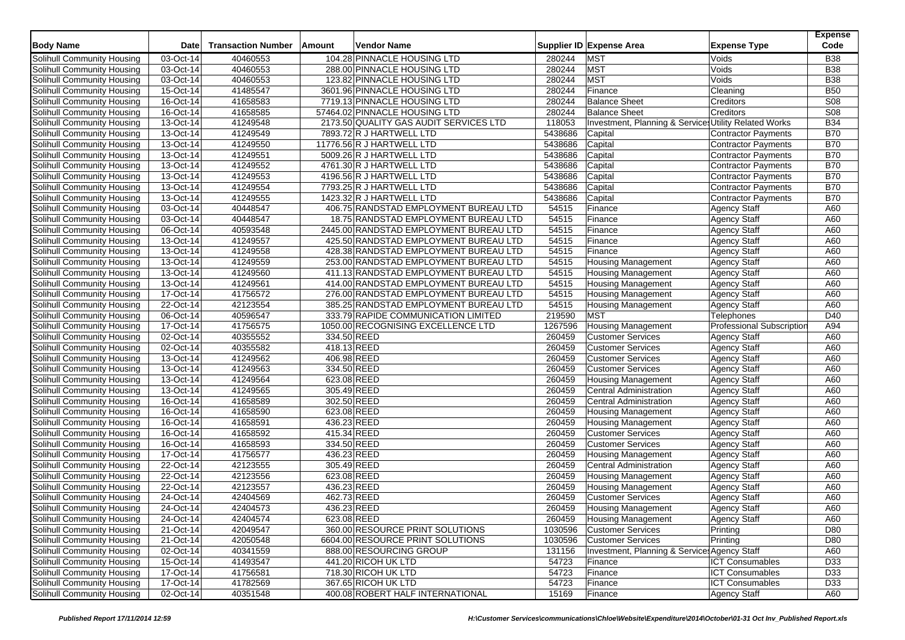| Body Name | Date | Transaction Number | Amount | Vendor Name | Supplier ID | Expense Area | Expense Type | Expense Code |
|---|---|---|---|---|---|---|---|---|
| Solihull Community Housing | 03-Oct-14 | 40460553 | 104.28 | PINNACLE HOUSING LTD | 280244 | MST | Voids | B38 |
| Solihull Community Housing | 03-Oct-14 | 40460553 | 288.00 | PINNACLE HOUSING LTD | 280244 | MST | Voids | B38 |
| Solihull Community Housing | 03-Oct-14 | 40460553 | 123.82 | PINNACLE HOUSING LTD | 280244 | MST | Voids | B38 |
| Solihull Community Housing | 15-Oct-14 | 41485547 | 3601.96 | PINNACLE HOUSING LTD | 280244 | Finance | Cleaning | B50 |
| Solihull Community Housing | 16-Oct-14 | 41658583 | 7719.13 | PINNACLE HOUSING LTD | 280244 | Balance Sheet | Creditors | S08 |
| Solihull Community Housing | 16-Oct-14 | 41658585 | 57464.02 | PINNACLE HOUSING LTD | 280244 | Balance Sheet | Creditors | S08 |
| Solihull Community Housing | 13-Oct-14 | 41249548 | 2173.50 | QUALITY GAS AUDIT SERVICES LTD | 118053 | Investment, Planning & Services | Utility Related Works | B34 |
| Solihull Community Housing | 13-Oct-14 | 41249549 | 7893.72 | R J HARTWELL LTD | 5438686 | Capital | Contractor Payments | B70 |
| Solihull Community Housing | 13-Oct-14 | 41249550 | 11776.56 | R J HARTWELL LTD | 5438686 | Capital | Contractor Payments | B70 |
| Solihull Community Housing | 13-Oct-14 | 41249551 | 5009.26 | R J HARTWELL LTD | 5438686 | Capital | Contractor Payments | B70 |
| Solihull Community Housing | 13-Oct-14 | 41249552 | 4761.30 | R J HARTWELL LTD | 5438686 | Capital | Contractor Payments | B70 |
| Solihull Community Housing | 13-Oct-14 | 41249553 | 4196.56 | R J HARTWELL LTD | 5438686 | Capital | Contractor Payments | B70 |
| Solihull Community Housing | 13-Oct-14 | 41249554 | 7793.25 | R J HARTWELL LTD | 5438686 | Capital | Contractor Payments | B70 |
| Solihull Community Housing | 13-Oct-14 | 41249555 | 1423.32 | R J HARTWELL LTD | 5438686 | Capital | Contractor Payments | B70 |
| Solihull Community Housing | 03-Oct-14 | 40448547 | 406.75 | RANDSTAD EMPLOYMENT BUREAU LTD | 54515 | Finance | Agency Staff | A60 |
| Solihull Community Housing | 03-Oct-14 | 40448547 | 18.75 | RANDSTAD EMPLOYMENT BUREAU LTD | 54515 | Finance | Agency Staff | A60 |
| Solihull Community Housing | 06-Oct-14 | 40593548 | 2445.00 | RANDSTAD EMPLOYMENT BUREAU LTD | 54515 | Finance | Agency Staff | A60 |
| Solihull Community Housing | 13-Oct-14 | 41249557 | 425.50 | RANDSTAD EMPLOYMENT BUREAU LTD | 54515 | Finance | Agency Staff | A60 |
| Solihull Community Housing | 13-Oct-14 | 41249558 | 428.38 | RANDSTAD EMPLOYMENT BUREAU LTD | 54515 | Finance | Agency Staff | A60 |
| Solihull Community Housing | 13-Oct-14 | 41249559 | 253.00 | RANDSTAD EMPLOYMENT BUREAU LTD | 54515 | Housing Management | Agency Staff | A60 |
| Solihull Community Housing | 13-Oct-14 | 41249560 | 411.13 | RANDSTAD EMPLOYMENT BUREAU LTD | 54515 | Housing Management | Agency Staff | A60 |
| Solihull Community Housing | 13-Oct-14 | 41249561 | 414.00 | RANDSTAD EMPLOYMENT BUREAU LTD | 54515 | Housing Management | Agency Staff | A60 |
| Solihull Community Housing | 17-Oct-14 | 41756572 | 276.00 | RANDSTAD EMPLOYMENT BUREAU LTD | 54515 | Housing Management | Agency Staff | A60 |
| Solihull Community Housing | 22-Oct-14 | 42123554 | 385.25 | RANDSTAD EMPLOYMENT BUREAU LTD | 54515 | Housing Management | Agency Staff | A60 |
| Solihull Community Housing | 06-Oct-14 | 40596547 | 333.79 | RAPIDE COMMUNICATION LIMITED | 219590 | MST | Telephones | D40 |
| Solihull Community Housing | 17-Oct-14 | 41756575 | 1050.00 | RECOGNISING EXCELLENCE LTD | 1267596 | Housing Management | Professional Subscription | A94 |
| Solihull Community Housing | 02-Oct-14 | 40355552 | 334.50 | REED | 260459 | Customer Services | Agency Staff | A60 |
| Solihull Community Housing | 02-Oct-14 | 40355582 | 418.13 | REED | 260459 | Customer Services | Agency Staff | A60 |
| Solihull Community Housing | 13-Oct-14 | 41249562 | 406.98 | REED | 260459 | Customer Services | Agency Staff | A60 |
| Solihull Community Housing | 13-Oct-14 | 41249563 | 334.50 | REED | 260459 | Customer Services | Agency Staff | A60 |
| Solihull Community Housing | 13-Oct-14 | 41249564 | 623.08 | REED | 260459 | Housing Management | Agency Staff | A60 |
| Solihull Community Housing | 13-Oct-14 | 41249565 | 305.49 | REED | 260459 | Central Administration | Agency Staff | A60 |
| Solihull Community Housing | 16-Oct-14 | 41658589 | 302.50 | REED | 260459 | Central Administration | Agency Staff | A60 |
| Solihull Community Housing | 16-Oct-14 | 41658590 | 623.08 | REED | 260459 | Housing Management | Agency Staff | A60 |
| Solihull Community Housing | 16-Oct-14 | 41658591 | 436.23 | REED | 260459 | Housing Management | Agency Staff | A60 |
| Solihull Community Housing | 16-Oct-14 | 41658592 | 415.34 | REED | 260459 | Customer Services | Agency Staff | A60 |
| Solihull Community Housing | 16-Oct-14 | 41658593 | 334.50 | REED | 260459 | Customer Services | Agency Staff | A60 |
| Solihull Community Housing | 17-Oct-14 | 41756577 | 436.23 | REED | 260459 | Housing Management | Agency Staff | A60 |
| Solihull Community Housing | 22-Oct-14 | 42123555 | 305.49 | REED | 260459 | Central Administration | Agency Staff | A60 |
| Solihull Community Housing | 22-Oct-14 | 42123556 | 623.08 | REED | 260459 | Housing Management | Agency Staff | A60 |
| Solihull Community Housing | 22-Oct-14 | 42123557 | 436.23 | REED | 260459 | Housing Management | Agency Staff | A60 |
| Solihull Community Housing | 24-Oct-14 | 42404569 | 462.73 | REED | 260459 | Customer Services | Agency Staff | A60 |
| Solihull Community Housing | 24-Oct-14 | 42404573 | 436.23 | REED | 260459 | Housing Management | Agency Staff | A60 |
| Solihull Community Housing | 24-Oct-14 | 42404574 | 623.08 | REED | 260459 | Housing Management | Agency Staff | A60 |
| Solihull Community Housing | 21-Oct-14 | 42049547 | 360.00 | RESOURCE PRINT SOLUTIONS | 1030596 | Customer Services | Printing | D80 |
| Solihull Community Housing | 21-Oct-14 | 42050548 | 6604.00 | RESOURCE PRINT SOLUTIONS | 1030596 | Customer Services | Printing | D80 |
| Solihull Community Housing | 02-Oct-14 | 40341559 | 888.00 | RESOURCING GROUP | 131156 | Investment, Planning & Services | Agency Staff | A60 |
| Solihull Community Housing | 15-Oct-14 | 41493547 | 441.20 | RICOH UK LTD | 54723 | Finance | ICT Consumables | D33 |
| Solihull Community Housing | 17-Oct-14 | 41756581 | 718.30 | RICOH UK LTD | 54723 | Finance | ICT Consumables | D33 |
| Solihull Community Housing | 17-Oct-14 | 41782569 | 367.65 | RICOH UK LTD | 54723 | Finance | ICT Consumables | D33 |
| Solihull Community Housing | 02-Oct-14 | 40351548 | 400.08 | ROBERT HALF INTERNATIONAL | 15169 | Finance | Agency Staff | A60 |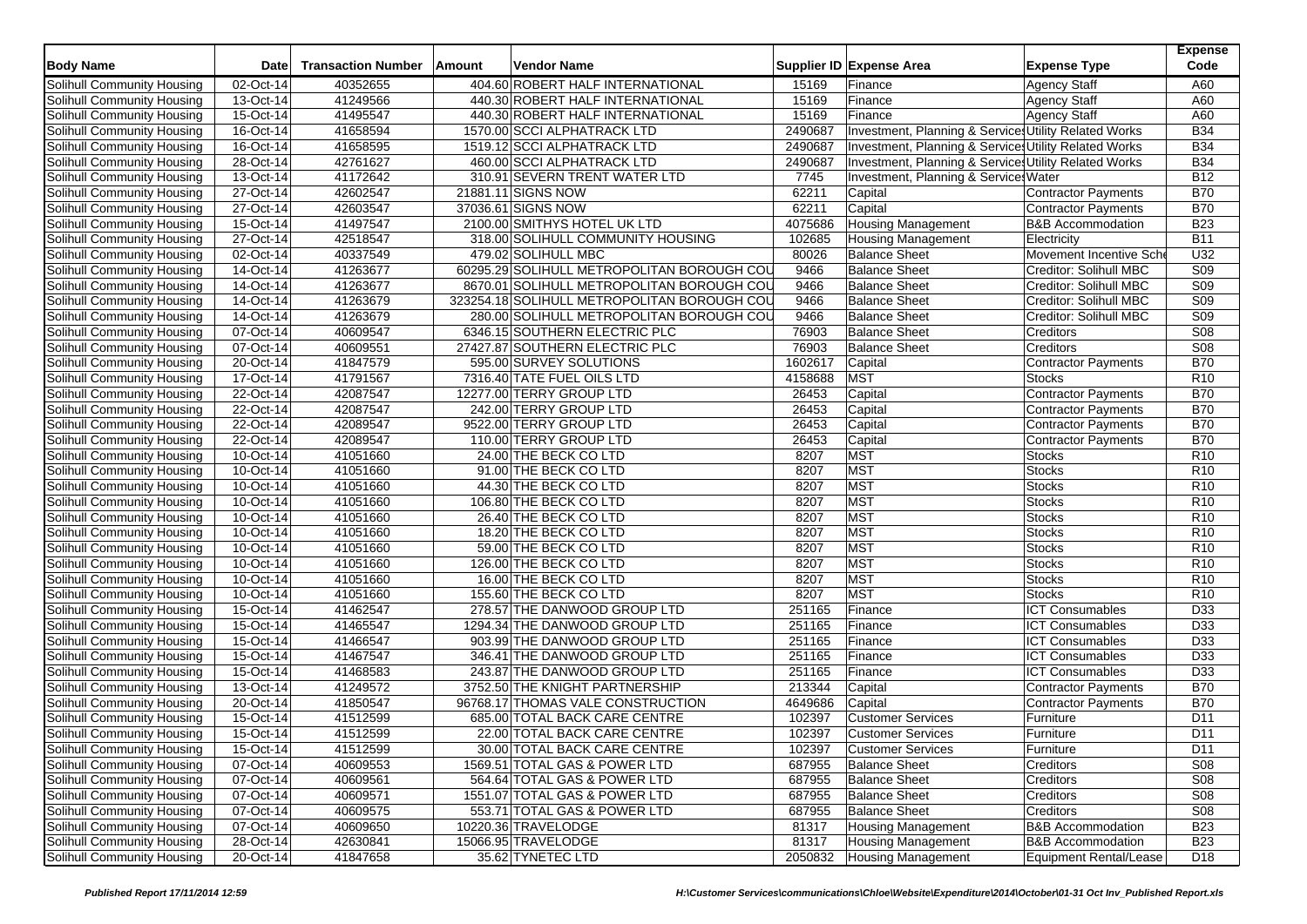| Body Name | Date | Transaction Number | Amount | Vendor Name | Supplier ID | Expense Area | Expense Type | Expense Code |
|---|---|---|---|---|---|---|---|---|
| Solihull Community Housing | 02-Oct-14 | 40352655 | 404.60 | ROBERT HALF INTERNATIONAL | 15169 | Finance | Agency Staff | A60 |
| Solihull Community Housing | 13-Oct-14 | 41249566 | 440.30 | ROBERT HALF INTERNATIONAL | 15169 | Finance | Agency Staff | A60 |
| Solihull Community Housing | 15-Oct-14 | 41495547 | 440.30 | ROBERT HALF INTERNATIONAL | 15169 | Finance | Agency Staff | A60 |
| Solihull Community Housing | 16-Oct-14 | 41658594 | 1570.00 | SCCI ALPHATRACK LTD | 2490687 | Investment, Planning & Services | Utility Related Works | B34 |
| Solihull Community Housing | 16-Oct-14 | 41658595 | 1519.12 | SCCI ALPHATRACK LTD | 2490687 | Investment, Planning & Services | Utility Related Works | B34 |
| Solihull Community Housing | 28-Oct-14 | 42761627 | 460.00 | SCCI ALPHATRACK LTD | 2490687 | Investment, Planning & Services | Utility Related Works | B34 |
| Solihull Community Housing | 13-Oct-14 | 41172642 | 310.91 | SEVERN TRENT WATER LTD | 7745 | Investment, Planning & Services | Water | B12 |
| Solihull Community Housing | 27-Oct-14 | 42602547 | 21881.11 | SIGNS NOW | 62211 | Capital | Contractor Payments | B70 |
| Solihull Community Housing | 27-Oct-14 | 42603547 | 37036.61 | SIGNS NOW | 62211 | Capital | Contractor Payments | B70 |
| Solihull Community Housing | 15-Oct-14 | 41497547 | 2100.00 | SMITHYS HOTEL UK LTD | 4075686 | Housing Management | B&B Accommodation | B23 |
| Solihull Community Housing | 27-Oct-14 | 42518547 | 318.00 | SOLIHULL COMMUNITY HOUSING | 102685 | Housing Management | Electricity | B11 |
| Solihull Community Housing | 02-Oct-14 | 40337549 | 479.02 | SOLIHULL MBC | 80026 | Balance Sheet | Movement Incentive Sche | U32 |
| Solihull Community Housing | 14-Oct-14 | 41263677 | 60295.29 | SOLIHULL METROPOLITAN BOROUGH COU | 9466 | Balance Sheet | Creditor: Solihull MBC | S09 |
| Solihull Community Housing | 14-Oct-14 | 41263677 | 8670.01 | SOLIHULL METROPOLITAN BOROUGH COU | 9466 | Balance Sheet | Creditor: Solihull MBC | S09 |
| Solihull Community Housing | 14-Oct-14 | 41263679 | 323254.18 | SOLIHULL METROPOLITAN BOROUGH COU | 9466 | Balance Sheet | Creditor: Solihull MBC | S09 |
| Solihull Community Housing | 14-Oct-14 | 41263679 | 280.00 | SOLIHULL METROPOLITAN BOROUGH COU | 9466 | Balance Sheet | Creditor: Solihull MBC | S09 |
| Solihull Community Housing | 07-Oct-14 | 40609547 | 6346.15 | SOUTHERN ELECTRIC PLC | 76903 | Balance Sheet | Creditors | S08 |
| Solihull Community Housing | 07-Oct-14 | 40609551 | 27427.87 | SOUTHERN ELECTRIC PLC | 76903 | Balance Sheet | Creditors | S08 |
| Solihull Community Housing | 20-Oct-14 | 41847579 | 595.00 | SURVEY SOLUTIONS | 1602617 | Capital | Contractor Payments | B70 |
| Solihull Community Housing | 17-Oct-14 | 41791567 | 7316.40 | TATE FUEL OILS LTD | 4158688 | MST | Stocks | R10 |
| Solihull Community Housing | 22-Oct-14 | 42087547 | 12277.00 | TERRY GROUP LTD | 26453 | Capital | Contractor Payments | B70 |
| Solihull Community Housing | 22-Oct-14 | 42087547 | 242.00 | TERRY GROUP LTD | 26453 | Capital | Contractor Payments | B70 |
| Solihull Community Housing | 22-Oct-14 | 42089547 | 9522.00 | TERRY GROUP LTD | 26453 | Capital | Contractor Payments | B70 |
| Solihull Community Housing | 22-Oct-14 | 42089547 | 110.00 | TERRY GROUP LTD | 26453 | Capital | Contractor Payments | B70 |
| Solihull Community Housing | 10-Oct-14 | 41051660 | 24.00 | THE BECK CO LTD | 8207 | MST | Stocks | R10 |
| Solihull Community Housing | 10-Oct-14 | 41051660 | 91.00 | THE BECK CO LTD | 8207 | MST | Stocks | R10 |
| Solihull Community Housing | 10-Oct-14 | 41051660 | 44.30 | THE BECK CO LTD | 8207 | MST | Stocks | R10 |
| Solihull Community Housing | 10-Oct-14 | 41051660 | 106.80 | THE BECK CO LTD | 8207 | MST | Stocks | R10 |
| Solihull Community Housing | 10-Oct-14 | 41051660 | 26.40 | THE BECK CO LTD | 8207 | MST | Stocks | R10 |
| Solihull Community Housing | 10-Oct-14 | 41051660 | 18.20 | THE BECK CO LTD | 8207 | MST | Stocks | R10 |
| Solihull Community Housing | 10-Oct-14 | 41051660 | 59.00 | THE BECK CO LTD | 8207 | MST | Stocks | R10 |
| Solihull Community Housing | 10-Oct-14 | 41051660 | 126.00 | THE BECK CO LTD | 8207 | MST | Stocks | R10 |
| Solihull Community Housing | 10-Oct-14 | 41051660 | 16.00 | THE BECK CO LTD | 8207 | MST | Stocks | R10 |
| Solihull Community Housing | 10-Oct-14 | 41051660 | 155.60 | THE BECK CO LTD | 8207 | MST | Stocks | R10 |
| Solihull Community Housing | 15-Oct-14 | 41462547 | 278.57 | THE DANWOOD GROUP LTD | 251165 | Finance | ICT Consumables | D33 |
| Solihull Community Housing | 15-Oct-14 | 41465547 | 1294.34 | THE DANWOOD GROUP LTD | 251165 | Finance | ICT Consumables | D33 |
| Solihull Community Housing | 15-Oct-14 | 41466547 | 903.99 | THE DANWOOD GROUP LTD | 251165 | Finance | ICT Consumables | D33 |
| Solihull Community Housing | 15-Oct-14 | 41467547 | 346.41 | THE DANWOOD GROUP LTD | 251165 | Finance | ICT Consumables | D33 |
| Solihull Community Housing | 15-Oct-14 | 41468583 | 243.87 | THE DANWOOD GROUP LTD | 251165 | Finance | ICT Consumables | D33 |
| Solihull Community Housing | 13-Oct-14 | 41249572 | 3752.50 | THE KNIGHT PARTNERSHIP | 213344 | Capital | Contractor Payments | B70 |
| Solihull Community Housing | 20-Oct-14 | 41850547 | 96768.17 | THOMAS VALE CONSTRUCTION | 4649686 | Capital | Contractor Payments | B70 |
| Solihull Community Housing | 15-Oct-14 | 41512599 | 685.00 | TOTAL BACK CARE CENTRE | 102397 | Customer Services | Furniture | D11 |
| Solihull Community Housing | 15-Oct-14 | 41512599 | 22.00 | TOTAL BACK CARE CENTRE | 102397 | Customer Services | Furniture | D11 |
| Solihull Community Housing | 15-Oct-14 | 41512599 | 30.00 | TOTAL BACK CARE CENTRE | 102397 | Customer Services | Furniture | D11 |
| Solihull Community Housing | 07-Oct-14 | 40609553 | 1569.51 | TOTAL GAS & POWER LTD | 687955 | Balance Sheet | Creditors | S08 |
| Solihull Community Housing | 07-Oct-14 | 40609561 | 564.64 | TOTAL GAS & POWER LTD | 687955 | Balance Sheet | Creditors | S08 |
| Solihull Community Housing | 07-Oct-14 | 40609571 | 1551.07 | TOTAL GAS & POWER LTD | 687955 | Balance Sheet | Creditors | S08 |
| Solihull Community Housing | 07-Oct-14 | 40609575 | 553.71 | TOTAL GAS & POWER LTD | 687955 | Balance Sheet | Creditors | S08 |
| Solihull Community Housing | 07-Oct-14 | 40609650 | 10220.36 | TRAVELODGE | 81317 | Housing Management | B&B Accommodation | B23 |
| Solihull Community Housing | 28-Oct-14 | 42630841 | 15066.95 | TRAVELODGE | 81317 | Housing Management | B&B Accommodation | B23 |
| Solihull Community Housing | 20-Oct-14 | 41847658 | 35.62 | TYNETEC LTD | 2050832 | Housing Management | Equipment Rental/Lease | D18 |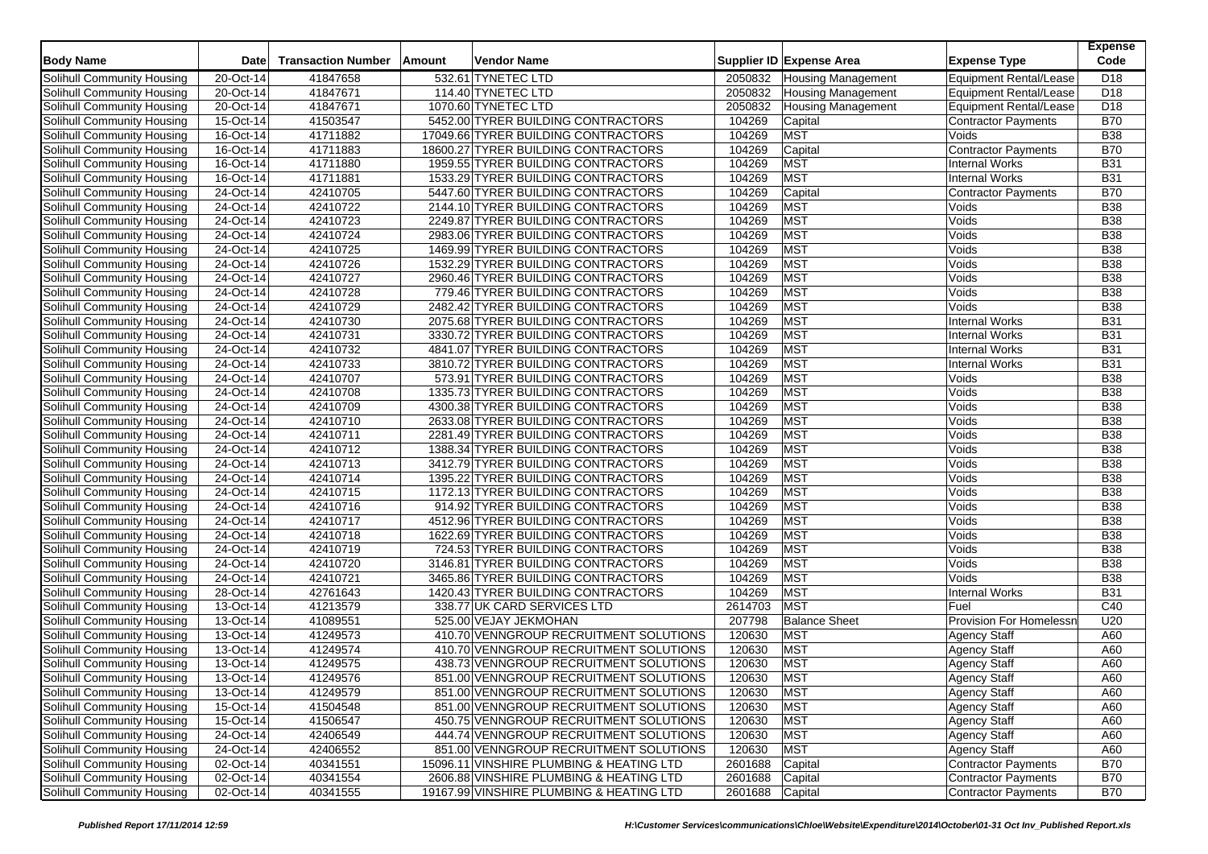| Body Name | Date | Transaction Number | Amount | Vendor Name | Supplier ID | Expense Area | Expense Type | Expense Code |
|---|---|---|---|---|---|---|---|---|
| Solihull Community Housing | 20-Oct-14 | 41847658 | 532.61 | TYNETEC LTD | 2050832 | Housing Management | Equipment Rental/Lease | D18 |
| Solihull Community Housing | 20-Oct-14 | 41847671 | 114.40 | TYNETEC LTD | 2050832 | Housing Management | Equipment Rental/Lease | D18 |
| Solihull Community Housing | 20-Oct-14 | 41847671 | 1070.60 | TYNETEC LTD | 2050832 | Housing Management | Equipment Rental/Lease | D18 |
| Solihull Community Housing | 15-Oct-14 | 41503547 | 5452.00 | TYRER BUILDING CONTRACTORS | 104269 | Capital | Contractor Payments | B70 |
| Solihull Community Housing | 16-Oct-14 | 41711882 | 17049.66 | TYRER BUILDING CONTRACTORS | 104269 | MST | Voids | B38 |
| Solihull Community Housing | 16-Oct-14 | 41711883 | 18600.27 | TYRER BUILDING CONTRACTORS | 104269 | Capital | Contractor Payments | B70 |
| Solihull Community Housing | 16-Oct-14 | 41711880 | 1959.55 | TYRER BUILDING CONTRACTORS | 104269 | MST | Internal Works | B31 |
| Solihull Community Housing | 16-Oct-14 | 41711881 | 1533.29 | TYRER BUILDING CONTRACTORS | 104269 | MST | Internal Works | B31 |
| Solihull Community Housing | 24-Oct-14 | 42410705 | 5447.60 | TYRER BUILDING CONTRACTORS | 104269 | Capital | Contractor Payments | B70 |
| Solihull Community Housing | 24-Oct-14 | 42410722 | 2144.10 | TYRER BUILDING CONTRACTORS | 104269 | MST | Voids | B38 |
| Solihull Community Housing | 24-Oct-14 | 42410723 | 2249.87 | TYRER BUILDING CONTRACTORS | 104269 | MST | Voids | B38 |
| Solihull Community Housing | 24-Oct-14 | 42410724 | 2983.06 | TYRER BUILDING CONTRACTORS | 104269 | MST | Voids | B38 |
| Solihull Community Housing | 24-Oct-14 | 42410725 | 1469.99 | TYRER BUILDING CONTRACTORS | 104269 | MST | Voids | B38 |
| Solihull Community Housing | 24-Oct-14 | 42410726 | 1532.29 | TYRER BUILDING CONTRACTORS | 104269 | MST | Voids | B38 |
| Solihull Community Housing | 24-Oct-14 | 42410727 | 2960.46 | TYRER BUILDING CONTRACTORS | 104269 | MST | Voids | B38 |
| Solihull Community Housing | 24-Oct-14 | 42410728 | 779.46 | TYRER BUILDING CONTRACTORS | 104269 | MST | Voids | B38 |
| Solihull Community Housing | 24-Oct-14 | 42410729 | 2482.42 | TYRER BUILDING CONTRACTORS | 104269 | MST | Voids | B38 |
| Solihull Community Housing | 24-Oct-14 | 42410730 | 2075.68 | TYRER BUILDING CONTRACTORS | 104269 | MST | Internal Works | B31 |
| Solihull Community Housing | 24-Oct-14 | 42410731 | 3330.72 | TYRER BUILDING CONTRACTORS | 104269 | MST | Internal Works | B31 |
| Solihull Community Housing | 24-Oct-14 | 42410732 | 4841.07 | TYRER BUILDING CONTRACTORS | 104269 | MST | Internal Works | B31 |
| Solihull Community Housing | 24-Oct-14 | 42410733 | 3810.72 | TYRER BUILDING CONTRACTORS | 104269 | MST | Internal Works | B31 |
| Solihull Community Housing | 24-Oct-14 | 42410707 | 573.91 | TYRER BUILDING CONTRACTORS | 104269 | MST | Voids | B38 |
| Solihull Community Housing | 24-Oct-14 | 42410708 | 1335.73 | TYRER BUILDING CONTRACTORS | 104269 | MST | Voids | B38 |
| Solihull Community Housing | 24-Oct-14 | 42410709 | 4300.38 | TYRER BUILDING CONTRACTORS | 104269 | MST | Voids | B38 |
| Solihull Community Housing | 24-Oct-14 | 42410710 | 2633.08 | TYRER BUILDING CONTRACTORS | 104269 | MST | Voids | B38 |
| Solihull Community Housing | 24-Oct-14 | 42410711 | 2281.49 | TYRER BUILDING CONTRACTORS | 104269 | MST | Voids | B38 |
| Solihull Community Housing | 24-Oct-14 | 42410712 | 1388.34 | TYRER BUILDING CONTRACTORS | 104269 | MST | Voids | B38 |
| Solihull Community Housing | 24-Oct-14 | 42410713 | 3412.79 | TYRER BUILDING CONTRACTORS | 104269 | MST | Voids | B38 |
| Solihull Community Housing | 24-Oct-14 | 42410714 | 1395.22 | TYRER BUILDING CONTRACTORS | 104269 | MST | Voids | B38 |
| Solihull Community Housing | 24-Oct-14 | 42410715 | 1172.13 | TYRER BUILDING CONTRACTORS | 104269 | MST | Voids | B38 |
| Solihull Community Housing | 24-Oct-14 | 42410716 | 914.92 | TYRER BUILDING CONTRACTORS | 104269 | MST | Voids | B38 |
| Solihull Community Housing | 24-Oct-14 | 42410717 | 4512.96 | TYRER BUILDING CONTRACTORS | 104269 | MST | Voids | B38 |
| Solihull Community Housing | 24-Oct-14 | 42410718 | 1622.69 | TYRER BUILDING CONTRACTORS | 104269 | MST | Voids | B38 |
| Solihull Community Housing | 24-Oct-14 | 42410719 | 724.53 | TYRER BUILDING CONTRACTORS | 104269 | MST | Voids | B38 |
| Solihull Community Housing | 24-Oct-14 | 42410720 | 3146.81 | TYRER BUILDING CONTRACTORS | 104269 | MST | Voids | B38 |
| Solihull Community Housing | 24-Oct-14 | 42410721 | 3465.86 | TYRER BUILDING CONTRACTORS | 104269 | MST | Voids | B38 |
| Solihull Community Housing | 28-Oct-14 | 42761643 | 1420.43 | TYRER BUILDING CONTRACTORS | 104269 | MST | Internal Works | B31 |
| Solihull Community Housing | 13-Oct-14 | 41213579 | 338.77 | UK CARD SERVICES LTD | 2614703 | MST | Fuel | C40 |
| Solihull Community Housing | 13-Oct-14 | 41089551 | 525.00 | VEJAY JEKMOHAN | 207798 | Balance Sheet | Provision For Homelessn | U20 |
| Solihull Community Housing | 13-Oct-14 | 41249573 | 410.70 | VENNGROUP RECRUITMENT SOLUTIONS | 120630 | MST | Agency Staff | A60 |
| Solihull Community Housing | 13-Oct-14 | 41249574 | 410.70 | VENNGROUP RECRUITMENT SOLUTIONS | 120630 | MST | Agency Staff | A60 |
| Solihull Community Housing | 13-Oct-14 | 41249575 | 438.73 | VENNGROUP RECRUITMENT SOLUTIONS | 120630 | MST | Agency Staff | A60 |
| Solihull Community Housing | 13-Oct-14 | 41249576 | 851.00 | VENNGROUP RECRUITMENT SOLUTIONS | 120630 | MST | Agency Staff | A60 |
| Solihull Community Housing | 13-Oct-14 | 41249579 | 851.00 | VENNGROUP RECRUITMENT SOLUTIONS | 120630 | MST | Agency Staff | A60 |
| Solihull Community Housing | 15-Oct-14 | 41504548 | 851.00 | VENNGROUP RECRUITMENT SOLUTIONS | 120630 | MST | Agency Staff | A60 |
| Solihull Community Housing | 15-Oct-14 | 41506547 | 450.75 | VENNGROUP RECRUITMENT SOLUTIONS | 120630 | MST | Agency Staff | A60 |
| Solihull Community Housing | 24-Oct-14 | 42406549 | 444.74 | VENNGROUP RECRUITMENT SOLUTIONS | 120630 | MST | Agency Staff | A60 |
| Solihull Community Housing | 24-Oct-14 | 42406552 | 851.00 | VENNGROUP RECRUITMENT SOLUTIONS | 120630 | MST | Agency Staff | A60 |
| Solihull Community Housing | 02-Oct-14 | 40341551 | 15096.11 | VINSHIRE PLUMBING & HEATING LTD | 2601688 | Capital | Contractor Payments | B70 |
| Solihull Community Housing | 02-Oct-14 | 40341554 | 2606.88 | VINSHIRE PLUMBING & HEATING LTD | 2601688 | Capital | Contractor Payments | B70 |
| Solihull Community Housing | 02-Oct-14 | 40341555 | 19167.99 | VINSHIRE PLUMBING & HEATING LTD | 2601688 | Capital | Contractor Payments | B70 |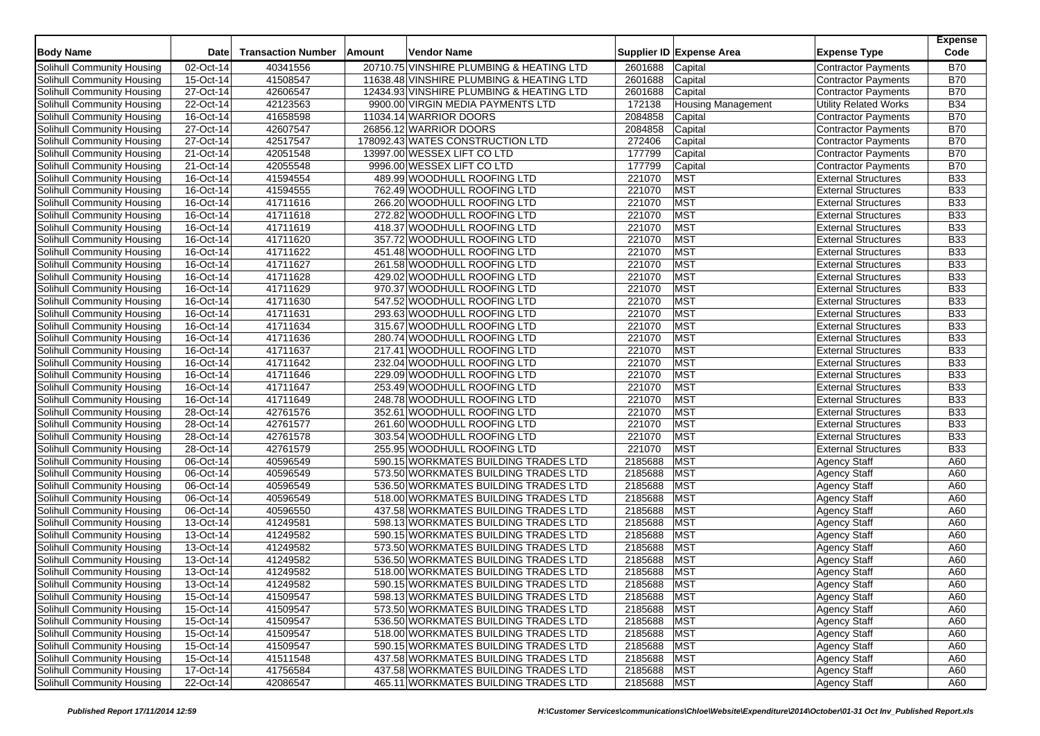| Body Name | Date | Transaction Number | Amount | Vendor Name | Supplier ID | Expense Area | Expense Type | Expense Code |
|---|---|---|---|---|---|---|---|---|
| Solihull Community Housing | 02-Oct-14 | 40341556 | 20710.75 | VINSHIRE PLUMBING & HEATING LTD | 2601688 | Capital | Contractor Payments | B70 |
| Solihull Community Housing | 15-Oct-14 | 41508547 | 11638.48 | VINSHIRE PLUMBING & HEATING LTD | 2601688 | Capital | Contractor Payments | B70 |
| Solihull Community Housing | 27-Oct-14 | 42606547 | 12434.93 | VINSHIRE PLUMBING & HEATING LTD | 2601688 | Capital | Contractor Payments | B70 |
| Solihull Community Housing | 22-Oct-14 | 42123563 | 9900.00 | VIRGIN MEDIA PAYMENTS LTD | 172138 | Housing Management | Utility Related Works | B34 |
| Solihull Community Housing | 16-Oct-14 | 41658598 | 11034.14 | WARRIOR DOORS | 2084858 | Capital | Contractor Payments | B70 |
| Solihull Community Housing | 27-Oct-14 | 42607547 | 26856.12 | WARRIOR DOORS | 2084858 | Capital | Contractor Payments | B70 |
| Solihull Community Housing | 27-Oct-14 | 42517547 | 178092.43 | WATES CONSTRUCTION LTD | 272406 | Capital | Contractor Payments | B70 |
| Solihull Community Housing | 21-Oct-14 | 42051548 | 13997.00 | WESSEX LIFT CO LTD | 177799 | Capital | Contractor Payments | B70 |
| Solihull Community Housing | 21-Oct-14 | 42055548 | 9996.00 | WESSEX LIFT CO LTD | 177799 | Capital | Contractor Payments | B70 |
| Solihull Community Housing | 16-Oct-14 | 41594554 | 489.99 | WOODHULL ROOFING LTD | 221070 | MST | External Structures | B33 |
| Solihull Community Housing | 16-Oct-14 | 41594555 | 762.49 | WOODHULL ROOFING LTD | 221070 | MST | External Structures | B33 |
| Solihull Community Housing | 16-Oct-14 | 41711616 | 266.20 | WOODHULL ROOFING LTD | 221070 | MST | External Structures | B33 |
| Solihull Community Housing | 16-Oct-14 | 41711618 | 272.82 | WOODHULL ROOFING LTD | 221070 | MST | External Structures | B33 |
| Solihull Community Housing | 16-Oct-14 | 41711619 | 418.37 | WOODHULL ROOFING LTD | 221070 | MST | External Structures | B33 |
| Solihull Community Housing | 16-Oct-14 | 41711620 | 357.72 | WOODHULL ROOFING LTD | 221070 | MST | External Structures | B33 |
| Solihull Community Housing | 16-Oct-14 | 41711622 | 451.48 | WOODHULL ROOFING LTD | 221070 | MST | External Structures | B33 |
| Solihull Community Housing | 16-Oct-14 | 41711627 | 261.58 | WOODHULL ROOFING LTD | 221070 | MST | External Structures | B33 |
| Solihull Community Housing | 16-Oct-14 | 41711628 | 429.02 | WOODHULL ROOFING LTD | 221070 | MST | External Structures | B33 |
| Solihull Community Housing | 16-Oct-14 | 41711629 | 970.37 | WOODHULL ROOFING LTD | 221070 | MST | External Structures | B33 |
| Solihull Community Housing | 16-Oct-14 | 41711630 | 547.52 | WOODHULL ROOFING LTD | 221070 | MST | External Structures | B33 |
| Solihull Community Housing | 16-Oct-14 | 41711631 | 293.63 | WOODHULL ROOFING LTD | 221070 | MST | External Structures | B33 |
| Solihull Community Housing | 16-Oct-14 | 41711634 | 315.67 | WOODHULL ROOFING LTD | 221070 | MST | External Structures | B33 |
| Solihull Community Housing | 16-Oct-14 | 41711636 | 280.74 | WOODHULL ROOFING LTD | 221070 | MST | External Structures | B33 |
| Solihull Community Housing | 16-Oct-14 | 41711637 | 217.41 | WOODHULL ROOFING LTD | 221070 | MST | External Structures | B33 |
| Solihull Community Housing | 16-Oct-14 | 41711642 | 232.04 | WOODHULL ROOFING LTD | 221070 | MST | External Structures | B33 |
| Solihull Community Housing | 16-Oct-14 | 41711646 | 229.09 | WOODHULL ROOFING LTD | 221070 | MST | External Structures | B33 |
| Solihull Community Housing | 16-Oct-14 | 41711647 | 253.49 | WOODHULL ROOFING LTD | 221070 | MST | External Structures | B33 |
| Solihull Community Housing | 16-Oct-14 | 41711649 | 248.78 | WOODHULL ROOFING LTD | 221070 | MST | External Structures | B33 |
| Solihull Community Housing | 28-Oct-14 | 42761576 | 352.61 | WOODHULL ROOFING LTD | 221070 | MST | External Structures | B33 |
| Solihull Community Housing | 28-Oct-14 | 42761577 | 261.60 | WOODHULL ROOFING LTD | 221070 | MST | External Structures | B33 |
| Solihull Community Housing | 28-Oct-14 | 42761578 | 303.54 | WOODHULL ROOFING LTD | 221070 | MST | External Structures | B33 |
| Solihull Community Housing | 28-Oct-14 | 42761579 | 255.95 | WOODHULL ROOFING LTD | 221070 | MST | External Structures | B33 |
| Solihull Community Housing | 06-Oct-14 | 40596549 | 590.15 | WORKMATES BUILDING TRADES LTD | 2185688 | MST | Agency Staff | A60 |
| Solihull Community Housing | 06-Oct-14 | 40596549 | 573.50 | WORKMATES BUILDING TRADES LTD | 2185688 | MST | Agency Staff | A60 |
| Solihull Community Housing | 06-Oct-14 | 40596549 | 536.50 | WORKMATES BUILDING TRADES LTD | 2185688 | MST | Agency Staff | A60 |
| Solihull Community Housing | 06-Oct-14 | 40596549 | 518.00 | WORKMATES BUILDING TRADES LTD | 2185688 | MST | Agency Staff | A60 |
| Solihull Community Housing | 06-Oct-14 | 40596550 | 437.58 | WORKMATES BUILDING TRADES LTD | 2185688 | MST | Agency Staff | A60 |
| Solihull Community Housing | 13-Oct-14 | 41249581 | 598.13 | WORKMATES BUILDING TRADES LTD | 2185688 | MST | Agency Staff | A60 |
| Solihull Community Housing | 13-Oct-14 | 41249582 | 590.15 | WORKMATES BUILDING TRADES LTD | 2185688 | MST | Agency Staff | A60 |
| Solihull Community Housing | 13-Oct-14 | 41249582 | 573.50 | WORKMATES BUILDING TRADES LTD | 2185688 | MST | Agency Staff | A60 |
| Solihull Community Housing | 13-Oct-14 | 41249582 | 536.50 | WORKMATES BUILDING TRADES LTD | 2185688 | MST | Agency Staff | A60 |
| Solihull Community Housing | 13-Oct-14 | 41249582 | 518.00 | WORKMATES BUILDING TRADES LTD | 2185688 | MST | Agency Staff | A60 |
| Solihull Community Housing | 13-Oct-14 | 41249582 | 590.15 | WORKMATES BUILDING TRADES LTD | 2185688 | MST | Agency Staff | A60 |
| Solihull Community Housing | 15-Oct-14 | 41509547 | 598.13 | WORKMATES BUILDING TRADES LTD | 2185688 | MST | Agency Staff | A60 |
| Solihull Community Housing | 15-Oct-14 | 41509547 | 573.50 | WORKMATES BUILDING TRADES LTD | 2185688 | MST | Agency Staff | A60 |
| Solihull Community Housing | 15-Oct-14 | 41509547 | 536.50 | WORKMATES BUILDING TRADES LTD | 2185688 | MST | Agency Staff | A60 |
| Solihull Community Housing | 15-Oct-14 | 41509547 | 518.00 | WORKMATES BUILDING TRADES LTD | 2185688 | MST | Agency Staff | A60 |
| Solihull Community Housing | 15-Oct-14 | 41509547 | 590.15 | WORKMATES BUILDING TRADES LTD | 2185688 | MST | Agency Staff | A60 |
| Solihull Community Housing | 15-Oct-14 | 41511548 | 437.58 | WORKMATES BUILDING TRADES LTD | 2185688 | MST | Agency Staff | A60 |
| Solihull Community Housing | 17-Oct-14 | 41756584 | 437.58 | WORKMATES BUILDING TRADES LTD | 2185688 | MST | Agency Staff | A60 |
| Solihull Community Housing | 22-Oct-14 | 42086547 | 465.11 | WORKMATES BUILDING TRADES LTD | 2185688 | MST | Agency Staff | A60 |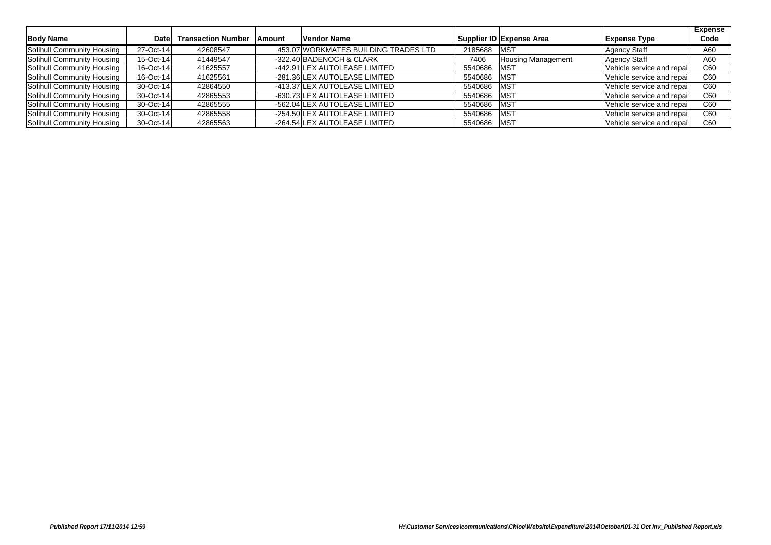| Body Name | Date | Transaction Number | Amount | Vendor Name | Supplier ID | Expense Area | Expense Type | Expense Code |
|---|---|---|---|---|---|---|---|---|
| Solihull Community Housing | 27-Oct-14 | 42608547 | 453.07 | WORKMATES BUILDING TRADES LTD | 2185688 | MST | Agency Staff | A60 |
| Solihull Community Housing | 15-Oct-14 | 41449547 | -322.40 | BADENOCH & CLARK | 7406 | Housing Management | Agency Staff | A60 |
| Solihull Community Housing | 16-Oct-14 | 41625557 | -442.91 | LEX AUTOLEASE LIMITED | 5540686 | MST | Vehicle service and repai | C60 |
| Solihull Community Housing | 16-Oct-14 | 41625561 | -281.36 | LEX AUTOLEASE LIMITED | 5540686 | MST | Vehicle service and repai | C60 |
| Solihull Community Housing | 30-Oct-14 | 42864550 | -413.37 | LEX AUTOLEASE LIMITED | 5540686 | MST | Vehicle service and repai | C60 |
| Solihull Community Housing | 30-Oct-14 | 42865553 | -630.73 | LEX AUTOLEASE LIMITED | 5540686 | MST | Vehicle service and repai | C60 |
| Solihull Community Housing | 30-Oct-14 | 42865555 | -562.04 | LEX AUTOLEASE LIMITED | 5540686 | MST | Vehicle service and repai | C60 |
| Solihull Community Housing | 30-Oct-14 | 42865558 | -254.50 | LEX AUTOLEASE LIMITED | 5540686 | MST | Vehicle service and repai | C60 |
| Solihull Community Housing | 30-Oct-14 | 42865563 | -264.54 | LEX AUTOLEASE LIMITED | 5540686 | MST | Vehicle service and repai | C60 |

*Published Report 17/11/2014 12:59*

*H:\Customer Services\communications\Chloe\Website\Expenditure\2014\October\01-31 Oct Inv_Published Report.xls*